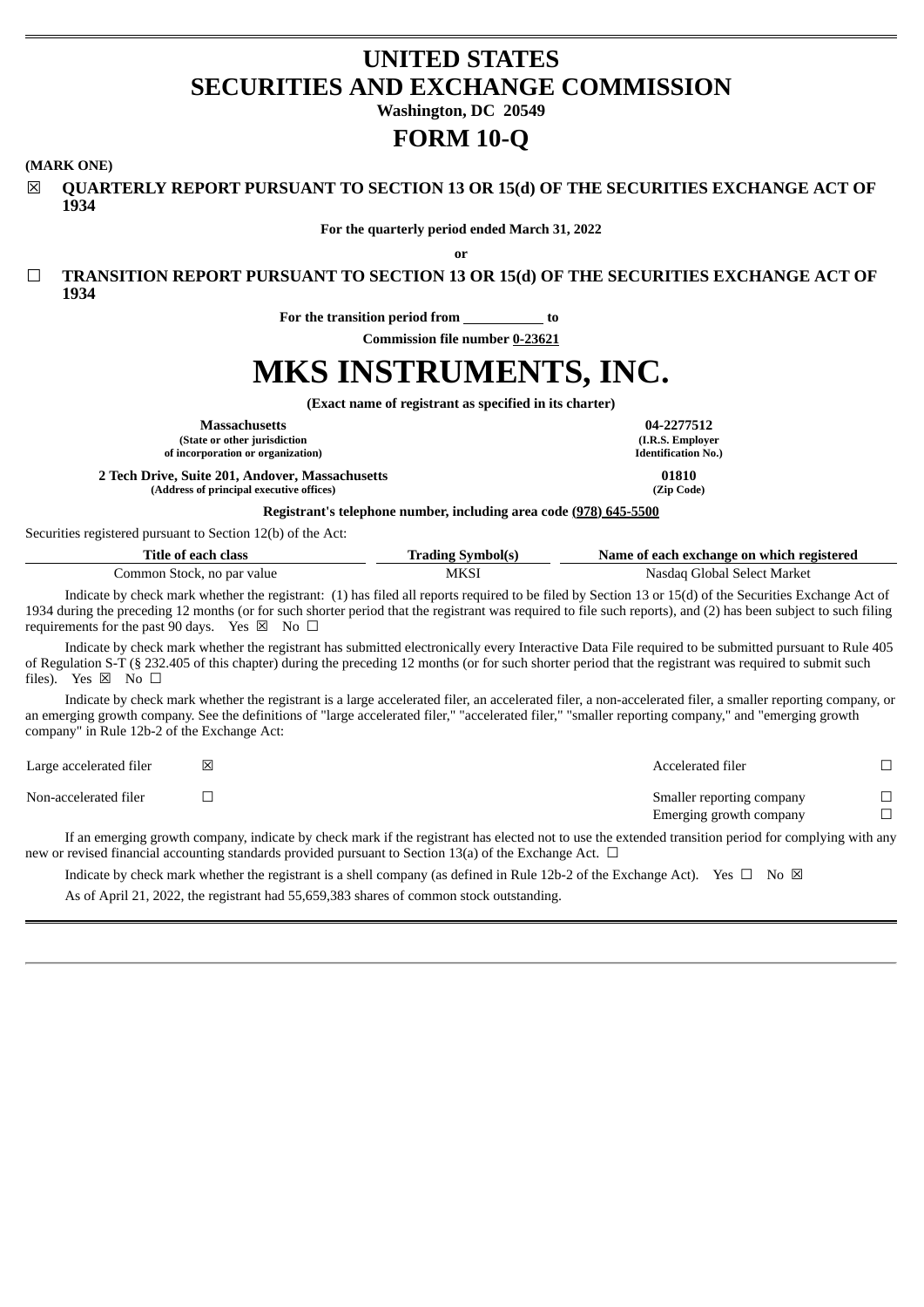# UNITED STATES
# SECURITIES AND EXCHANGE COMMISSION

**Washington, DC 20549**

# FORM 10-Q

**(MARK ONE)**

☒ **QUARTERLY REPORT PURSUANT TO SECTION 13 OR 15(d) OF THE SECURITIES EXCHANGE ACT OF 1934**

**For the quarterly period ended March 31, 2022**

**or**

☐ **TRANSITION REPORT PURSUANT TO SECTION 13 OR 15(d) OF THE SECURITIES EXCHANGE ACT OF 1934**

**For the transition period from \_\_\_\_\_\_\_\_\_\_ to**

**Commission file number 0-23621**

# MKS INSTRUMENTS, INC.

**(Exact name of registrant as specified in its charter)**

| | |
|---|---|
| **Massachusetts**<br>**(State or other jurisdiction of incorporation or organization)** | **04-2277512**<br>**(I.R.S. Employer Identification No.)** |
| **2 Tech Drive, Suite 201, Andover, Massachusetts**<br>**(Address of principal executive offices)** | **01810**<br>**(Zip Code)** |

**Registrant's telephone number, including area code (978) 645-5500**

Securities registered pursuant to Section 12(b) of the Act:

| Title of each class | Trading Symbol(s) | Name of each exchange on which registered |
|---|---|---|
| Common Stock, no par value | MKSI | Nasdaq Global Select Market |

Indicate by check mark whether the registrant: (1) has filed all reports required to be filed by Section 13 or 15(d) of the Securities Exchange Act of 1934 during the preceding 12 months (or for such shorter period that the registrant was required to file such reports), and (2) has been subject to such filing requirements for the past 90 days. Yes ☒ No ☐

Indicate by check mark whether the registrant has submitted electronically every Interactive Data File required to be submitted pursuant to Rule 405 of Regulation S-T (§ 232.405 of this chapter) during the preceding 12 months (or for such shorter period that the registrant was required to submit such files). Yes ☒ No ☐

Indicate by check mark whether the registrant is a large accelerated filer, an accelerated filer, a non-accelerated filer, a smaller reporting company, or an emerging growth company. See the definitions of "large accelerated filer," "accelerated filer," "smaller reporting company," and "emerging growth company" in Rule 12b-2 of the Exchange Act:

| | | | |
|---|---|---|---|
| Large accelerated filer | ☒ | Accelerated filer | ☐ |
| Non-accelerated filer | ☐ | Smaller reporting company | ☐ |
| | | Emerging growth company | ☐ |

If an emerging growth company, indicate by check mark if the registrant has elected not to use the extended transition period for complying with any new or revised financial accounting standards provided pursuant to Section 13(a) of the Exchange Act. ☐

Indicate by check mark whether the registrant is a shell company (as defined in Rule 12b-2 of the Exchange Act). Yes ☐ No ☒

As of April 21, 2022, the registrant had 55,659,383 shares of common stock outstanding.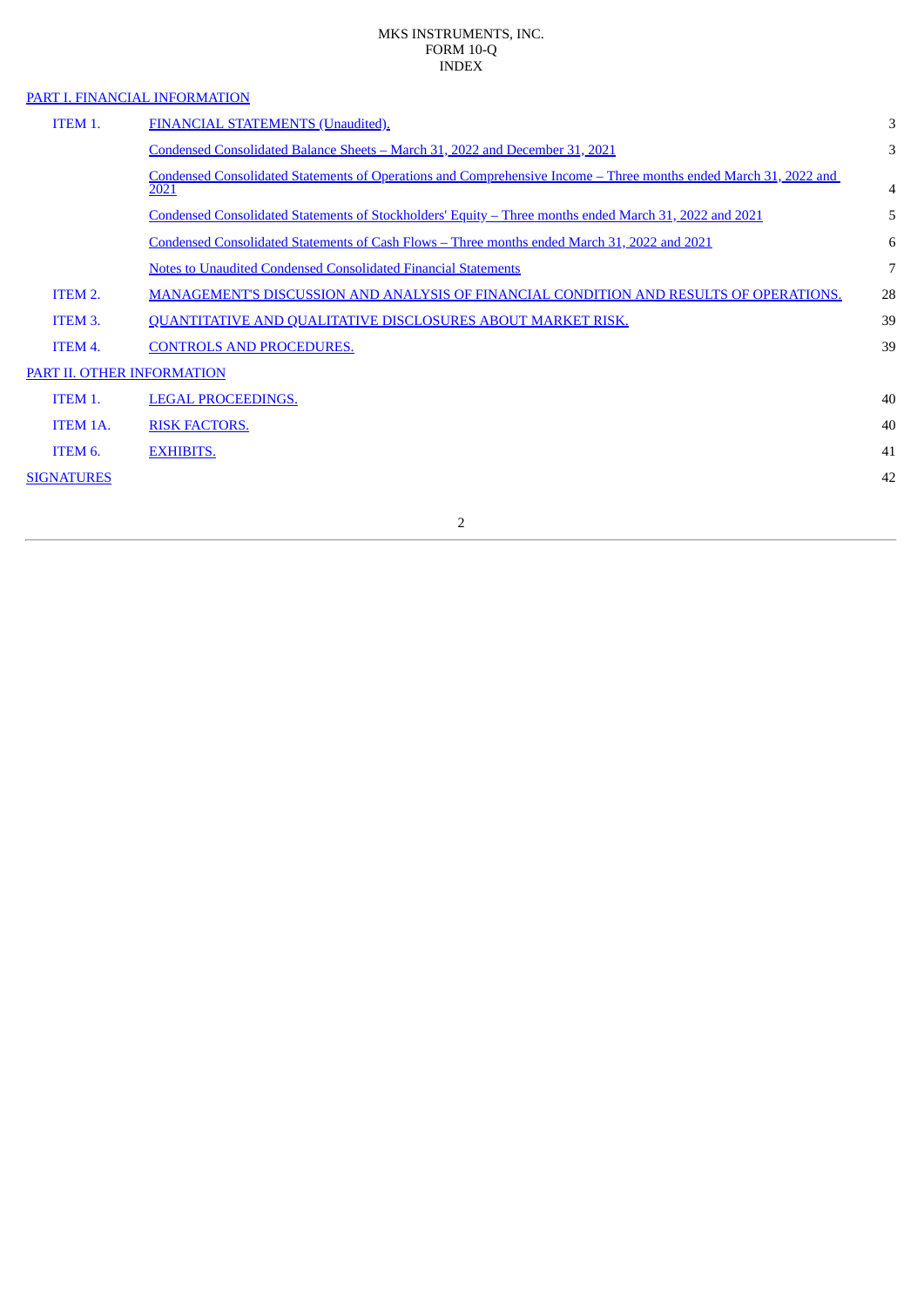MKS INSTRUMENTS, INC.
FORM 10-Q
INDEX

| | | |
|---|---|---|
| PART I. FINANCIAL INFORMATION | | |
| ITEM 1. | FINANCIAL STATEMENTS (Unaudited). | 3 |
| | Condensed Consolidated Balance Sheets – March 31, 2022 and December 31, 2021 | 3 |
| | Condensed Consolidated Statements of Operations and Comprehensive Income – Three months ended March 31, 2022 and 2021 | 4 |
| | Condensed Consolidated Statements of Stockholders' Equity – Three months ended March 31, 2022 and 2021 | 5 |
| | Condensed Consolidated Statements of Cash Flows – Three months ended March 31, 2022 and 2021 | 6 |
| | Notes to Unaudited Condensed Consolidated Financial Statements | 7 |
| ITEM 2. | MANAGEMENT'S DISCUSSION AND ANALYSIS OF FINANCIAL CONDITION AND RESULTS OF OPERATIONS. | 28 |
| ITEM 3. | QUANTITATIVE AND QUALITATIVE DISCLOSURES ABOUT MARKET RISK. | 39 |
| ITEM 4. | CONTROLS AND PROCEDURES. | 39 |
| PART II. OTHER INFORMATION | | |
| ITEM 1. | LEGAL PROCEEDINGS. | 40 |
| ITEM 1A. | RISK FACTORS. | 40 |
| ITEM 6. | EXHIBITS. | 41 |
| SIGNATURES | | 42 |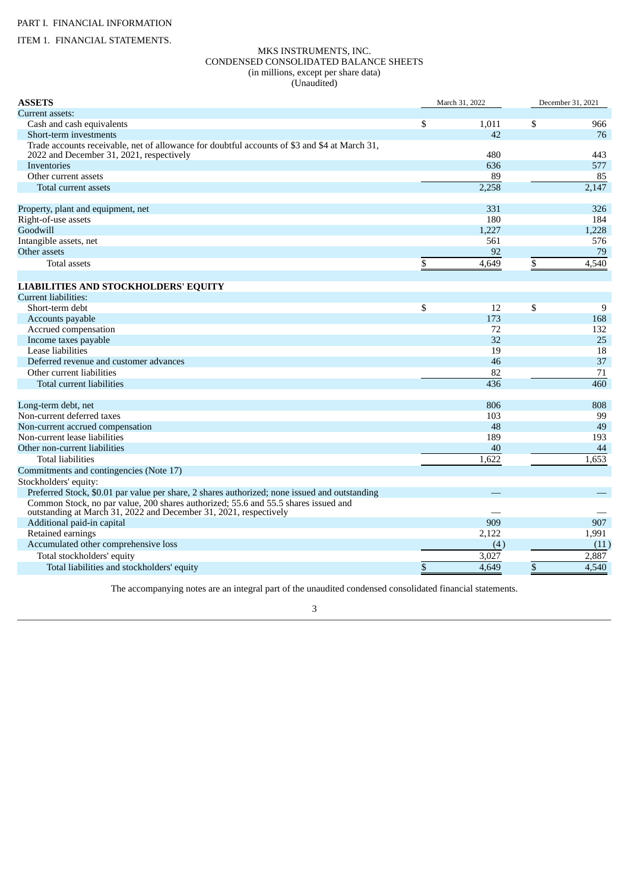PART I. FINANCIAL INFORMATION

ITEM 1. FINANCIAL STATEMENTS.

MKS INSTRUMENTS, INC.
CONDENSED CONSOLIDATED BALANCE SHEETS
(in millions, except per share data)
(Unaudited)

| ASSETS | March 31, 2022 | December 31, 2021 |
|---|---|---|
| Current assets: | | |
| Cash and cash equivalents | $ 1,011 | $ 966 |
| Short-term investments | 42 | 76 |
| Trade accounts receivable, net of allowance for doubtful accounts of $3 and $4 at March 31, 2022 and December 31, 2021, respectively | 480 | 443 |
| Inventories | 636 | 577 |
| Other current assets | 89 | 85 |
| Total current assets | 2,258 | 2,147 |
| Property, plant and equipment, net | 331 | 326 |
| Right-of-use assets | 180 | 184 |
| Goodwill | 1,227 | 1,228 |
| Intangible assets, net | 561 | 576 |
| Other assets | 92 | 79 |
| Total assets | $ 4,649 | $ 4,540 |
| **LIABILITIES AND STOCKHOLDERS' EQUITY** | | |
| Current liabilities: | | |
| Short-term debt | $ 12 | $ 9 |
| Accounts payable | 173 | 168 |
| Accrued compensation | 72 | 132 |
| Income taxes payable | 32 | 25 |
| Lease liabilities | 19 | 18 |
| Deferred revenue and customer advances | 46 | 37 |
| Other current liabilities | 82 | 71 |
| Total current liabilities | 436 | 460 |
| Long-term debt, net | 806 | 808 |
| Non-current deferred taxes | 103 | 99 |
| Non-current accrued compensation | 48 | 49 |
| Non-current lease liabilities | 189 | 193 |
| Other non-current liabilities | 40 | 44 |
| Total liabilities | 1,622 | 1,653 |
| Commitments and contingencies (Note 17) | | |
| Stockholders' equity: | | |
| Preferred Stock, $0.01 par value per share, 2 shares authorized; none issued and outstanding | — | — |
| Common Stock, no par value, 200 shares authorized; 55.6 and 55.5 shares issued and outstanding at March 31, 2022 and December 31, 2021, respectively | — | — |
| Additional paid-in capital | 909 | 907 |
| Retained earnings | 2,122 | 1,991 |
| Accumulated other comprehensive loss | (4) | (11) |
| Total stockholders' equity | 3,027 | 2,887 |
| Total liabilities and stockholders' equity | $ 4,649 | $ 4,540 |

The accompanying notes are an integral part of the unaudited condensed consolidated financial statements.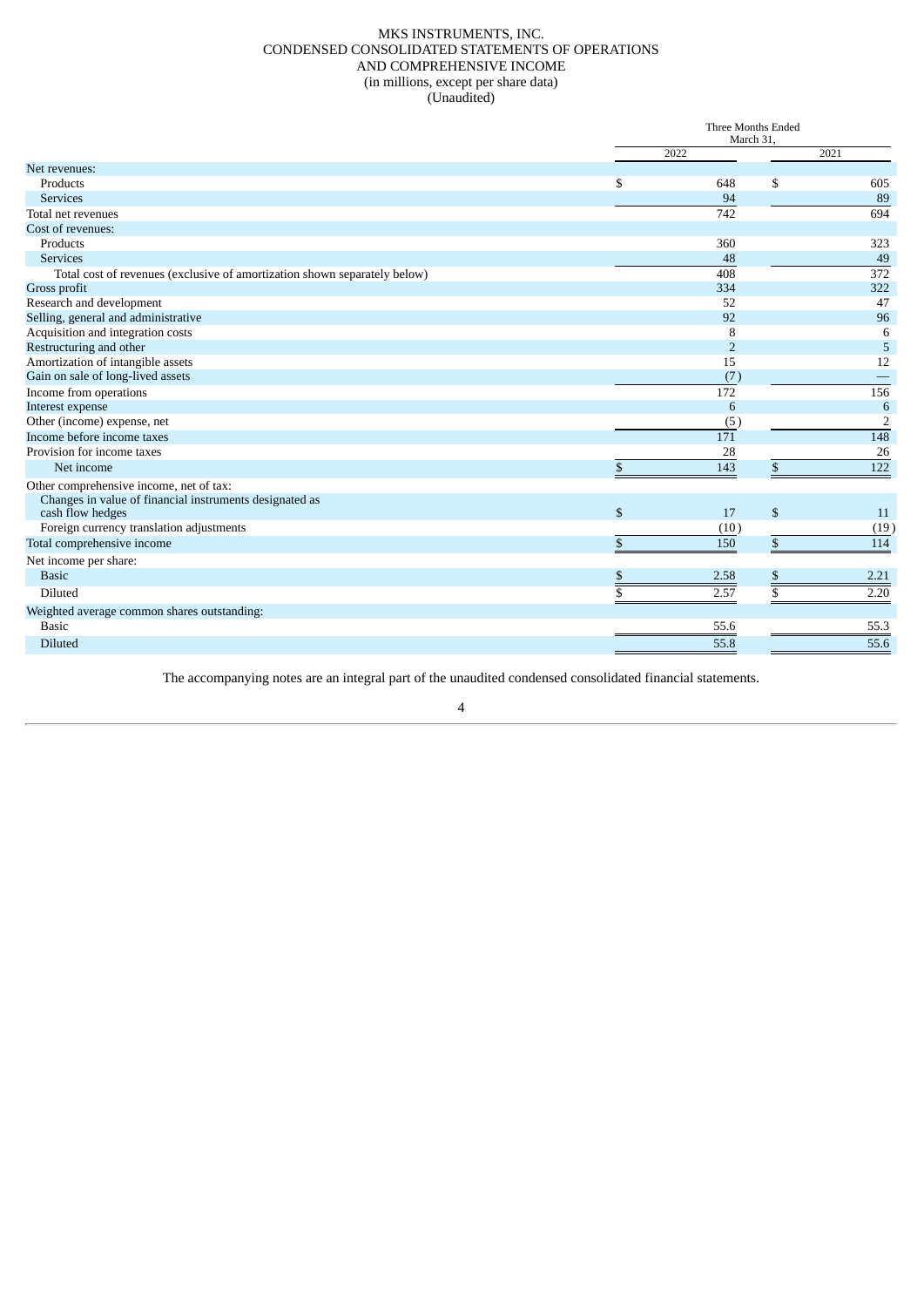# MKS INSTRUMENTS, INC.
## CONDENSED CONSOLIDATED STATEMENTS OF OPERATIONS AND COMPREHENSIVE INCOME
(in millions, except per share data)
(Unaudited)

| | Three Months Ended March 31, | |
|---|---|---|
| | 2022 | 2021 |
| Net revenues: | | |
| Products | $ 648 | $ 605 |
| Services | 94 | 89 |
| Total net revenues | 742 | 694 |
| Cost of revenues: | | |
| Products | 360 | 323 |
| Services | 48 | 49 |
| Total cost of revenues (exclusive of amortization shown separately below) | 408 | 372 |
| Gross profit | 334 | 322 |
| Research and development | 52 | 47 |
| Selling, general and administrative | 92 | 96 |
| Acquisition and integration costs | 8 | 6 |
| Restructuring and other | 2 | 5 |
| Amortization of intangible assets | 15 | 12 |
| Gain on sale of long-lived assets | (7) | — |
| Income from operations | 172 | 156 |
| Interest expense | 6 | 6 |
| Other (income) expense, net | (5) | 2 |
| Income before income taxes | 171 | 148 |
| Provision for income taxes | 28 | 26 |
| Net income | $ 143 | $ 122 |
| Other comprehensive income, net of tax: | | |
| Changes in value of financial instruments designated as cash flow hedges | $ 17 | $ 11 |
| Foreign currency translation adjustments | (10) | (19) |
| Total comprehensive income | $ 150 | $ 114 |
| Net income per share: | | |
| Basic | $ 2.58 | $ 2.21 |
| Diluted | $ 2.57 | $ 2.20 |
| Weighted average common shares outstanding: | | |
| Basic | 55.6 | 55.3 |
| Diluted | 55.8 | 55.6 |

The accompanying notes are an integral part of the unaudited condensed consolidated financial statements.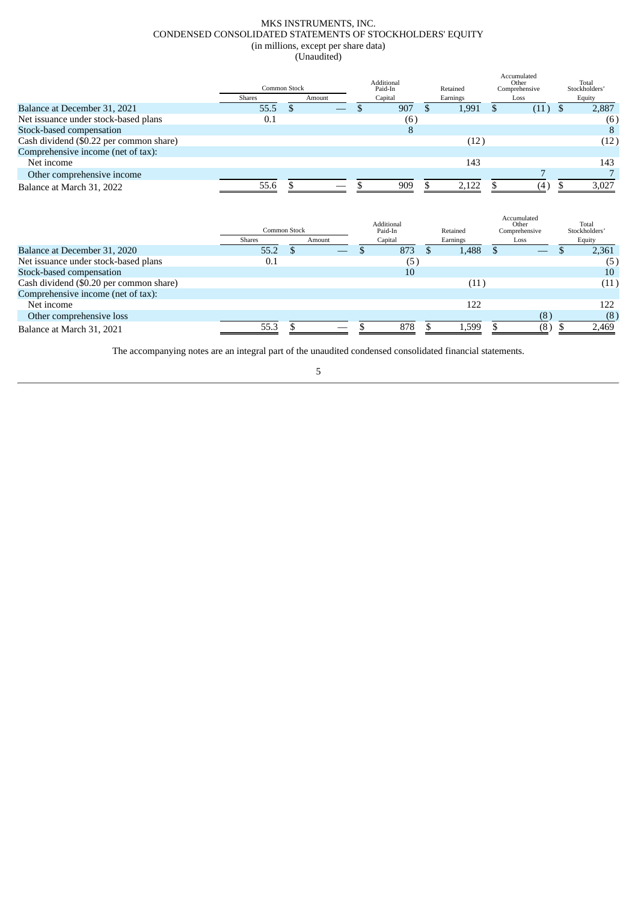MKS INSTRUMENTS, INC.
CONDENSED CONSOLIDATED STATEMENTS OF STOCKHOLDERS' EQUITY
(in millions, except per share data)
(Unaudited)

| | Common Stock | | Additional Paid-In Capital | Retained Earnings | Accumulated Other Comprehensive Loss | Total Stockholders' Equity |
|---|---|---|---|---|---|---|
| | Shares | Amount | | | | |
| Balance at December 31, 2021 | 55.5 | $ — | $ 907 | $ 1,991 | $ (11) | $ 2,887 |
| Net issuance under stock-based plans | 0.1 | | (6) | | | (6) |
| Stock-based compensation | | | 8 | | | 8 |
| Cash dividend ($0.22 per common share) | | | | (12) | | (12) |
| Comprehensive income (net of tax): | | | | | | |
| Net income | | | | 143 | | 143 |
| Other comprehensive income | | | | | 7 | 7 |
| Balance at March 31, 2022 | 55.6 | $ — | $ 909 | $ 2,122 | $ (4) | $ 3,027 |

| | Common Stock | | Additional Paid-In Capital | Retained Earnings | Accumulated Other Comprehensive Loss | Total Stockholders' Equity |
|---|---|---|---|---|---|---|
| | Shares | Amount | | | | |
| Balance at December 31, 2020 | 55.2 | $ — | $ 873 | $ 1,488 | $ — | $ 2,361 |
| Net issuance under stock-based plans | 0.1 | | (5) | | | (5) |
| Stock-based compensation | | | 10 | | | 10 |
| Cash dividend ($0.20 per common share) | | | | (11) | | (11) |
| Comprehensive income (net of tax): | | | | | | |
| Net income | | | | 122 | | 122 |
| Other comprehensive loss | | | | | (8) | (8) |
| Balance at March 31, 2021 | 55.3 | $ — | $ 878 | $ 1,599 | $ (8) | $ 2,469 |

The accompanying notes are an integral part of the unaudited condensed consolidated financial statements.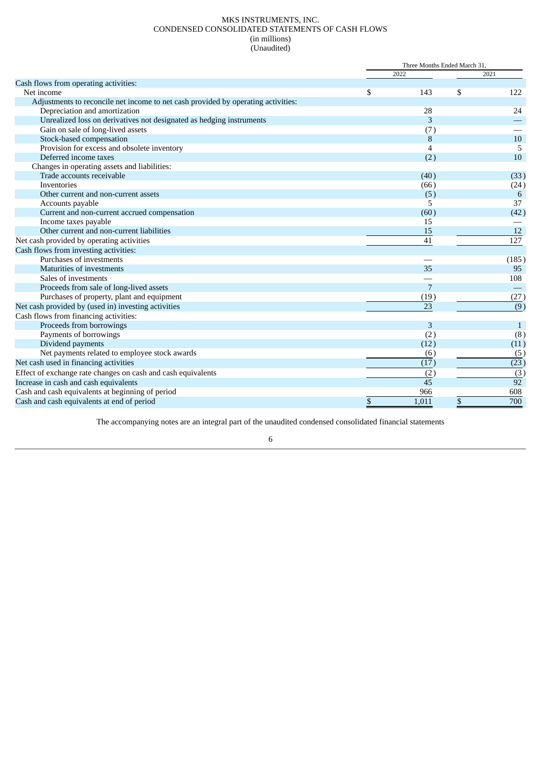MKS INSTRUMENTS, INC.
CONDENSED CONSOLIDATED STATEMENTS OF CASH FLOWS
(in millions)
(Unaudited)

| | Three Months Ended March 31, | |
|---|---|---|
| | 2022 | 2021 |
| Cash flows from operating activities: | | |
| Net income | $ 143 | $ 122 |
| Adjustments to reconcile net income to net cash provided by operating activities: | | |
| Depreciation and amortization | 28 | 24 |
| Unrealized loss on derivatives not designated as hedging instruments | 3 | — |
| Gain on sale of long-lived assets | (7) | — |
| Stock-based compensation | 8 | 10 |
| Provision for excess and obsolete inventory | 4 | 5 |
| Deferred income taxes | (2) | 10 |
| Changes in operating assets and liabilities: | | |
| Trade accounts receivable | (40) | (33) |
| Inventories | (66) | (24) |
| Other current and non-current assets | (5) | 6 |
| Accounts payable | 5 | 37 |
| Current and non-current accrued compensation | (60) | (42) |
| Income taxes payable | 15 | — |
| Other current and non-current liabilities | 15 | 12 |
| Net cash provided by operating activities | 41 | 127 |
| Cash flows from investing activities: | | |
| Purchases of investments | — | (185) |
| Maturities of investments | 35 | 95 |
| Sales of investments | — | 108 |
| Proceeds from sale of long-lived assets | 7 | — |
| Purchases of property, plant and equipment | (19) | (27) |
| Net cash provided by (used in) investing activities | 23 | (9) |
| Cash flows from financing activities: | | |
| Proceeds from borrowings | 3 | 1 |
| Payments of borrowings | (2) | (8) |
| Dividend payments | (12) | (11) |
| Net payments related to employee stock awards | (6) | (5) |
| Net cash used in financing activities | (17) | (23) |
| Effect of exchange rate changes on cash and cash equivalents | (2) | (3) |
| Increase in cash and cash equivalents | 45 | 92 |
| Cash and cash equivalents at beginning of period | 966 | 608 |
| Cash and cash equivalents at end of period | $ 1,011 | $ 700 |

The accompanying notes are an integral part of the unaudited condensed consolidated financial statements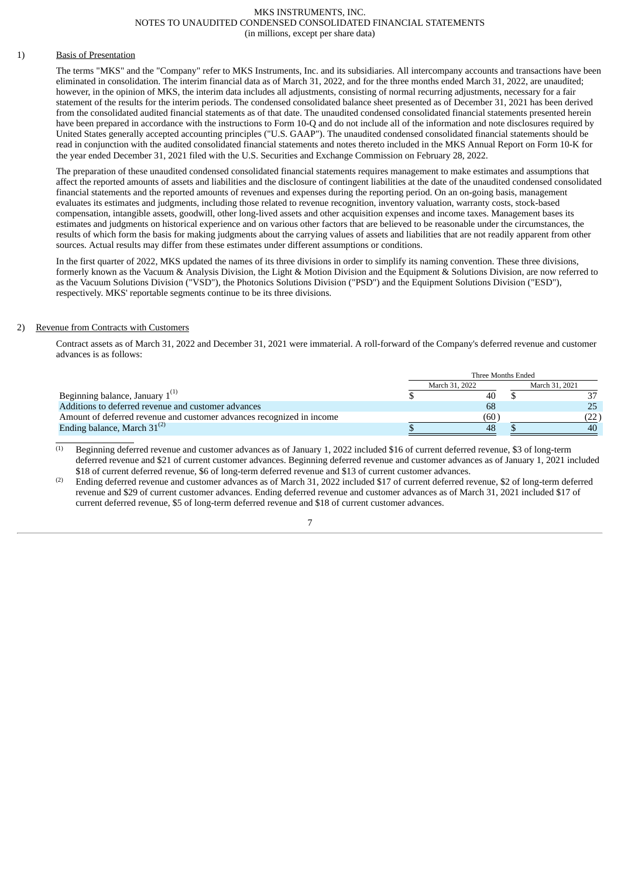MKS INSTRUMENTS, INC.
NOTES TO UNAUDITED CONDENSED CONSOLIDATED FINANCIAL STATEMENTS
(in millions, except per share data)

## 1) Basis of Presentation

The terms "MKS" and the "Company" refer to MKS Instruments, Inc. and its subsidiaries. All intercompany accounts and transactions have been eliminated in consolidation. The interim financial data as of March 31, 2022, and for the three months ended March 31, 2022, are unaudited; however, in the opinion of MKS, the interim data includes all adjustments, consisting of normal recurring adjustments, necessary for a fair statement of the results for the interim periods. The condensed consolidated balance sheet presented as of December 31, 2021 has been derived from the consolidated audited financial statements as of that date. The unaudited condensed consolidated financial statements presented herein have been prepared in accordance with the instructions to Form 10-Q and do not include all of the information and note disclosures required by United States generally accepted accounting principles ("U.S. GAAP"). The unaudited condensed consolidated financial statements should be read in conjunction with the audited consolidated financial statements and notes thereto included in the MKS Annual Report on Form 10-K for the year ended December 31, 2021 filed with the U.S. Securities and Exchange Commission on February 28, 2022.

The preparation of these unaudited condensed consolidated financial statements requires management to make estimates and assumptions that affect the reported amounts of assets and liabilities and the disclosure of contingent liabilities at the date of the unaudited condensed consolidated financial statements and the reported amounts of revenues and expenses during the reporting period. On an on-going basis, management evaluates its estimates and judgments, including those related to revenue recognition, inventory valuation, warranty costs, stock-based compensation, intangible assets, goodwill, other long-lived assets and other acquisition expenses and income taxes. Management bases its estimates and judgments on historical experience and on various other factors that are believed to be reasonable under the circumstances, the results of which form the basis for making judgments about the carrying values of assets and liabilities that are not readily apparent from other sources. Actual results may differ from these estimates under different assumptions or conditions.

In the first quarter of 2022, MKS updated the names of its three divisions in order to simplify its naming convention. These three divisions, formerly known as the Vacuum & Analysis Division, the Light & Motion Division and the Equipment & Solutions Division, are now referred to as the Vacuum Solutions Division ("VSD"), the Photonics Solutions Division ("PSD") and the Equipment Solutions Division ("ESD"), respectively. MKS' reportable segments continue to be its three divisions.

## 2) Revenue from Contracts with Customers

Contract assets as of March 31, 2022 and December 31, 2021 were immaterial. A roll-forward of the Company's deferred revenue and customer advances is as follows:

| | Three Months Ended | |
|---|---|---|
| | March 31, 2022 | March 31, 2021 |
| Beginning balance, January 1[(1)] | $ 40 | $ 37 |
| Additions to deferred revenue and customer advances | 68 | 25 |
| Amount of deferred revenue and customer advances recognized in income | (60) | (22) |
| Ending balance, March 31[(2)] | $ 48 | $ 40 |

(1) Beginning deferred revenue and customer advances as of January 1, 2022 included $16 of current deferred revenue, $3 of long-term deferred revenue and $21 of current customer advances. Beginning deferred revenue and customer advances as of January 1, 2021 included $18 of current deferred revenue, $6 of long-term deferred revenue and $13 of current customer advances.

(2) Ending deferred revenue and customer advances as of March 31, 2022 included $17 of current deferred revenue, $2 of long-term deferred revenue and $29 of current customer advances. Ending deferred revenue and customer advances as of March 31, 2021 included $17 of current deferred revenue, $5 of long-term deferred revenue and $18 of current customer advances.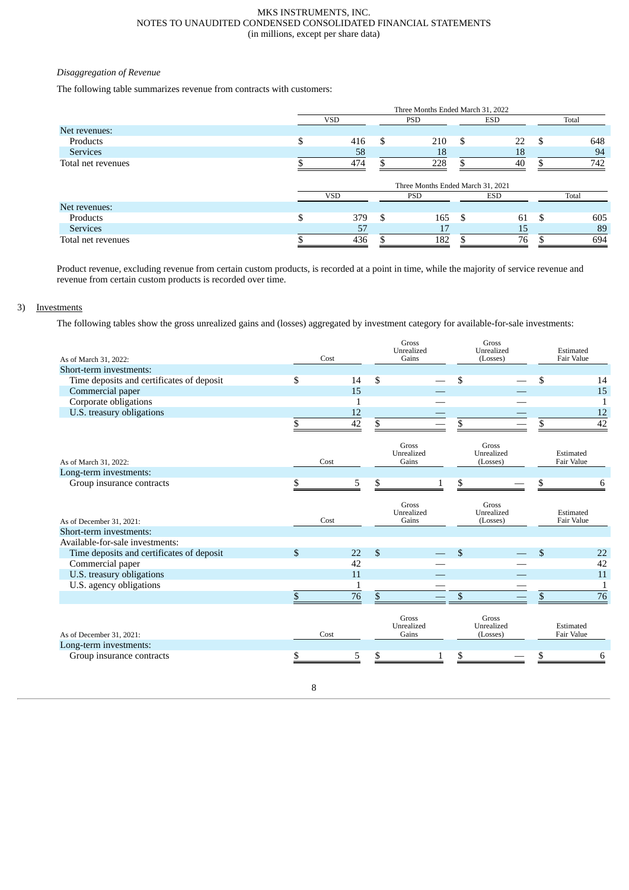### *Disaggregation of Revenue*

The following table summarizes revenue from contracts with customers:

| | Three Months Ended March 31, 2022 | | | |
|---|---|---|---|---|
| | VSD | PSD | ESD | Total |
| Net revenues: | | | | |
| Products | $ 416 | $ 210 | $ 22 | $ 648 |
| Services | 58 | 18 | 18 | 94 |
| Total net revenues | $ 474 | $ 228 | $ 40 | $ 742 |

| | Three Months Ended March 31, 2021 | | | |
|---|---|---|---|---|
| | VSD | PSD | ESD | Total |
| Net revenues: | | | | |
| Products | $ 379 | $ 165 | $ 61 | $ 605 |
| Services | 57 | 17 | 15 | 89 |
| Total net revenues | $ 436 | $ 182 | $ 76 | $ 694 |

Product revenue, excluding revenue from certain custom products, is recorded at a point in time, while the majority of service revenue and revenue from certain custom products is recorded over time.

## 3) Investments

The following tables show the gross unrealized gains and (losses) aggregated by investment category for available-for-sale investments:

| As of March 31, 2022: | Cost | Gross Unrealized Gains | Gross Unrealized (Losses) | Estimated Fair Value |
|---|---|---|---|---|
| Short-term investments: | | | | |
| Time deposits and certificates of deposit | $ 14 | $ — | $ — | $ 14 |
| Commercial paper | 15 | — | — | 15 |
| Corporate obligations | 1 | — | — | 1 |
| U.S. treasury obligations | 12 | — | — | 12 |
| | $ 42 | $ — | $ — | $ 42 |

| As of March 31, 2022: | Cost | Gross Unrealized Gains | Gross Unrealized (Losses) | Estimated Fair Value |
|---|---|---|---|---|
| Long-term investments: | | | | |
| Group insurance contracts | $ 5 | $ 1 | $ — | $ 6 |

| As of December 31, 2021: | Cost | Gross Unrealized Gains | Gross Unrealized (Losses) | Estimated Fair Value |
|---|---|---|---|---|
| Short-term investments: | | | | |
| Available-for-sale investments: | | | | |
| Time deposits and certificates of deposit | $ 22 | $ — | $ — | $ 22 |
| Commercial paper | 42 | — | — | 42 |
| U.S. treasury obligations | 11 | — | — | 11 |
| U.S. agency obligations | 1 | — | — | 1 |
| | $ 76 | $ — | $ — | $ 76 |

| As of December 31, 2021: | Cost | Gross Unrealized Gains | Gross Unrealized (Losses) | Estimated Fair Value |
|---|---|---|---|---|
| Long-term investments: | | | | |
| Group insurance contracts | $ 5 | $ 1 | $ — | $ 6 |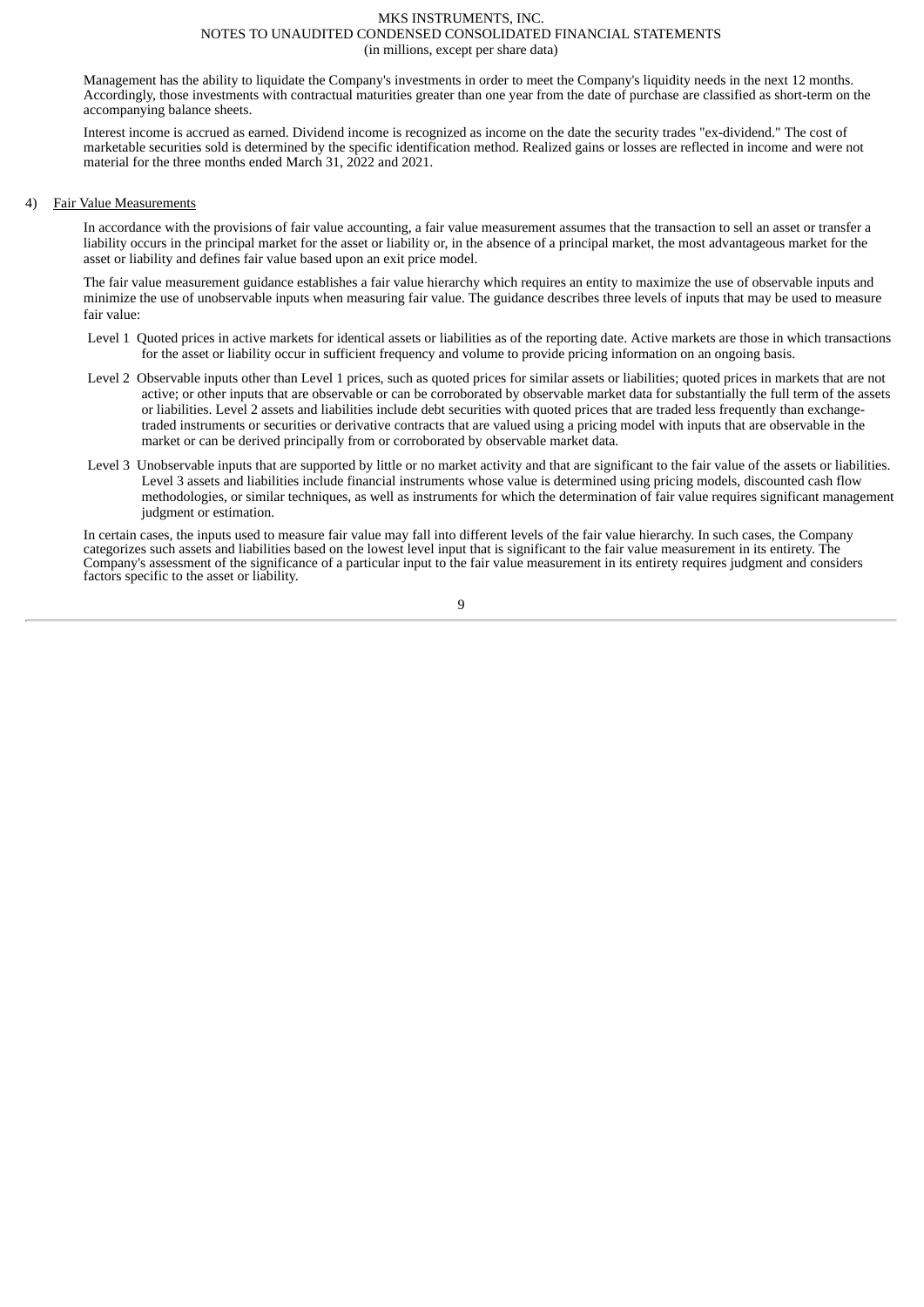Management has the ability to liquidate the Company's investments in order to meet the Company's liquidity needs in the next 12 months. Accordingly, those investments with contractual maturities greater than one year from the date of purchase are classified as short-term on the accompanying balance sheets.

Interest income is accrued as earned. Dividend income is recognized as income on the date the security trades "ex-dividend." The cost of marketable securities sold is determined by the specific identification method. Realized gains or losses are reflected in income and were not material for the three months ended March 31, 2022 and 2021.

4) Fair Value Measurements

In accordance with the provisions of fair value accounting, a fair value measurement assumes that the transaction to sell an asset or transfer a liability occurs in the principal market for the asset or liability or, in the absence of a principal market, the most advantageous market for the asset or liability and defines fair value based upon an exit price model.

The fair value measurement guidance establishes a fair value hierarchy which requires an entity to maximize the use of observable inputs and minimize the use of unobservable inputs when measuring fair value. The guidance describes three levels of inputs that may be used to measure fair value:

Level 1 Quoted prices in active markets for identical assets or liabilities as of the reporting date. Active markets are those in which transactions for the asset or liability occur in sufficient frequency and volume to provide pricing information on an ongoing basis.

Level 2 Observable inputs other than Level 1 prices, such as quoted prices for similar assets or liabilities; quoted prices in markets that are not active; or other inputs that are observable or can be corroborated by observable market data for substantially the full term of the assets or liabilities. Level 2 assets and liabilities include debt securities with quoted prices that are traded less frequently than exchange-traded instruments or securities or derivative contracts that are valued using a pricing model with inputs that are observable in the market or can be derived principally from or corroborated by observable market data.

Level 3 Unobservable inputs that are supported by little or no market activity and that are significant to the fair value of the assets or liabilities. Level 3 assets and liabilities include financial instruments whose value is determined using pricing models, discounted cash flow methodologies, or similar techniques, as well as instruments for which the determination of fair value requires significant management judgment or estimation.

In certain cases, the inputs used to measure fair value may fall into different levels of the fair value hierarchy. In such cases, the Company categorizes such assets and liabilities based on the lowest level input that is significant to the fair value measurement in its entirety. The Company's assessment of the significance of a particular input to the fair value measurement in its entirety requires judgment and considers factors specific to the asset or liability.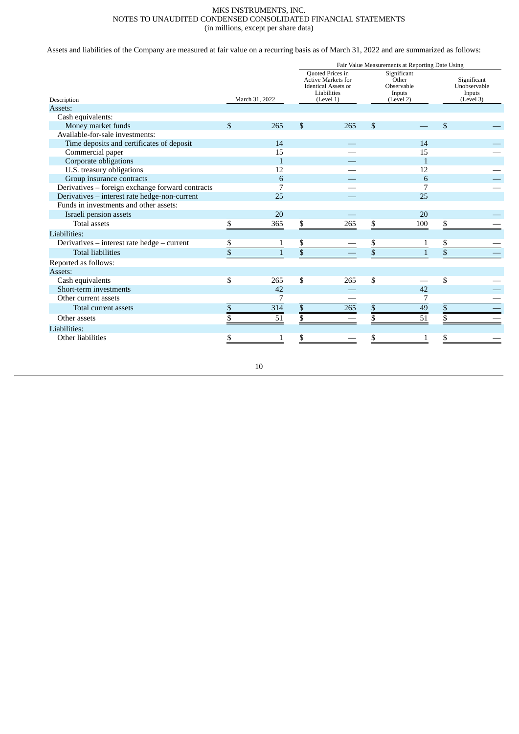MKS INSTRUMENTS, INC.
NOTES TO UNAUDITED CONDENSED CONSOLIDATED FINANCIAL STATEMENTS
(in millions, except per share data)

Assets and liabilities of the Company are measured at fair value on a recurring basis as of March 31, 2022 and are summarized as follows:

| | | Fair Value Measurements at Reporting Date Using | | |
|---|---|---|---|---|
| Description | March 31, 2022 | Quoted Prices in Active Markets for Identical Assets or Liabilities (Level 1) | Significant Other Observable Inputs (Level 2) | Significant Unobservable Inputs (Level 3) |
| Assets: | | | | |
| Cash equivalents: | | | | |
| Money market funds | $ 265 | $ 265 | $ — | $ — |
| Available-for-sale investments: | | | | |
| Time deposits and certificates of deposit | 14 | — | 14 | — |
| Commercial paper | 15 | — | 15 | — |
| Corporate obligations | 1 | — | 1 | |
| U.S. treasury obligations | 12 | — | 12 | — |
| Group insurance contracts | 6 | — | 6 | — |
| Derivatives – foreign exchange forward contracts | 7 | — | 7 | — |
| Derivatives – interest rate hedge-non-current | 25 | — | 25 | |
| Funds in investments and other assets: | | | | |
| Israeli pension assets | 20 | — | 20 | — |
| Total assets | $ 365 | $ 265 | $ 100 | $ — |
| Liabilities: | | | | |
| Derivatives – interest rate hedge – current | $ 1 | $ — | $ 1 | $ — |
| Total liabilities | $ 1 | $ — | $ 1 | $ — |
| Reported as follows: | | | | |
| Assets: | | | | |
| Cash equivalents | $ 265 | $ 265 | $ — | $ — |
| Short-term investments | 42 | — | 42 | — |
| Other current assets | 7 | — | 7 | — |
| Total current assets | $ 314 | $ 265 | $ 49 | $ — |
| Other assets | $ 51 | $ — | $ 51 | $ — |
| Liabilities: | | | | |
| Other liabilities | $ 1 | $ — | $ 1 | $ — |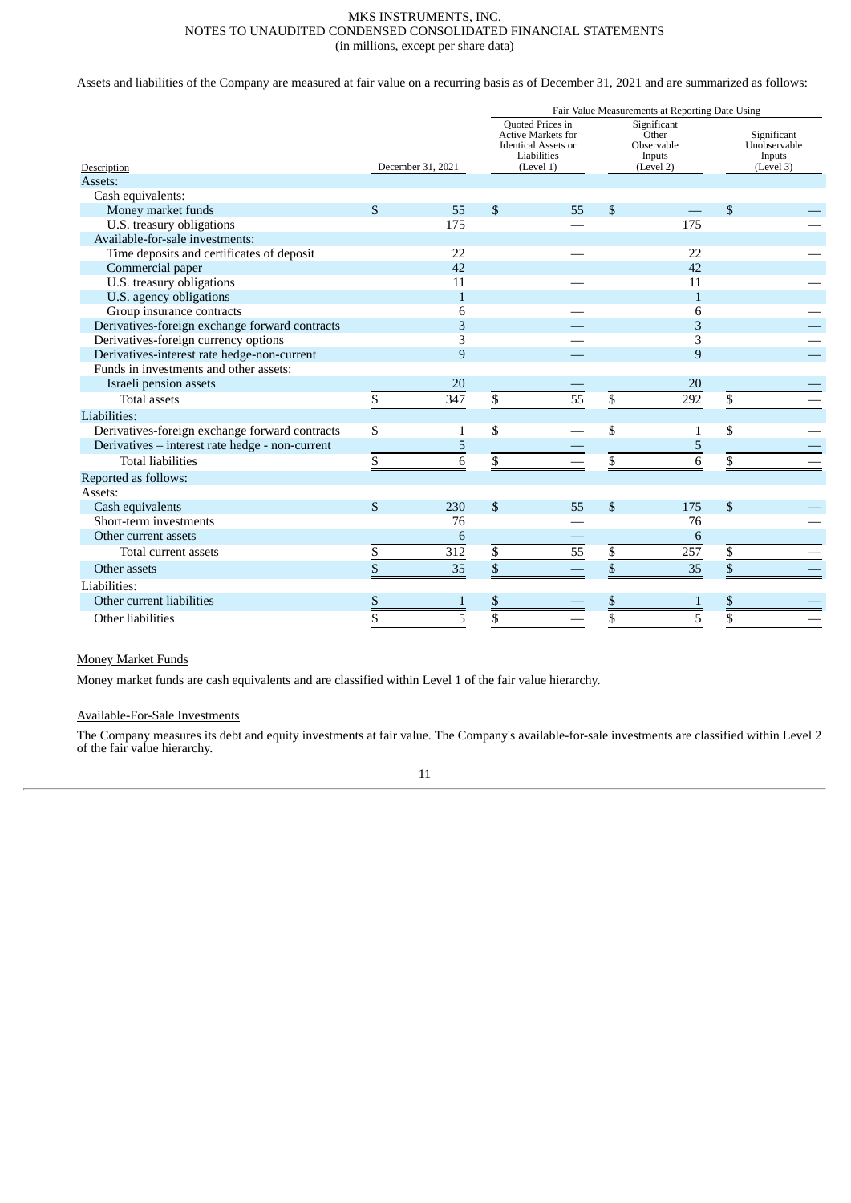Assets and liabilities of the Company are measured at fair value on a recurring basis as of December 31, 2021 and are summarized as follows:

| Description | December 31, 2021 | Fair Value Measurements at Reporting Date Using Quoted Prices in Active Markets for Identical Assets or Liabilities (Level 1) | Significant Other Observable Inputs (Level 2) | Significant Unobservable Inputs (Level 3) |
|---|---|---|---|---|
| Assets: | | | | |
| Cash equivalents: | | | | |
| Money market funds | $ 55 | $ 55 | $ — | $ — |
| U.S. treasury obligations | 175 | — | 175 | — |
| Available-for-sale investments: | | | | |
| Time deposits and certificates of deposit | 22 | — | 22 | — |
| Commercial paper | 42 | | 42 | |
| U.S. treasury obligations | 11 | — | 11 | — |
| U.S. agency obligations | 1 | | 1 | |
| Group insurance contracts | 6 | — | 6 | — |
| Derivatives-foreign exchange forward contracts | 3 | — | 3 | — |
| Derivatives-foreign currency options | 3 | — | 3 | — |
| Derivatives-interest rate hedge-non-current | 9 | — | 9 | — |
| Funds in investments and other assets: | | | | |
| Israeli pension assets | 20 | — | 20 | — |
| Total assets | $ 347 | $ 55 | $ 292 | $ — |
| Liabilities: | | | | |
| Derivatives-foreign exchange forward contracts | $ 1 | $ — | $ 1 | $ — |
| Derivatives – interest rate hedge - non-current | 5 | — | 5 | — |
| Total liabilities | $ 6 | $ — | $ 6 | $ — |
| Reported as follows: | | | | |
| Assets: | | | | |
| Cash equivalents | $ 230 | $ 55 | $ 175 | $ — |
| Short-term investments | 76 | — | 76 | — |
| Other current assets | 6 | — | 6 | |
| Total current assets | $ 312 | $ 55 | $ 257 | $ — |
| Other assets | $ 35 | $ — | $ 35 | $ — |
| Liabilities: | | | | |
| Other current liabilities | $ 1 | $ — | $ 1 | $ — |
| Other liabilities | $ 5 | $ — | $ 5 | $ — |

Money Market Funds

Money market funds are cash equivalents and are classified within Level 1 of the fair value hierarchy.

Available-For-Sale Investments

The Company measures its debt and equity investments at fair value. The Company's available-for-sale investments are classified within Level 2 of the fair value hierarchy.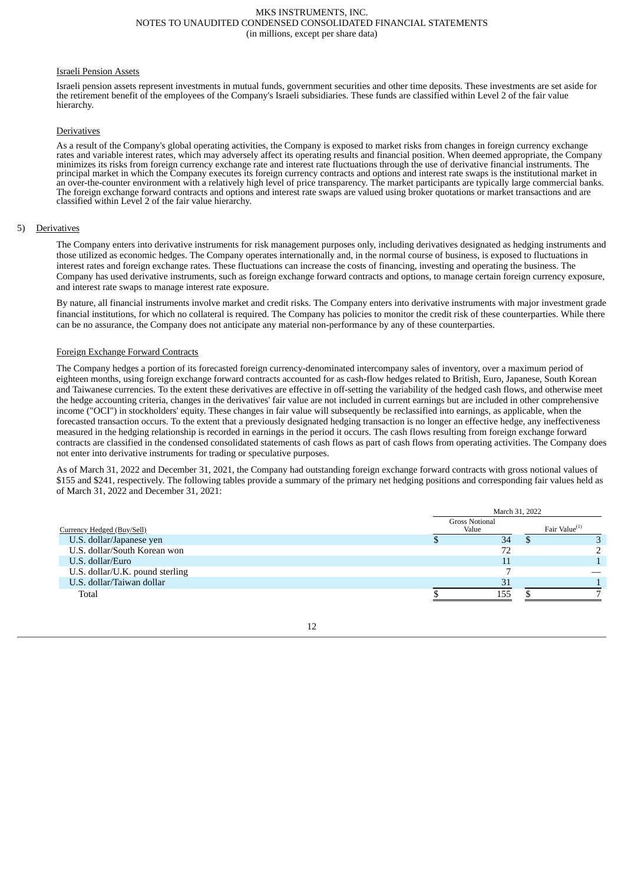Israeli Pension Assets

Israeli pension assets represent investments in mutual funds, government securities and other time deposits. These investments are set aside for the retirement benefit of the employees of the Company's Israeli subsidiaries. These funds are classified within Level 2 of the fair value hierarchy.

Derivatives

As a result of the Company's global operating activities, the Company is exposed to market risks from changes in foreign currency exchange rates and variable interest rates, which may adversely affect its operating results and financial position. When deemed appropriate, the Company minimizes its risks from foreign currency exchange rate and interest rate fluctuations through the use of derivative financial instruments. The principal market in which the Company executes its foreign currency contracts and options and interest rate swaps is the institutional market in an over-the-counter environment with a relatively high level of price transparency. The market participants are typically large commercial banks. The foreign exchange forward contracts and options and interest rate swaps are valued using broker quotations or market transactions and are classified within Level 2 of the fair value hierarchy.

## 5) Derivatives

The Company enters into derivative instruments for risk management purposes only, including derivatives designated as hedging instruments and those utilized as economic hedges. The Company operates internationally and, in the normal course of business, is exposed to fluctuations in interest rates and foreign exchange rates. These fluctuations can increase the costs of financing, investing and operating the business. The Company has used derivative instruments, such as foreign exchange forward contracts and options, to manage certain foreign currency exposure, and interest rate swaps to manage interest rate exposure.

By nature, all financial instruments involve market and credit risks. The Company enters into derivative instruments with major investment grade financial institutions, for which no collateral is required. The Company has policies to monitor the credit risk of these counterparties. While there can be no assurance, the Company does not anticipate any material non-performance by any of these counterparties.

Foreign Exchange Forward Contracts

The Company hedges a portion of its forecasted foreign currency-denominated intercompany sales of inventory, over a maximum period of eighteen months, using foreign exchange forward contracts accounted for as cash-flow hedges related to British, Euro, Japanese, South Korean and Taiwanese currencies. To the extent these derivatives are effective in off-setting the variability of the hedged cash flows, and otherwise meet the hedge accounting criteria, changes in the derivatives' fair value are not included in current earnings but are included in other comprehensive income ("OCI") in stockholders' equity. These changes in fair value will subsequently be reclassified into earnings, as applicable, when the forecasted transaction occurs. To the extent that a previously designated hedging transaction is no longer an effective hedge, any ineffectiveness measured in the hedging relationship is recorded in earnings in the period it occurs. The cash flows resulting from foreign exchange forward contracts are classified in the condensed consolidated statements of cash flows as part of cash flows from operating activities. The Company does not enter into derivative instruments for trading or speculative purposes.

As of March 31, 2022 and December 31, 2021, the Company had outstanding foreign exchange forward contracts with gross notional values of $155 and $241, respectively. The following tables provide a summary of the primary net hedging positions and corresponding fair values held as of March 31, 2022 and December 31, 2021:

| | March 31, 2022 | |
|---|---|---|
| Currency Hedged (Buy/Sell) | Gross Notional Value | Fair Value[(1)] |
| U.S. dollar/Japanese yen | $ 34 | $ 3 |
| U.S. dollar/South Korean won | 72 | 2 |
| U.S. dollar/Euro | 11 | 1 |
| U.S. dollar/U.K. pound sterling | 7 | — |
| U.S. dollar/Taiwan dollar | 31 | 1 |
| Total | $ 155 | $ 7 |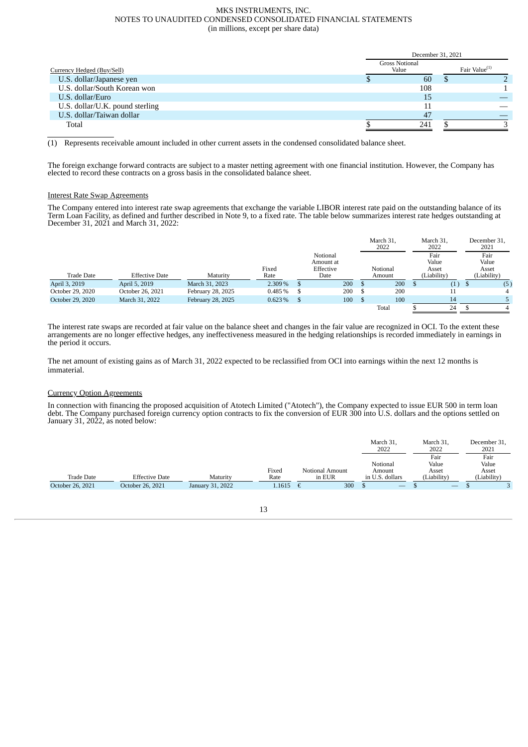| Currency Hedged (Buy/Sell) | December 31, 2021 | |
|---|---|---|
| | Gross Notional Value | Fair Value[(1)] |
| U.S. dollar/Japanese yen | $ 60 | $ 2 |
| U.S. dollar/South Korean won | 108 | 1 |
| U.S. dollar/Euro | 15 | — |
| U.S. dollar/U.K. pound sterling | 11 | — |
| U.S. dollar/Taiwan dollar | 47 | — |
| Total | $ 241 | $ 3 |

(1) Represents receivable amount included in other current assets in the condensed consolidated balance sheet.

The foreign exchange forward contracts are subject to a master netting agreement with one financial institution. However, the Company has elected to record these contracts on a gross basis in the consolidated balance sheet.

Interest Rate Swap Agreements

The Company entered into interest rate swap agreements that exchange the variable LIBOR interest rate paid on the outstanding balance of its Term Loan Facility, as defined and further described in Note 9, to a fixed rate. The table below summarizes interest rate hedges outstanding at December 31, 2021 and March 31, 2022:

| Trade Date | Effective Date | Maturity | Fixed Rate | Notional Amount at Effective Date | March 31, 2022 Notional Amount | March 31, 2022 Fair Value Asset (Liability) | December 31, 2021 Fair Value Asset (Liability) |
|---|---|---|---|---|---|---|---|
| April 3, 2019 | April 5, 2019 | March 31, 2023 | 2.309 % | $ 200 | $ 200 | $ (1) | $ (5) |
| October 29, 2020 | October 26, 2021 | February 28, 2025 | 0.485 % | $ 200 | $ 200 | 11 | 4 |
| October 29, 2020 | March 31, 2022 | February 28, 2025 | 0.623 % | $ 100 | $ 100 | 14 | 5 |
| | | | | | Total | $ 24 | $ 4 |

The interest rate swaps are recorded at fair value on the balance sheet and changes in the fair value are recognized in OCI. To the extent these arrangements are no longer effective hedges, any ineffectiveness measured in the hedging relationships is recorded immediately in earnings in the period it occurs.

The net amount of existing gains as of March 31, 2022 expected to be reclassified from OCI into earnings within the next 12 months is immaterial.

Currency Option Agreements

In connection with financing the proposed acquisition of Atotech Limited ("Atotech"), the Company expected to issue EUR 500 in term loan debt. The Company purchased foreign currency option contracts to fix the conversion of EUR 300 into U.S. dollars and the options settled on January 31, 2022, as noted below:

| Trade Date | Effective Date | Maturity | Fixed Rate | Notional Amount in EUR | March 31, 2022 Notional Amount in U.S. dollars | March 31, 2022 Fair Value Asset (Liability) | December 31, 2021 Fair Value Asset (Liability) |
|---|---|---|---|---|---|---|---|
| October 26, 2021 | October 26, 2021 | January 31, 2022 | 1.1615 | € 300 | $ — | $ — | $ 3 |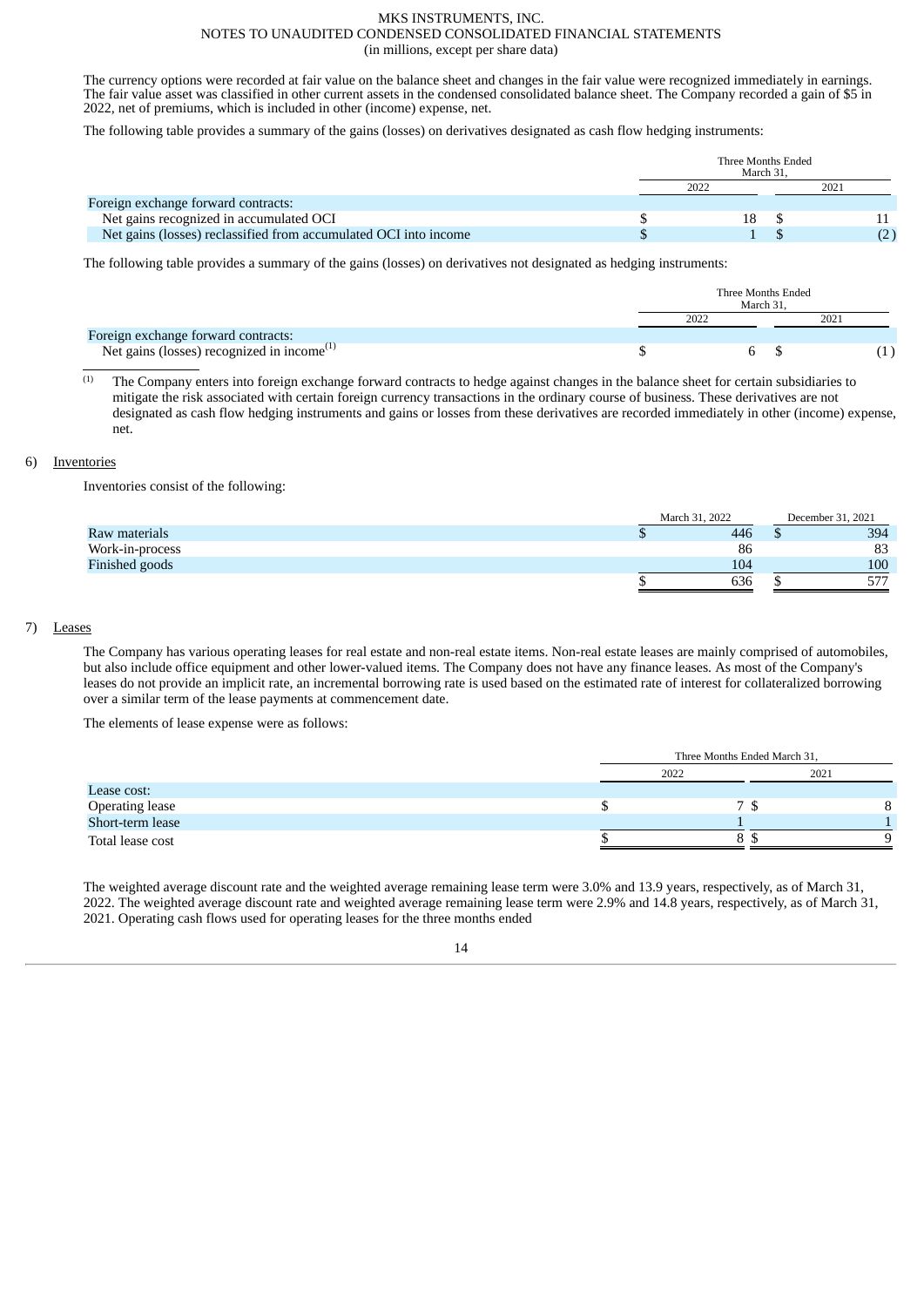The currency options were recorded at fair value on the balance sheet and changes in the fair value were recognized immediately in earnings. The fair value asset was classified in other current assets in the condensed consolidated balance sheet. The Company recorded a gain of $5 in 2022, net of premiums, which is included in other (income) expense, net.

The following table provides a summary of the gains (losses) on derivatives designated as cash flow hedging instruments:

| | Three Months Ended March 31, | |
|---|---|---|
| | 2022 | 2021 |
| Foreign exchange forward contracts: | | |
| Net gains recognized in accumulated OCI | $ 18 | $ 11 |
| Net gains (losses) reclassified from accumulated OCI into income | $ 1 | $ (2) |

The following table provides a summary of the gains (losses) on derivatives not designated as hedging instruments:

| | Three Months Ended March 31, | |
|---|---|---|
| | 2022 | 2021 |
| Foreign exchange forward contracts: | | |
| Net gains (losses) recognized in income[(1)] | $ 6 | $ (1) |

(1) The Company enters into foreign exchange forward contracts to hedge against changes in the balance sheet for certain subsidiaries to mitigate the risk associated with certain foreign currency transactions in the ordinary course of business. These derivatives are not designated as cash flow hedging instruments and gains or losses from these derivatives are recorded immediately in other (income) expense, net.

## 6) Inventories

Inventories consist of the following:

| | March 31, 2022 | December 31, 2021 |
|---|---|---|
| Raw materials | $ 446 | $ 394 |
| Work-in-process | 86 | 83 |
| Finished goods | 104 | 100 |
| | $ 636 | $ 577 |

## 7) Leases

The Company has various operating leases for real estate and non-real estate items. Non-real estate leases are mainly comprised of automobiles, but also include office equipment and other lower-valued items. The Company does not have any finance leases. As most of the Company's leases do not provide an implicit rate, an incremental borrowing rate is used based on the estimated rate of interest for collateralized borrowing over a similar term of the lease payments at commencement date.

The elements of lease expense were as follows:

| | Three Months Ended March 31, | |
|---|---|---|
| | 2022 | 2021 |
| Lease cost: | | |
| Operating lease | $ 7 | $ 8 |
| Short-term lease | 1 | 1 |
| Total lease cost | $ 8 | $ 9 |

The weighted average discount rate and the weighted average remaining lease term were 3.0% and 13.9 years, respectively, as of March 31, 2022. The weighted average discount rate and weighted average remaining lease term were 2.9% and 14.8 years, respectively, as of March 31, 2021. Operating cash flows used for operating leases for the three months ended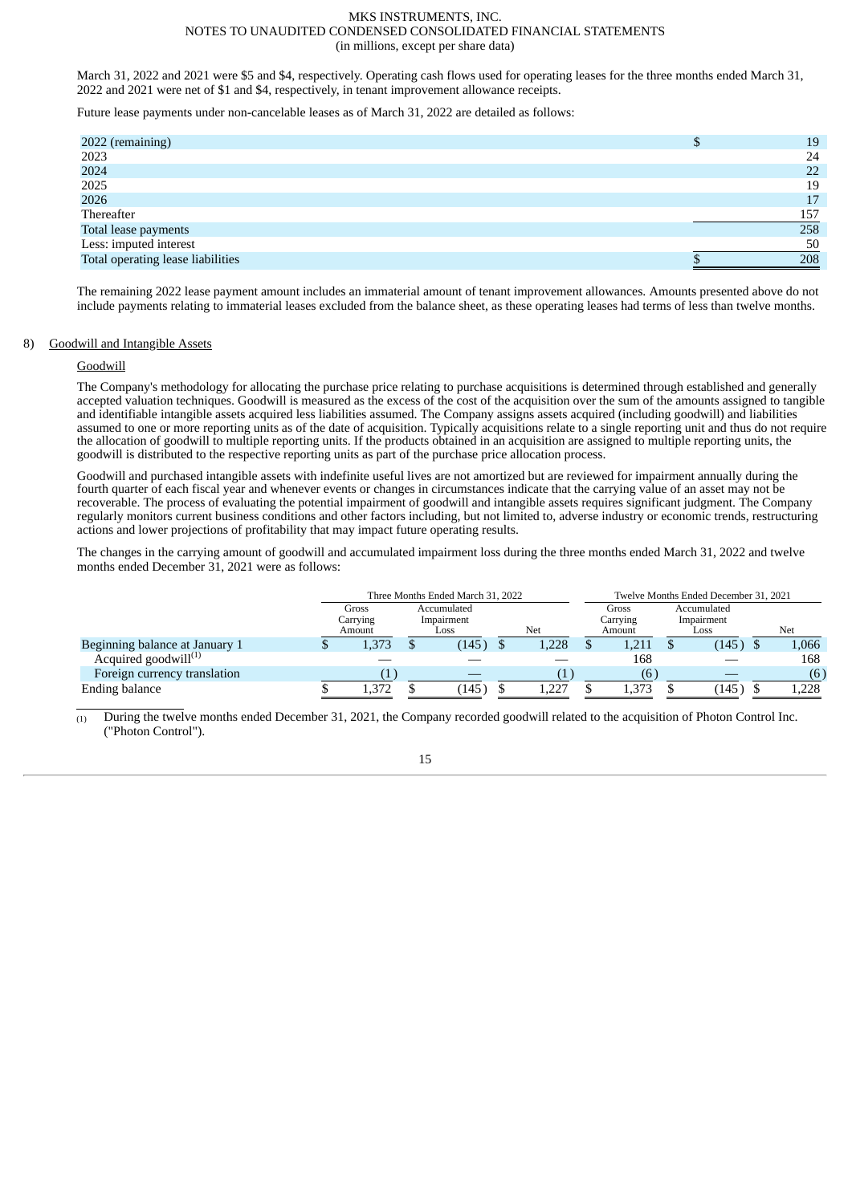March 31, 2022 and 2021 were $5 and $4, respectively. Operating cash flows used for operating leases for the three months ended March 31, 2022 and 2021 were net of $1 and $4, respectively, in tenant improvement allowance receipts.

Future lease payments under non-cancelable leases as of March 31, 2022 are detailed as follows:

| | |
|---|---|
| 2022 (remaining) | $ 19 |
| 2023 | 24 |
| 2024 | 22 |
| 2025 | 19 |
| 2026 | 17 |
| Thereafter | 157 |
| Total lease payments | 258 |
| Less: imputed interest | 50 |
| Total operating lease liabilities | $ 208 |

The remaining 2022 lease payment amount includes an immaterial amount of tenant improvement allowances. Amounts presented above do not include payments relating to immaterial leases excluded from the balance sheet, as these operating leases had terms of less than twelve months.

## 8) Goodwill and Intangible Assets

### Goodwill

The Company's methodology for allocating the purchase price relating to purchase acquisitions is determined through established and generally accepted valuation techniques. Goodwill is measured as the excess of the cost of the acquisition over the sum of the amounts assigned to tangible and identifiable intangible assets acquired less liabilities assumed. The Company assigns assets acquired (including goodwill) and liabilities assumed to one or more reporting units as of the date of acquisition. Typically acquisitions relate to a single reporting unit and thus do not require the allocation of goodwill to multiple reporting units. If the products obtained in an acquisition are assigned to multiple reporting units, the goodwill is distributed to the respective reporting units as part of the purchase price allocation process.

Goodwill and purchased intangible assets with indefinite useful lives are not amortized but are reviewed for impairment annually during the fourth quarter of each fiscal year and whenever events or changes in circumstances indicate that the carrying value of an asset may not be recoverable. The process of evaluating the potential impairment of goodwill and intangible assets requires significant judgment. The Company regularly monitors current business conditions and other factors including, but not limited to, adverse industry or economic trends, restructuring actions and lower projections of profitability that may impact future operating results.

The changes in the carrying amount of goodwill and accumulated impairment loss during the three months ended March 31, 2022 and twelve months ended December 31, 2021 were as follows:

| | Three Months Ended March 31, 2022 | | | Twelve Months Ended December 31, 2021 | | |
|---|---|---|---|---|---|---|
| | Gross Carrying Amount | Accumulated Impairment Loss | Net | Gross Carrying Amount | Accumulated Impairment Loss | Net |
| Beginning balance at January 1 | $ 1,373 | $ (145) | $ 1,228 | $ 1,211 | $ (145) | $ 1,066 |
| Acquired goodwill[(1)] | — | — | — | 168 | — | 168 |
| Foreign currency translation | (1) | — | (1) | (6) | — | (6) |
| Ending balance | $ 1,372 | $ (145) | $ 1,227 | $ 1,373 | $ (145) | $ 1,228 |

(1) During the twelve months ended December 31, 2021, the Company recorded goodwill related to the acquisition of Photon Control Inc. ("Photon Control").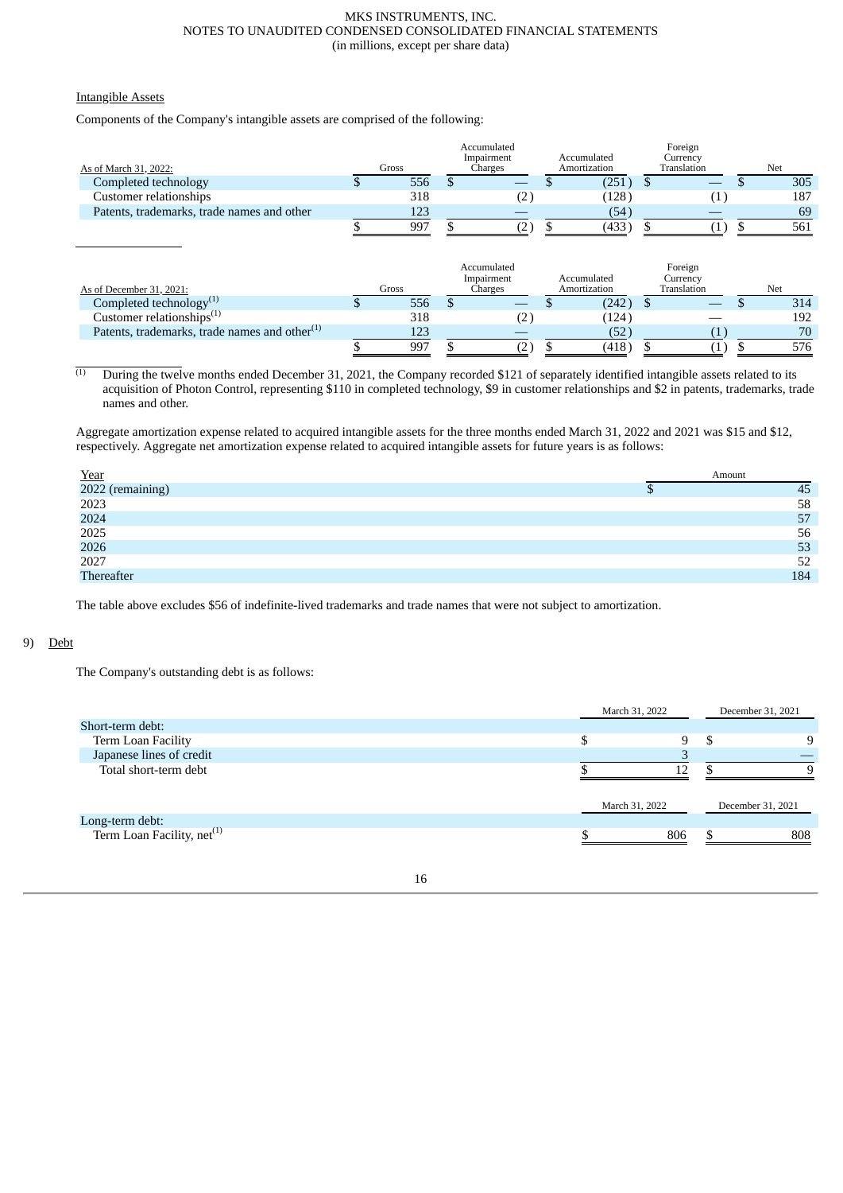Intangible Assets

Components of the Company's intangible assets are comprised of the following:

| As of March 31, 2022: | Gross | Accumulated Impairment Charges | Accumulated Amortization | Foreign Currency Translation | Net |
|---|---|---|---|---|---|
| Completed technology | $ 556 | $ — | $ (251) | $ — | $ 305 |
| Customer relationships | 318 | (2) | (128) | (1) | 187 |
| Patents, trademarks, trade names and other | 123 | — | (54) | — | 69 |
| | $ 997 | $ (2) | $ (433) | $ (1) | $ 561 |

| As of December 31, 2021: | Gross | Accumulated Impairment Charges | Accumulated Amortization | Foreign Currency Translation | Net |
|---|---|---|---|---|---|
| Completed technology[(1)] | $ 556 | $ — | $ (242) | $ — | $ 314 |
| Customer relationships[(1)] | 318 | (2) | (124) | — | 192 |
| Patents, trademarks, trade names and other[(1)] | 123 | — | (52) | (1) | 70 |
| | $ 997 | $ (2) | $ (418) | $ (1) | $ 576 |

(1) During the twelve months ended December 31, 2021, the Company recorded $121 of separately identified intangible assets related to its acquisition of Photon Control, representing $110 in completed technology, $9 in customer relationships and $2 in patents, trademarks, trade names and other.

Aggregate amortization expense related to acquired intangible assets for the three months ended March 31, 2022 and 2021 was $15 and $12, respectively. Aggregate net amortization expense related to acquired intangible assets for future years is as follows:

| Year | Amount |
|---|---|
| 2022 (remaining) | $ 45 |
| 2023 | 58 |
| 2024 | 57 |
| 2025 | 56 |
| 2026 | 53 |
| 2027 | 52 |
| Thereafter | 184 |

The table above excludes $56 of indefinite-lived trademarks and trade names that were not subject to amortization.

## 9) Debt

The Company's outstanding debt is as follows:

| | March 31, 2022 | December 31, 2021 |
|---|---|---|
| Short-term debt: | | |
| Term Loan Facility | $ 9 | $ 9 |
| Japanese lines of credit | 3 | — |
| Total short-term debt | $ 12 | $ 9 |

| | March 31, 2022 | December 31, 2021 |
|---|---|---|
| Long-term debt: | | |
| Term Loan Facility, net[(1)] | $ 806 | $ 808 |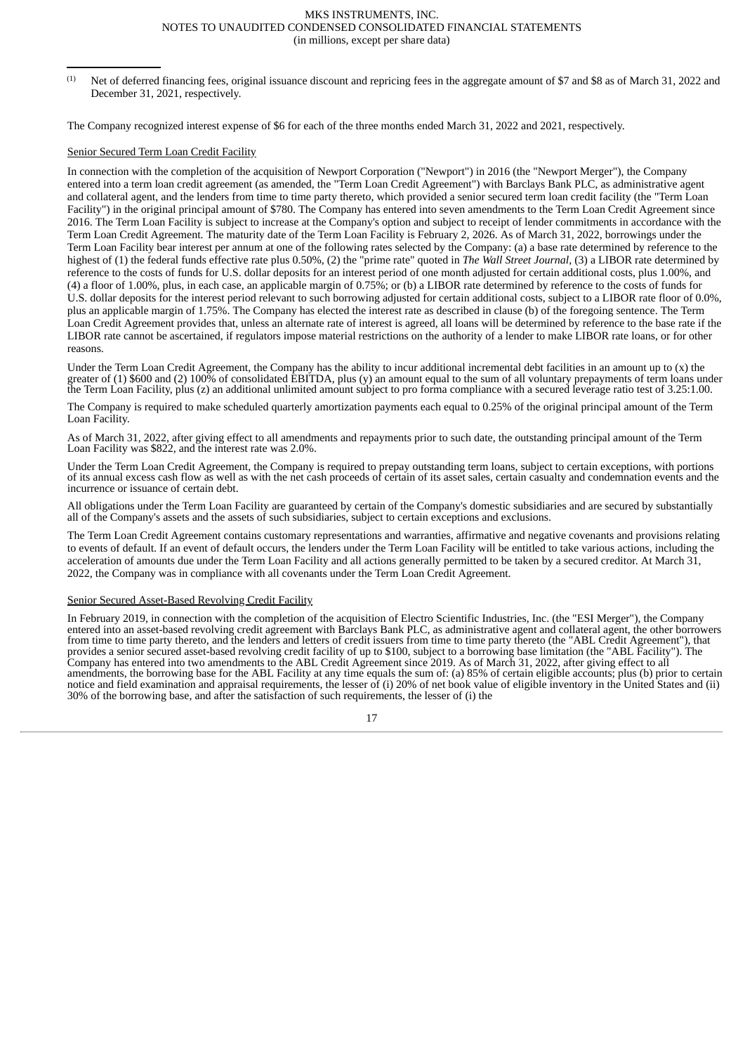(1) Net of deferred financing fees, original issuance discount and repricing fees in the aggregate amount of $7 and $8 as of March 31, 2022 and December 31, 2021, respectively.

The Company recognized interest expense of $6 for each of the three months ended March 31, 2022 and 2021, respectively.

Senior Secured Term Loan Credit Facility

In connection with the completion of the acquisition of Newport Corporation ("Newport") in 2016 (the "Newport Merger"), the Company entered into a term loan credit agreement (as amended, the "Term Loan Credit Agreement") with Barclays Bank PLC, as administrative agent and collateral agent, and the lenders from time to time party thereto, which provided a senior secured term loan credit facility (the "Term Loan Facility") in the original principal amount of $780. The Company has entered into seven amendments to the Term Loan Credit Agreement since 2016. The Term Loan Facility is subject to increase at the Company's option and subject to receipt of lender commitments in accordance with the Term Loan Credit Agreement. The maturity date of the Term Loan Facility is February 2, 2026. As of March 31, 2022, borrowings under the Term Loan Facility bear interest per annum at one of the following rates selected by the Company: (a) a base rate determined by reference to the highest of (1) the federal funds effective rate plus 0.50%, (2) the "prime rate" quoted in *The Wall Street Journal*, (3) a LIBOR rate determined by reference to the costs of funds for U.S. dollar deposits for an interest period of one month adjusted for certain additional costs, plus 1.00%, and (4) a floor of 1.00%, plus, in each case, an applicable margin of 0.75%; or (b) a LIBOR rate determined by reference to the costs of funds for U.S. dollar deposits for the interest period relevant to such borrowing adjusted for certain additional costs, subject to a LIBOR rate floor of 0.0%, plus an applicable margin of 1.75%. The Company has elected the interest rate as described in clause (b) of the foregoing sentence. The Term Loan Credit Agreement provides that, unless an alternate rate of interest is agreed, all loans will be determined by reference to the base rate if the LIBOR rate cannot be ascertained, if regulators impose material restrictions on the authority of a lender to make LIBOR rate loans, or for other reasons.

Under the Term Loan Credit Agreement, the Company has the ability to incur additional incremental debt facilities in an amount up to (x) the greater of (1) $600 and (2) 100% of consolidated EBITDA, plus (y) an amount equal to the sum of all voluntary prepayments of term loans under the Term Loan Facility, plus (z) an additional unlimited amount subject to pro forma compliance with a secured leverage ratio test of 3.25:1.00.

The Company is required to make scheduled quarterly amortization payments each equal to 0.25% of the original principal amount of the Term Loan Facility.

As of March 31, 2022, after giving effect to all amendments and repayments prior to such date, the outstanding principal amount of the Term Loan Facility was $822, and the interest rate was 2.0%.

Under the Term Loan Credit Agreement, the Company is required to prepay outstanding term loans, subject to certain exceptions, with portions of its annual excess cash flow as well as with the net cash proceeds of certain of its asset sales, certain casualty and condemnation events and the incurrence or issuance of certain debt.

All obligations under the Term Loan Facility are guaranteed by certain of the Company's domestic subsidiaries and are secured by substantially all of the Company's assets and the assets of such subsidiaries, subject to certain exceptions and exclusions.

The Term Loan Credit Agreement contains customary representations and warranties, affirmative and negative covenants and provisions relating to events of default. If an event of default occurs, the lenders under the Term Loan Facility will be entitled to take various actions, including the acceleration of amounts due under the Term Loan Facility and all actions generally permitted to be taken by a secured creditor. At March 31, 2022, the Company was in compliance with all covenants under the Term Loan Credit Agreement.

Senior Secured Asset-Based Revolving Credit Facility

In February 2019, in connection with the completion of the acquisition of Electro Scientific Industries, Inc. (the "ESI Merger"), the Company entered into an asset-based revolving credit agreement with Barclays Bank PLC, as administrative agent and collateral agent, the other borrowers from time to time party thereto, and the lenders and letters of credit issuers from time to time party thereto (the "ABL Credit Agreement"), that provides a senior secured asset-based revolving credit facility of up to $100, subject to a borrowing base limitation (the "ABL Facility"). The Company has entered into two amendments to the ABL Credit Agreement since 2019. As of March 31, 2022, after giving effect to all amendments, the borrowing base for the ABL Facility at any time equals the sum of: (a) 85% of certain eligible accounts; plus (b) prior to certain notice and field examination and appraisal requirements, the lesser of (i) 20% of net book value of eligible inventory in the United States and (ii) 30% of the borrowing base, and after the satisfaction of such requirements, the lesser of (i) the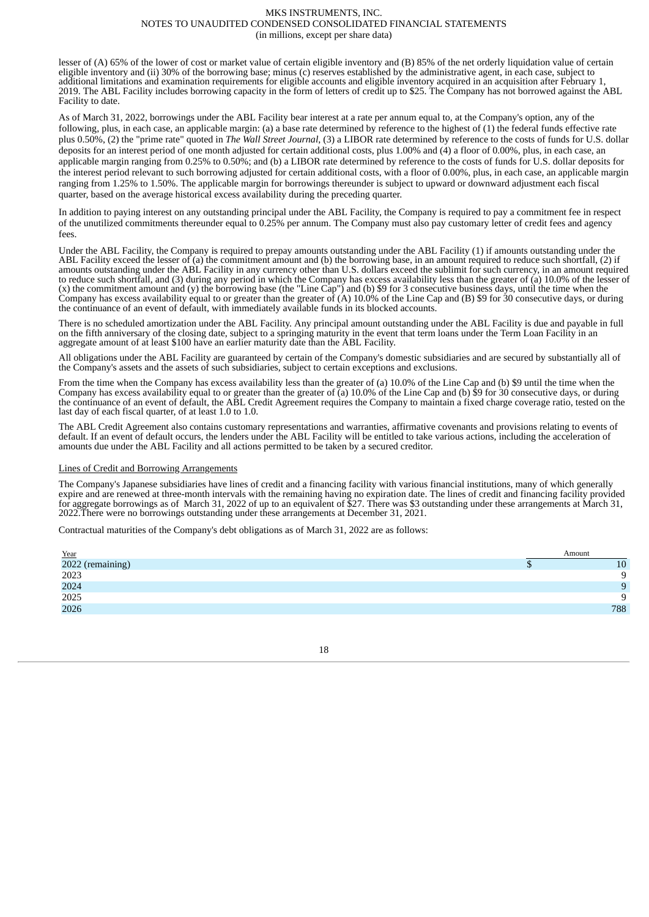lesser of (A) 65% of the lower of cost or market value of certain eligible inventory and (B) 85% of the net orderly liquidation value of certain eligible inventory and (ii) 30% of the borrowing base; minus (c) reserves established by the administrative agent, in each case, subject to additional limitations and examination requirements for eligible accounts and eligible inventory acquired in an acquisition after February 1, 2019. The ABL Facility includes borrowing capacity in the form of letters of credit up to $25. The Company has not borrowed against the ABL Facility to date.

As of March 31, 2022, borrowings under the ABL Facility bear interest at a rate per annum equal to, at the Company's option, any of the following, plus, in each case, an applicable margin: (a) a base rate determined by reference to the highest of (1) the federal funds effective rate plus 0.50%, (2) the "prime rate" quoted in *The Wall Street Journal*, (3) a LIBOR rate determined by reference to the costs of funds for U.S. dollar deposits for an interest period of one month adjusted for certain additional costs, plus 1.00% and (4) a floor of 0.00%, plus, in each case, an applicable margin ranging from 0.25% to 0.50%; and (b) a LIBOR rate determined by reference to the costs of funds for U.S. dollar deposits for the interest period relevant to such borrowing adjusted for certain additional costs, with a floor of 0.00%, plus, in each case, an applicable margin ranging from 1.25% to 1.50%. The applicable margin for borrowings thereunder is subject to upward or downward adjustment each fiscal quarter, based on the average historical excess availability during the preceding quarter.

In addition to paying interest on any outstanding principal under the ABL Facility, the Company is required to pay a commitment fee in respect of the unutilized commitments thereunder equal to 0.25% per annum. The Company must also pay customary letter of credit fees and agency fees.

Under the ABL Facility, the Company is required to prepay amounts outstanding under the ABL Facility (1) if amounts outstanding under the ABL Facility exceed the lesser of (a) the commitment amount and (b) the borrowing base, in an amount required to reduce such shortfall, (2) if amounts outstanding under the ABL Facility in any currency other than U.S. dollars exceed the sublimit for such currency, in an amount required to reduce such shortfall, and (3) during any period in which the Company has excess availability less than the greater of (a) 10.0% of the lesser of (x) the commitment amount and (y) the borrowing base (the "Line Cap") and (b) $9 for 3 consecutive business days, until the time when the Company has excess availability equal to or greater than the greater of (A) 10.0% of the Line Cap and (B) $9 for 30 consecutive days, or during the continuance of an event of default, with immediately available funds in its blocked accounts.

There is no scheduled amortization under the ABL Facility. Any principal amount outstanding under the ABL Facility is due and payable in full on the fifth anniversary of the closing date, subject to a springing maturity in the event that term loans under the Term Loan Facility in an aggregate amount of at least $100 have an earlier maturity date than the ABL Facility.

All obligations under the ABL Facility are guaranteed by certain of the Company's domestic subsidiaries and are secured by substantially all of the Company's assets and the assets of such subsidiaries, subject to certain exceptions and exclusions.

From the time when the Company has excess availability less than the greater of (a) 10.0% of the Line Cap and (b) $9 until the time when the Company has excess availability equal to or greater than the greater of (a) 10.0% of the Line Cap and (b) $9 for 30 consecutive days, or during the continuance of an event of default, the ABL Credit Agreement requires the Company to maintain a fixed charge coverage ratio, tested on the last day of each fiscal quarter, of at least 1.0 to 1.0.

The ABL Credit Agreement also contains customary representations and warranties, affirmative covenants and provisions relating to events of default. If an event of default occurs, the lenders under the ABL Facility will be entitled to take various actions, including the acceleration of amounts due under the ABL Facility and all actions permitted to be taken by a secured creditor.

Lines of Credit and Borrowing Arrangements

The Company's Japanese subsidiaries have lines of credit and a financing facility with various financial institutions, many of which generally expire and are renewed at three-month intervals with the remaining having no expiration date. The lines of credit and financing facility provided for aggregate borrowings as of March 31, 2022 of up to an equivalent of $27. There was $3 outstanding under these arrangements at March 31, 2022.There were no borrowings outstanding under these arrangements at December 31, 2021.

Contractual maturities of the Company's debt obligations as of March 31, 2022 are as follows:

| Year | Amount |
|---|---|
| 2022 (remaining) | $ 10 |
| 2023 | 9 |
| 2024 | 9 |
| 2025 | 9 |
| 2026 | 788 |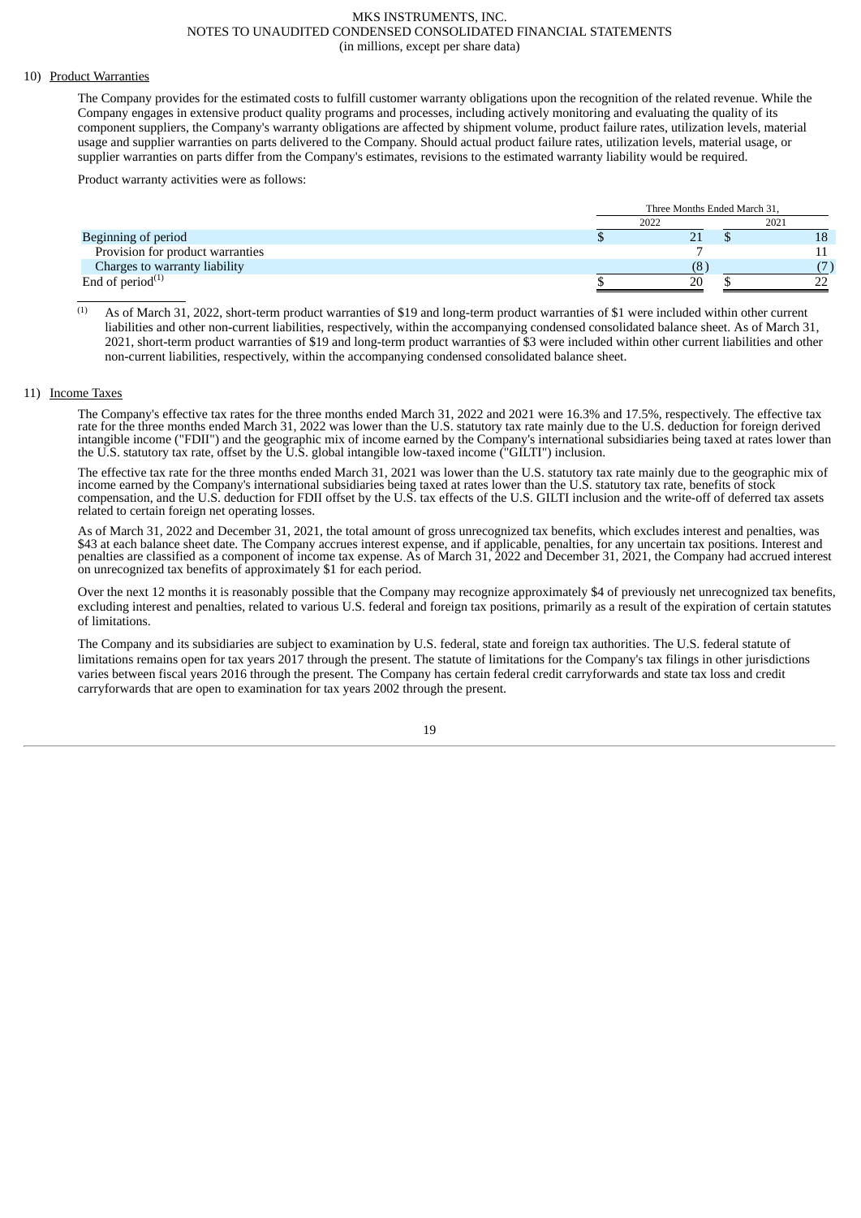MKS INSTRUMENTS, INC.
NOTES TO UNAUDITED CONDENSED CONSOLIDATED FINANCIAL STATEMENTS
(in millions, except per share data)

10) Product Warranties

The Company provides for the estimated costs to fulfill customer warranty obligations upon the recognition of the related revenue. While the Company engages in extensive product quality programs and processes, including actively monitoring and evaluating the quality of its component suppliers, the Company's warranty obligations are affected by shipment volume, product failure rates, utilization levels, material usage and supplier warranties on parts delivered to the Company. Should actual product failure rates, utilization levels, material usage, or supplier warranties on parts differ from the Company's estimates, revisions to the estimated warranty liability would be required.

Product warranty activities were as follows:

| | Three Months Ended March 31, | |
|---|---|---|
| | 2022 | 2021 |
| Beginning of period | $ 21 | $ 18 |
| Provision for product warranties | 7 | 11 |
| Charges to warranty liability | (8) | (7) |
| End of period[1] | $ 20 | $ 22 |

[1] As of March 31, 2022, short-term product warranties of $19 and long-term product warranties of $1 were included within other current liabilities and other non-current liabilities, respectively, within the accompanying condensed consolidated balance sheet. As of March 31, 2021, short-term product warranties of $19 and long-term product warranties of $3 were included within other current liabilities and other non-current liabilities, respectively, within the accompanying condensed consolidated balance sheet.

11) Income Taxes

The Company's effective tax rates for the three months ended March 31, 2022 and 2021 were 16.3% and 17.5%, respectively. The effective tax rate for the three months ended March 31, 2022 was lower than the U.S. statutory tax rate mainly due to the U.S. deduction for foreign derived intangible income ("FDII") and the geographic mix of income earned by the Company's international subsidiaries being taxed at rates lower than the U.S. statutory tax rate, offset by the U.S. global intangible low-taxed income ("GILTI") inclusion.

The effective tax rate for the three months ended March 31, 2021 was lower than the U.S. statutory tax rate mainly due to the geographic mix of income earned by the Company's international subsidiaries being taxed at rates lower than the U.S. statutory tax rate, benefits of stock compensation, and the U.S. deduction for FDII offset by the U.S. tax effects of the U.S. GILTI inclusion and the write-off of deferred tax assets related to certain foreign net operating losses.

As of March 31, 2022 and December 31, 2021, the total amount of gross unrecognized tax benefits, which excludes interest and penalties, was $43 at each balance sheet date. The Company accrues interest expense, and if applicable, penalties, for any uncertain tax positions. Interest and penalties are classified as a component of income tax expense. As of March 31, 2022 and December 31, 2021, the Company had accrued interest on unrecognized tax benefits of approximately $1 for each period.

Over the next 12 months it is reasonably possible that the Company may recognize approximately $4 of previously net unrecognized tax benefits, excluding interest and penalties, related to various U.S. federal and foreign tax positions, primarily as a result of the expiration of certain statutes of limitations.

The Company and its subsidiaries are subject to examination by U.S. federal, state and foreign tax authorities. The U.S. federal statute of limitations remains open for tax years 2017 through the present. The statute of limitations for the Company's tax filings in other jurisdictions varies between fiscal years 2016 through the present. The Company has certain federal credit carryforwards and state tax loss and credit carryforwards that are open to examination for tax years 2002 through the present.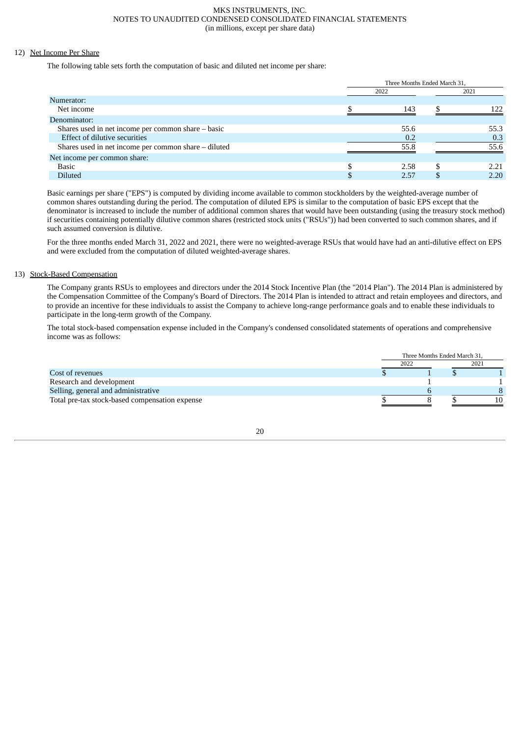## 12) Net Income Per Share

The following table sets forth the computation of basic and diluted net income per share:

| | Three Months Ended March 31, | |
|---|---|---|
| | 2022 | 2021 |
| Numerator: | | |
| Net income | $ 143 | $ 122 |
| Denominator: | | |
| Shares used in net income per common share – basic | 55.6 | 55.3 |
| Effect of dilutive securities | 0.2 | 0.3 |
| Shares used in net income per common share – diluted | 55.8 | 55.6 |
| Net income per common share: | | |
| Basic | $ 2.58 | $ 2.21 |
| Diluted | $ 2.57 | $ 2.20 |

Basic earnings per share ("EPS") is computed by dividing income available to common stockholders by the weighted-average number of common shares outstanding during the period. The computation of diluted EPS is similar to the computation of basic EPS except that the denominator is increased to include the number of additional common shares that would have been outstanding (using the treasury stock method) if securities containing potentially dilutive common shares (restricted stock units ("RSUs")) had been converted to such common shares, and if such assumed conversion is dilutive.

For the three months ended March 31, 2022 and 2021, there were no weighted-average RSUs that would have had an anti-dilutive effect on EPS and were excluded from the computation of diluted weighted-average shares.

## 13) Stock-Based Compensation

The Company grants RSUs to employees and directors under the 2014 Stock Incentive Plan (the "2014 Plan"). The 2014 Plan is administered by the Compensation Committee of the Company's Board of Directors. The 2014 Plan is intended to attract and retain employees and directors, and to provide an incentive for these individuals to assist the Company to achieve long-range performance goals and to enable these individuals to participate in the long-term growth of the Company.

The total stock-based compensation expense included in the Company's condensed consolidated statements of operations and comprehensive income was as follows:

| | Three Months Ended March 31, | |
|---|---|---|
| | 2022 | 2021 |
| Cost of revenues | $ 1 | $ 1 |
| Research and development | 1 | 1 |
| Selling, general and administrative | 6 | 8 |
| Total pre-tax stock-based compensation expense | $ 8 | $ 10 |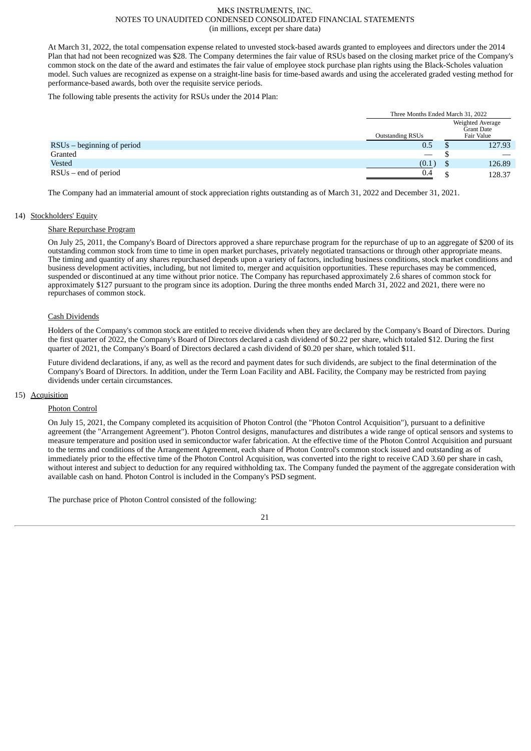At March 31, 2022, the total compensation expense related to unvested stock-based awards granted to employees and directors under the 2014 Plan that had not been recognized was $28. The Company determines the fair value of RSUs based on the closing market price of the Company's common stock on the date of the award and estimates the fair value of employee stock purchase plan rights using the Black-Scholes valuation model. Such values are recognized as expense on a straight-line basis for time-based awards and using the accelerated graded vesting method for performance-based awards, both over the requisite service periods.

The following table presents the activity for RSUs under the 2014 Plan:

| | Three Months Ended March 31, 2022 | |
|---|---|---|
| | Outstanding RSUs | Weighted Average Grant Date Fair Value |
| RSUs – beginning of period | 0.5 | $ 127.93 |
| Granted | — | $ — |
| Vested | (0.1) | $ 126.89 |
| RSUs – end of period | 0.4 | $ 128.37 |

The Company had an immaterial amount of stock appreciation rights outstanding as of March 31, 2022 and December 31, 2021.

## 14) Stockholders' Equity

### Share Repurchase Program

On July 25, 2011, the Company's Board of Directors approved a share repurchase program for the repurchase of up to an aggregate of $200 of its outstanding common stock from time to time in open market purchases, privately negotiated transactions or through other appropriate means. The timing and quantity of any shares repurchased depends upon a variety of factors, including business conditions, stock market conditions and business development activities, including, but not limited to, merger and acquisition opportunities. These repurchases may be commenced, suspended or discontinued at any time without prior notice. The Company has repurchased approximately 2.6 shares of common stock for approximately $127 pursuant to the program since its adoption. During the three months ended March 31, 2022 and 2021, there were no repurchases of common stock.

### Cash Dividends

Holders of the Company's common stock are entitled to receive dividends when they are declared by the Company's Board of Directors. During the first quarter of 2022, the Company's Board of Directors declared a cash dividend of $0.22 per share, which totaled $12. During the first quarter of 2021, the Company's Board of Directors declared a cash dividend of $0.20 per share, which totaled $11.

Future dividend declarations, if any, as well as the record and payment dates for such dividends, are subject to the final determination of the Company's Board of Directors. In addition, under the Term Loan Facility and ABL Facility, the Company may be restricted from paying dividends under certain circumstances.

## 15) Acquisition

### Photon Control

On July 15, 2021, the Company completed its acquisition of Photon Control (the "Photon Control Acquisition"), pursuant to a definitive agreement (the "Arrangement Agreement"). Photon Control designs, manufactures and distributes a wide range of optical sensors and systems to measure temperature and position used in semiconductor wafer fabrication. At the effective time of the Photon Control Acquisition and pursuant to the terms and conditions of the Arrangement Agreement, each share of Photon Control's common stock issued and outstanding as of immediately prior to the effective time of the Photon Control Acquisition, was converted into the right to receive CAD 3.60 per share in cash, without interest and subject to deduction for any required withholding tax. The Company funded the payment of the aggregate consideration with available cash on hand. Photon Control is included in the Company's PSD segment.

The purchase price of Photon Control consisted of the following: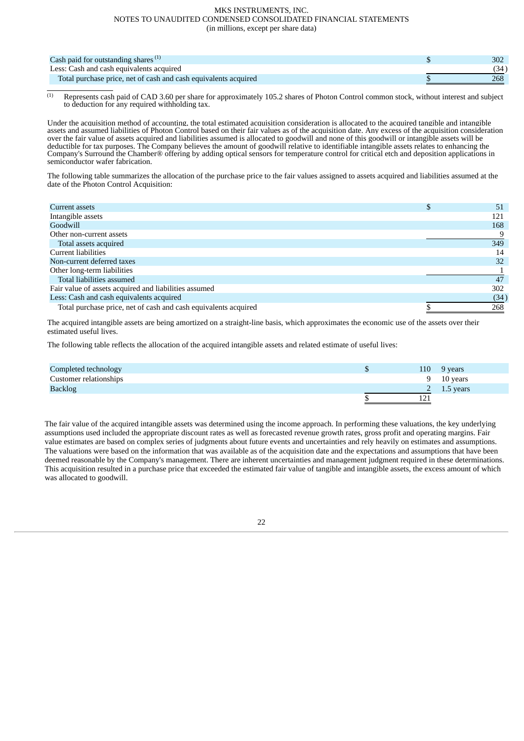| | | |
|---|---|---|
| Cash paid for outstanding shares [1] | $ | 302 |
| Less: Cash and cash equivalents acquired | | (34) |
| Total purchase price, net of cash and cash equivalents acquired | $ | 268 |

(1) Represents cash paid of CAD 3.60 per share for approximately 105.2 shares of Photon Control common stock, without interest and subject to deduction for any required withholding tax.

Under the acquisition method of accounting, the total estimated acquisition consideration is allocated to the acquired tangible and intangible assets and assumed liabilities of Photon Control based on their fair values as of the acquisition date. Any excess of the acquisition consideration over the fair value of assets acquired and liabilities assumed is allocated to goodwill and none of this goodwill or intangible assets will be deductible for tax purposes. The Company believes the amount of goodwill relative to identifiable intangible assets relates to enhancing the Company's Surround the Chamber® offering by adding optical sensors for temperature control for critical etch and deposition applications in semiconductor wafer fabrication.

The following table summarizes the allocation of the purchase price to the fair values assigned to assets acquired and liabilities assumed at the date of the Photon Control Acquisition:

| | | |
|---|---|---|
| Current assets | $ | 51 |
| Intangible assets | | 121 |
| Goodwill | | 168 |
| Other non-current assets | | 9 |
| Total assets acquired | | 349 |
| Current liabilities | | 14 |
| Non-current deferred taxes | | 32 |
| Other long-term liabilities | | 1 |
| Total liabilities assumed | | 47 |
| Fair value of assets acquired and liabilities assumed | | 302 |
| Less: Cash and cash equivalents acquired | | (34) |
| Total purchase price, net of cash and cash equivalents acquired | $ | 268 |

The acquired intangible assets are being amortized on a straight-line basis, which approximates the economic use of the assets over their estimated useful lives.

The following table reflects the allocation of the acquired intangible assets and related estimate of useful lives:

| | | | |
|---|---|---|---|
| Completed technology | $ | 110 | 9 years |
| Customer relationships | | 9 | 10 years |
| Backlog | | 2 | 1.5 years |
| | $ | 121 | |

The fair value of the acquired intangible assets was determined using the income approach. In performing these valuations, the key underlying assumptions used included the appropriate discount rates as well as forecasted revenue growth rates, gross profit and operating margins. Fair value estimates are based on complex series of judgments about future events and uncertainties and rely heavily on estimates and assumptions. The valuations were based on the information that was available as of the acquisition date and the expectations and assumptions that have been deemed reasonable by the Company's management. There are inherent uncertainties and management judgment required in these determinations. This acquisition resulted in a purchase price that exceeded the estimated fair value of tangible and intangible assets, the excess amount of which was allocated to goodwill.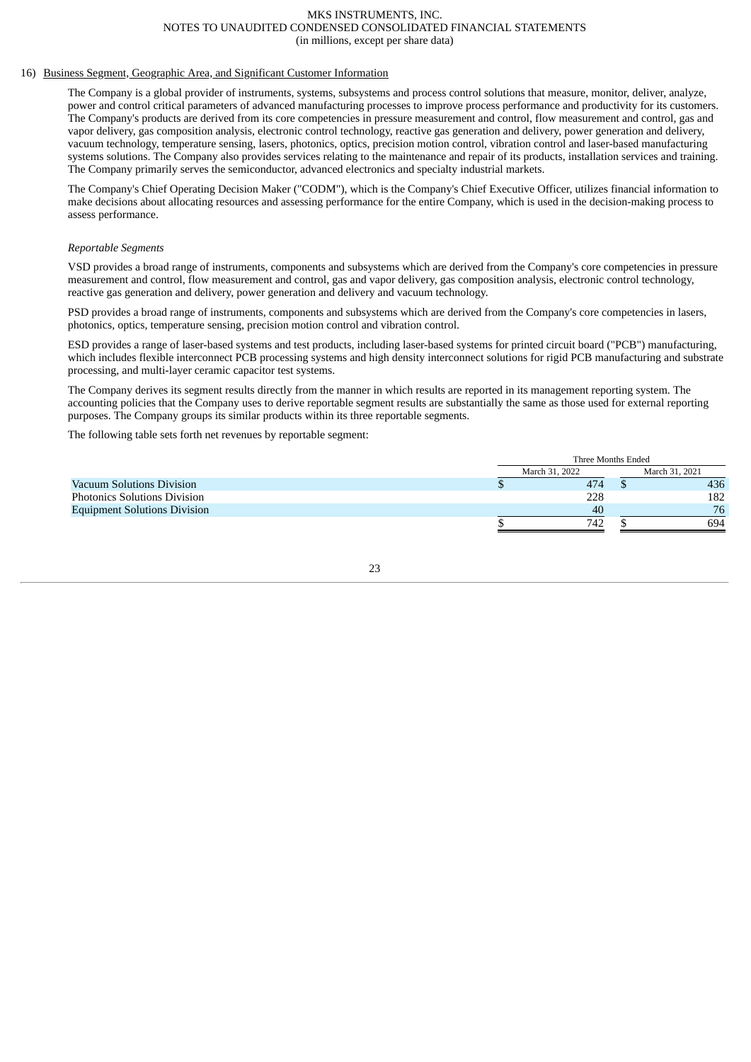MKS INSTRUMENTS, INC.
NOTES TO UNAUDITED CONDENSED CONSOLIDATED FINANCIAL STATEMENTS
(in millions, except per share data)

16) Business Segment, Geographic Area, and Significant Customer Information

The Company is a global provider of instruments, systems, subsystems and process control solutions that measure, monitor, deliver, analyze, power and control critical parameters of advanced manufacturing processes to improve process performance and productivity for its customers. The Company's products are derived from its core competencies in pressure measurement and control, flow measurement and control, gas and vapor delivery, gas composition analysis, electronic control technology, reactive gas generation and delivery, power generation and delivery, vacuum technology, temperature sensing, lasers, photonics, optics, precision motion control, vibration control and laser-based manufacturing systems solutions. The Company also provides services relating to the maintenance and repair of its products, installation services and training. The Company primarily serves the semiconductor, advanced electronics and specialty industrial markets.

The Company's Chief Operating Decision Maker ("CODM"), which is the Company's Chief Executive Officer, utilizes financial information to make decisions about allocating resources and assessing performance for the entire Company, which is used in the decision-making process to assess performance.

*Reportable Segments*

VSD provides a broad range of instruments, components and subsystems which are derived from the Company's core competencies in pressure measurement and control, flow measurement and control, gas and vapor delivery, gas composition analysis, electronic control technology, reactive gas generation and delivery, power generation and delivery and vacuum technology.

PSD provides a broad range of instruments, components and subsystems which are derived from the Company's core competencies in lasers, photonics, optics, temperature sensing, precision motion control and vibration control.

ESD provides a range of laser-based systems and test products, including laser-based systems for printed circuit board ("PCB") manufacturing, which includes flexible interconnect PCB processing systems and high density interconnect solutions for rigid PCB manufacturing and substrate processing, and multi-layer ceramic capacitor test systems.

The Company derives its segment results directly from the manner in which results are reported in its management reporting system. The accounting policies that the Company uses to derive reportable segment results are substantially the same as those used for external reporting purposes. The Company groups its similar products within its three reportable segments.

The following table sets forth net revenues by reportable segment:

| | Three Months Ended | |
|---|---|---|
| | March 31, 2022 | March 31, 2021 |
| Vacuum Solutions Division | $ 474 | $ 436 |
| Photonics Solutions Division | 228 | 182 |
| Equipment Solutions Division | 40 | 76 |
| | $ 742 | $ 694 |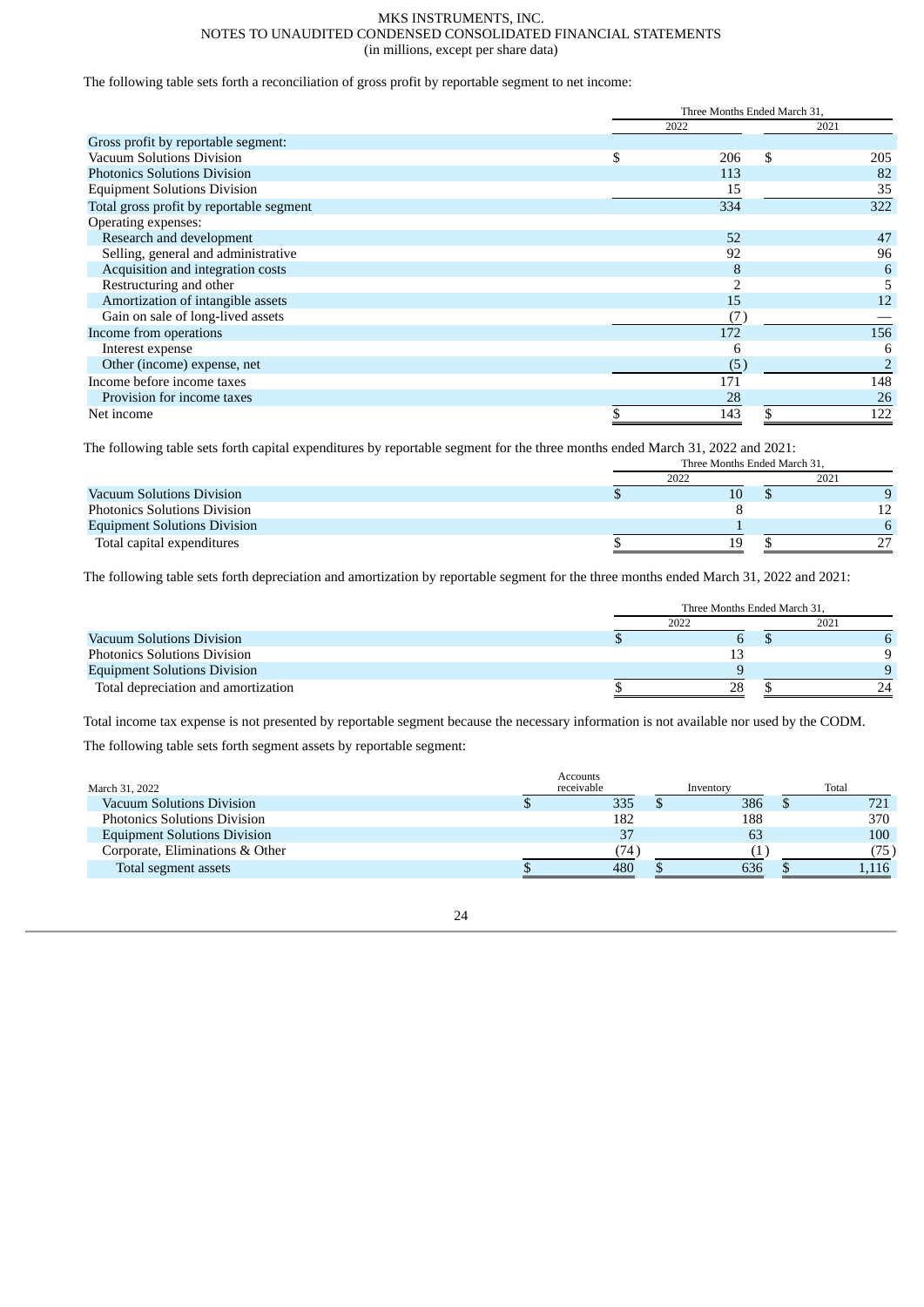The following table sets forth a reconciliation of gross profit by reportable segment to net income:

| | Three Months Ended March 31, | |
|---|---|---|
| | 2022 | 2021 |
| Gross profit by reportable segment: | | |
| Vacuum Solutions Division | $ 206 | $ 205 |
| Photonics Solutions Division | 113 | 82 |
| Equipment Solutions Division | 15 | 35 |
| Total gross profit by reportable segment | 334 | 322 |
| Operating expenses: | | |
| Research and development | 52 | 47 |
| Selling, general and administrative | 92 | 96 |
| Acquisition and integration costs | 8 | 6 |
| Restructuring and other | 2 | 5 |
| Amortization of intangible assets | 15 | 12 |
| Gain on sale of long-lived assets | (7) | — |
| Income from operations | 172 | 156 |
| Interest expense | 6 | 6 |
| Other (income) expense, net | (5) | 2 |
| Income before income taxes | 171 | 148 |
| Provision for income taxes | 28 | 26 |
| Net income | $ 143 | $ 122 |

The following table sets forth capital expenditures by reportable segment for the three months ended March 31, 2022 and 2021:

| | Three Months Ended March 31, | |
|---|---|---|
| | 2022 | 2021 |
| Vacuum Solutions Division | $ 10 | $ 9 |
| Photonics Solutions Division | 8 | 12 |
| Equipment Solutions Division | 1 | 6 |
| Total capital expenditures | $ 19 | $ 27 |

The following table sets forth depreciation and amortization by reportable segment for the three months ended March 31, 2022 and 2021:

| | Three Months Ended March 31, | |
|---|---|---|
| | 2022 | 2021 |
| Vacuum Solutions Division | $ 6 | $ 6 |
| Photonics Solutions Division | 13 | 9 |
| Equipment Solutions Division | 9 | 9 |
| Total depreciation and amortization | $ 28 | $ 24 |

Total income tax expense is not presented by reportable segment because the necessary information is not available nor used by the CODM.

The following table sets forth segment assets by reportable segment:

| March 31, 2022 | Accounts receivable | Inventory | Total |
|---|---|---|---|
| Vacuum Solutions Division | $ 335 | $ 386 | $ 721 |
| Photonics Solutions Division | 182 | 188 | 370 |
| Equipment Solutions Division | 37 | 63 | 100 |
| Corporate, Eliminations & Other | (74) | (1) | (75) |
| Total segment assets | $ 480 | $ 636 | $ 1,116 |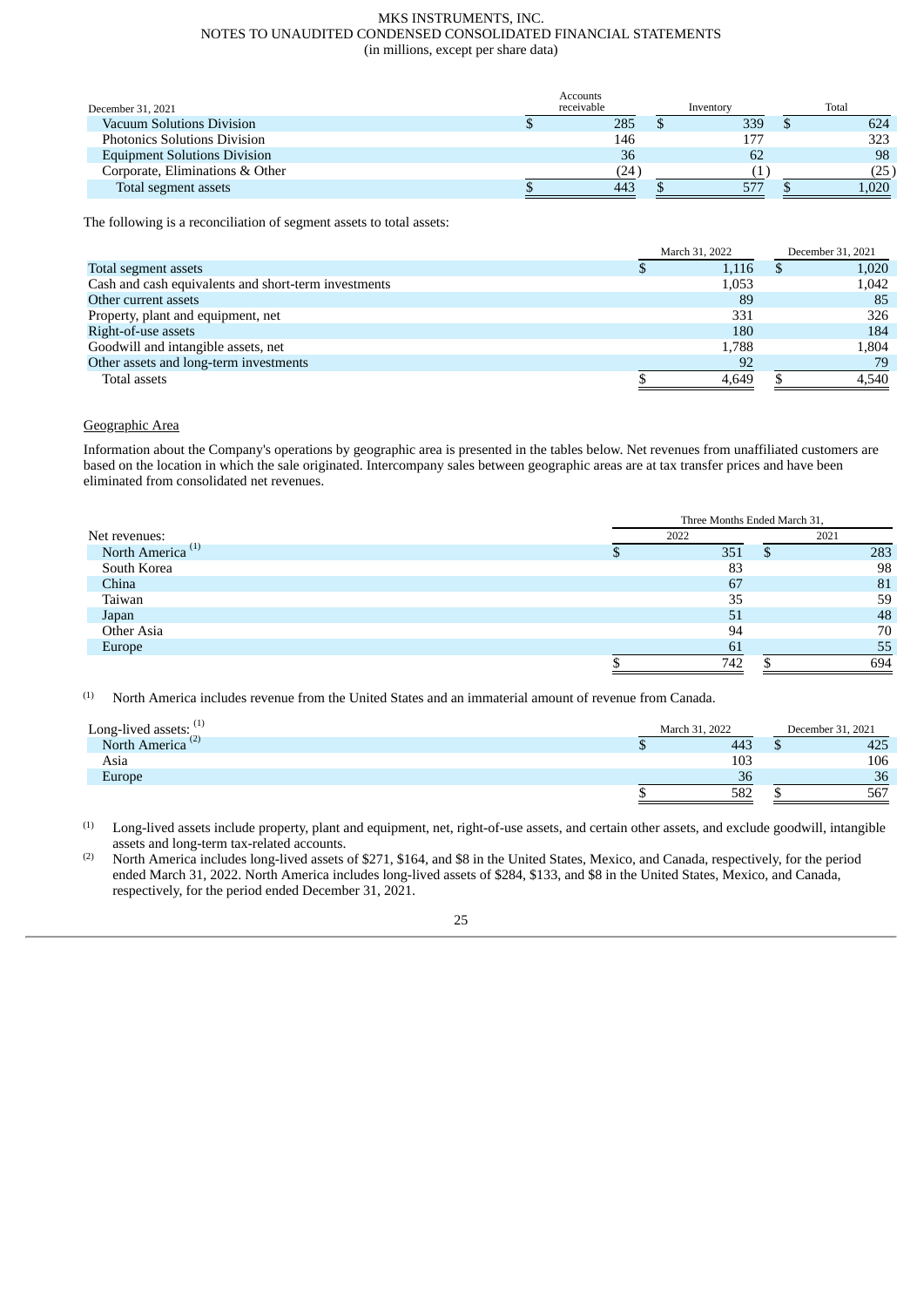| December 31, 2021 | Accounts receivable | Inventory | Total |
|---|---|---|---|
| Vacuum Solutions Division | $ 285 | $ 339 | $ 624 |
| Photonics Solutions Division | 146 | 177 | 323 |
| Equipment Solutions Division | 36 | 62 | 98 |
| Corporate, Eliminations & Other | (24) | (1) | (25) |
| Total segment assets | $ 443 | $ 577 | $ 1,020 |

The following is a reconciliation of segment assets to total assets:

| | March 31, 2022 | December 31, 2021 |
|---|---|---|
| Total segment assets | $ 1,116 | $ 1,020 |
| Cash and cash equivalents and short-term investments | 1,053 | 1,042 |
| Other current assets | 89 | 85 |
| Property, plant and equipment, net | 331 | 326 |
| Right-of-use assets | 180 | 184 |
| Goodwill and intangible assets, net | 1,788 | 1,804 |
| Other assets and long-term investments | 92 | 79 |
| Total assets | $ 4,649 | $ 4,540 |

Geographic Area

Information about the Company's operations by geographic area is presented in the tables below. Net revenues from unaffiliated customers are based on the location in which the sale originated. Intercompany sales between geographic areas are at tax transfer prices and have been eliminated from consolidated net revenues.

| | Three Months Ended March 31, | |
|---|---|---|
| Net revenues: | 2022 | 2021 |
| North America [1] | $ 351 | $ 283 |
| South Korea | 83 | 98 |
| China | 67 | 81 |
| Taiwan | 35 | 59 |
| Japan | 51 | 48 |
| Other Asia | 94 | 70 |
| Europe | 61 | 55 |
| | $ 742 | $ 694 |

(1) North America includes revenue from the United States and an immaterial amount of revenue from Canada.

| Long-lived assets: [1] | March 31, 2022 | December 31, 2021 |
|---|---|---|
| North America [2] | $ 443 | $ 425 |
| Asia | 103 | 106 |
| Europe | 36 | 36 |
| | $ 582 | $ 567 |

(1) Long-lived assets include property, plant and equipment, net, right-of-use assets, and certain other assets, and exclude goodwill, intangible assets and long-term tax-related accounts.

(2) North America includes long-lived assets of $271, $164, and $8 in the United States, Mexico, and Canada, respectively, for the period ended March 31, 2022. North America includes long-lived assets of $284, $133, and $8 in the United States, Mexico, and Canada, respectively, for the period ended December 31, 2021.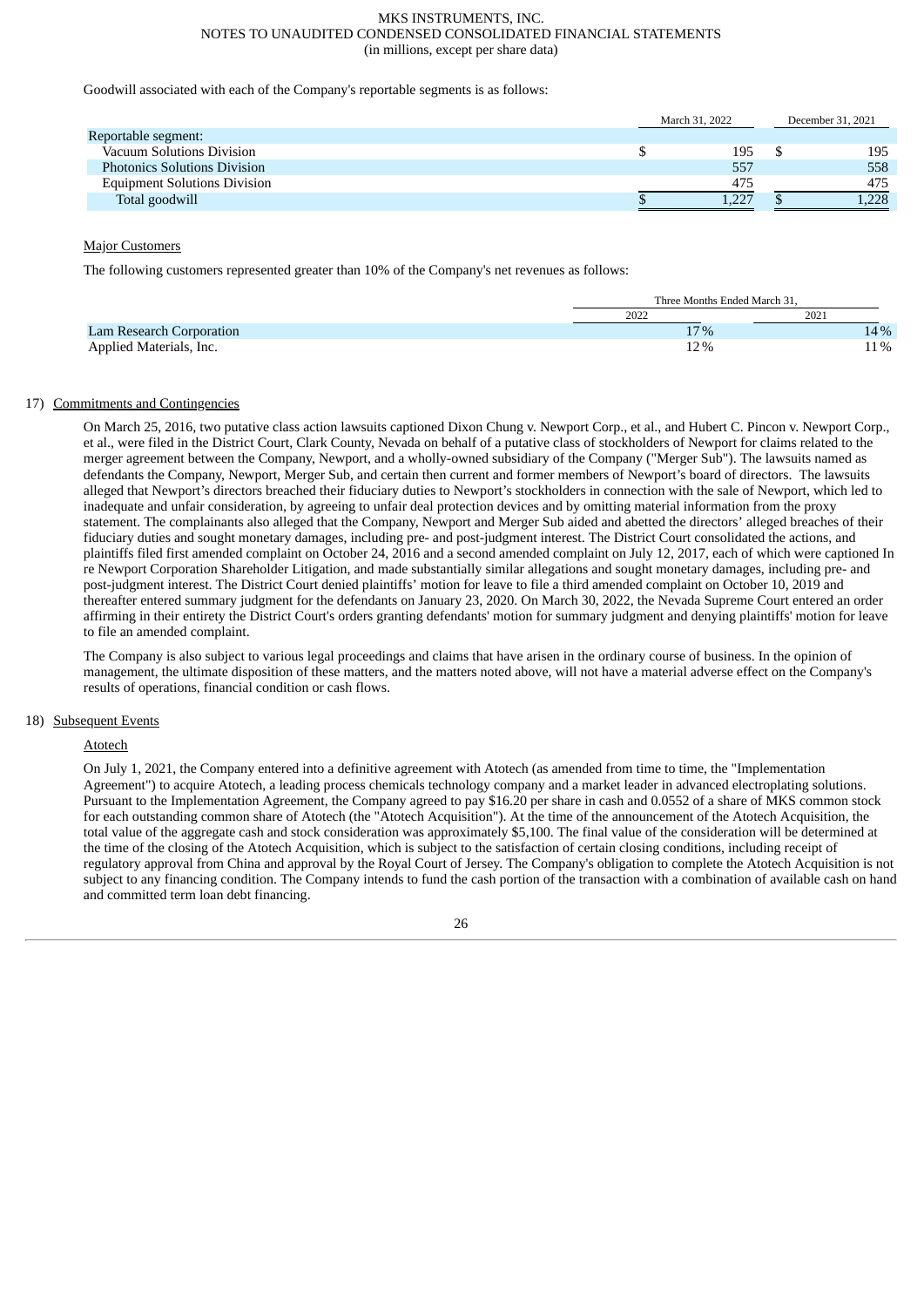Goodwill associated with each of the Company's reportable segments is as follows:

| | March 31, 2022 | December 31, 2021 |
|---|---|---|
| Reportable segment: | | |
| Vacuum Solutions Division | $ 195 | $ 195 |
| Photonics Solutions Division | 557 | 558 |
| Equipment Solutions Division | 475 | 475 |
| Total goodwill | $ 1,227 | $ 1,228 |

Major Customers

The following customers represented greater than 10% of the Company's net revenues as follows:

| | Three Months Ended March 31, | |
|---|---|---|
| | 2022 | 2021 |
| Lam Research Corporation | 17 % | 14 % |
| Applied Materials, Inc. | 12 % | 11 % |

17) Commitments and Contingencies

On March 25, 2016, two putative class action lawsuits captioned Dixon Chung v. Newport Corp., et al., and Hubert C. Pincon v. Newport Corp., et al., were filed in the District Court, Clark County, Nevada on behalf of a putative class of stockholders of Newport for claims related to the merger agreement between the Company, Newport, and a wholly-owned subsidiary of the Company ("Merger Sub"). The lawsuits named as defendants the Company, Newport, Merger Sub, and certain then current and former members of Newport's board of directors. The lawsuits alleged that Newport's directors breached their fiduciary duties to Newport's stockholders in connection with the sale of Newport, which led to inadequate and unfair consideration, by agreeing to unfair deal protection devices and by omitting material information from the proxy statement. The complainants also alleged that the Company, Newport and Merger Sub aided and abetted the directors' alleged breaches of their fiduciary duties and sought monetary damages, including pre- and post-judgment interest. The District Court consolidated the actions, and plaintiffs filed first amended complaint on October 24, 2016 and a second amended complaint on July 12, 2017, each of which were captioned In re Newport Corporation Shareholder Litigation, and made substantially similar allegations and sought monetary damages, including pre- and post-judgment interest. The District Court denied plaintiffs' motion for leave to file a third amended complaint on October 10, 2019 and thereafter entered summary judgment for the defendants on January 23, 2020. On March 30, 2022, the Nevada Supreme Court entered an order affirming in their entirety the District Court's orders granting defendants' motion for summary judgment and denying plaintiffs' motion for leave to file an amended complaint.

The Company is also subject to various legal proceedings and claims that have arisen in the ordinary course of business. In the opinion of management, the ultimate disposition of these matters, and the matters noted above, will not have a material adverse effect on the Company's results of operations, financial condition or cash flows.

18) Subsequent Events

Atotech

On July 1, 2021, the Company entered into a definitive agreement with Atotech (as amended from time to time, the "Implementation Agreement") to acquire Atotech, a leading process chemicals technology company and a market leader in advanced electroplating solutions. Pursuant to the Implementation Agreement, the Company agreed to pay $16.20 per share in cash and 0.0552 of a share of MKS common stock for each outstanding common share of Atotech (the "Atotech Acquisition"). At the time of the announcement of the Atotech Acquisition, the total value of the aggregate cash and stock consideration was approximately $5,100. The final value of the consideration will be determined at the time of the closing of the Atotech Acquisition, which is subject to the satisfaction of certain closing conditions, including receipt of regulatory approval from China and approval by the Royal Court of Jersey. The Company's obligation to complete the Atotech Acquisition is not subject to any financing condition. The Company intends to fund the cash portion of the transaction with a combination of available cash on hand and committed term loan debt financing.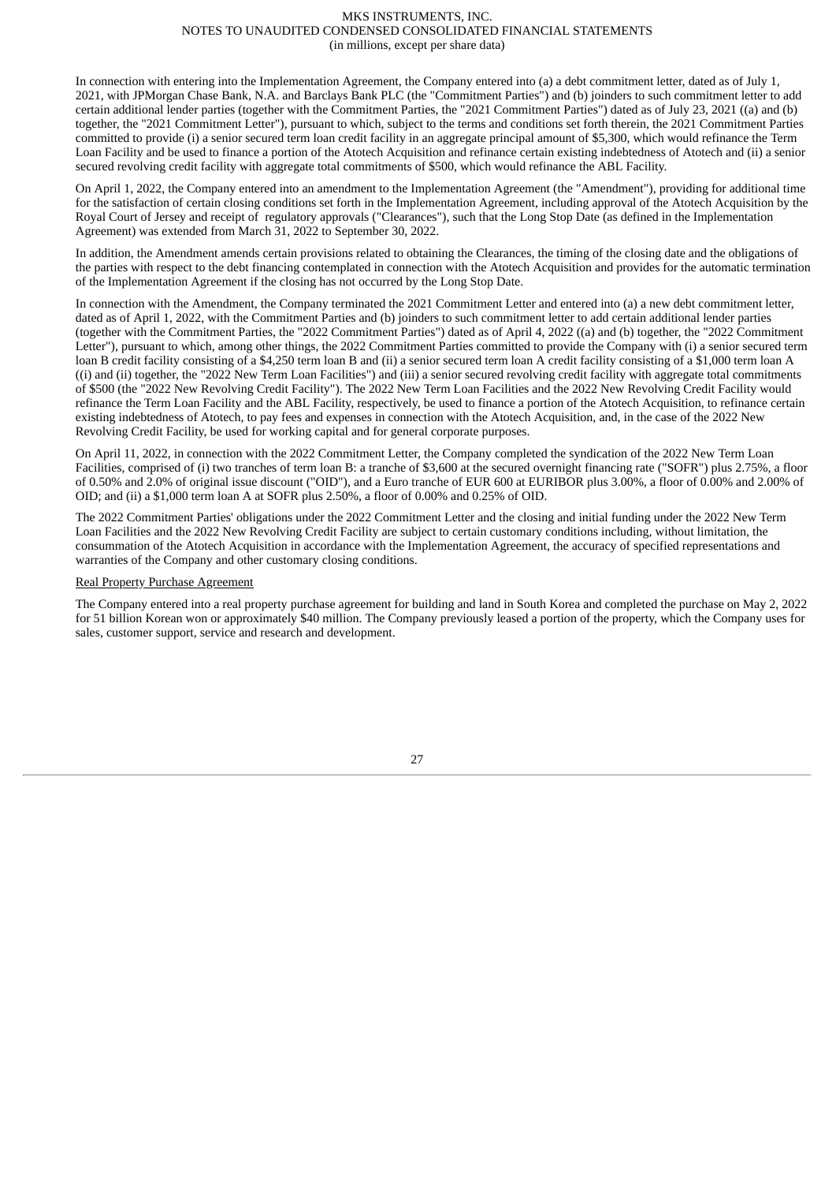In connection with entering into the Implementation Agreement, the Company entered into (a) a debt commitment letter, dated as of July 1, 2021, with JPMorgan Chase Bank, N.A. and Barclays Bank PLC (the "Commitment Parties") and (b) joinders to such commitment letter to add certain additional lender parties (together with the Commitment Parties, the "2021 Commitment Parties") dated as of July 23, 2021 ((a) and (b) together, the "2021 Commitment Letter"), pursuant to which, subject to the terms and conditions set forth therein, the 2021 Commitment Parties committed to provide (i) a senior secured term loan credit facility in an aggregate principal amount of $5,300, which would refinance the Term Loan Facility and be used to finance a portion of the Atotech Acquisition and refinance certain existing indebtedness of Atotech and (ii) a senior secured revolving credit facility with aggregate total commitments of $500, which would refinance the ABL Facility.

On April 1, 2022, the Company entered into an amendment to the Implementation Agreement (the "Amendment"), providing for additional time for the satisfaction of certain closing conditions set forth in the Implementation Agreement, including approval of the Atotech Acquisition by the Royal Court of Jersey and receipt of regulatory approvals ("Clearances"), such that the Long Stop Date (as defined in the Implementation Agreement) was extended from March 31, 2022 to September 30, 2022.

In addition, the Amendment amends certain provisions related to obtaining the Clearances, the timing of the closing date and the obligations of the parties with respect to the debt financing contemplated in connection with the Atotech Acquisition and provides for the automatic termination of the Implementation Agreement if the closing has not occurred by the Long Stop Date.

In connection with the Amendment, the Company terminated the 2021 Commitment Letter and entered into (a) a new debt commitment letter, dated as of April 1, 2022, with the Commitment Parties and (b) joinders to such commitment letter to add certain additional lender parties (together with the Commitment Parties, the "2022 Commitment Parties") dated as of April 4, 2022 ((a) and (b) together, the "2022 Commitment Letter"), pursuant to which, among other things, the 2022 Commitment Parties committed to provide the Company with (i) a senior secured term loan B credit facility consisting of a $4,250 term loan B and (ii) a senior secured term loan A credit facility consisting of a $1,000 term loan A ((i) and (ii) together, the "2022 New Term Loan Facilities") and (iii) a senior secured revolving credit facility with aggregate total commitments of $500 (the "2022 New Revolving Credit Facility"). The 2022 New Term Loan Facilities and the 2022 New Revolving Credit Facility would refinance the Term Loan Facility and the ABL Facility, respectively, be used to finance a portion of the Atotech Acquisition, to refinance certain existing indebtedness of Atotech, to pay fees and expenses in connection with the Atotech Acquisition, and, in the case of the 2022 New Revolving Credit Facility, be used for working capital and for general corporate purposes.

On April 11, 2022, in connection with the 2022 Commitment Letter, the Company completed the syndication of the 2022 New Term Loan Facilities, comprised of (i) two tranches of term loan B: a tranche of $3,600 at the secured overnight financing rate ("SOFR") plus 2.75%, a floor of 0.50% and 2.0% of original issue discount ("OID"), and a Euro tranche of EUR 600 at EURIBOR plus 3.00%, a floor of 0.00% and 2.00% of OID; and (ii) a $1,000 term loan A at SOFR plus 2.50%, a floor of 0.00% and 0.25% of OID.

The 2022 Commitment Parties' obligations under the 2022 Commitment Letter and the closing and initial funding under the 2022 New Term Loan Facilities and the 2022 New Revolving Credit Facility are subject to certain customary conditions including, without limitation, the consummation of the Atotech Acquisition in accordance with the Implementation Agreement, the accuracy of specified representations and warranties of the Company and other customary closing conditions.

Real Property Purchase Agreement

The Company entered into a real property purchase agreement for building and land in South Korea and completed the purchase on May 2, 2022 for 51 billion Korean won or approximately $40 million. The Company previously leased a portion of the property, which the Company uses for sales, customer support, service and research and development.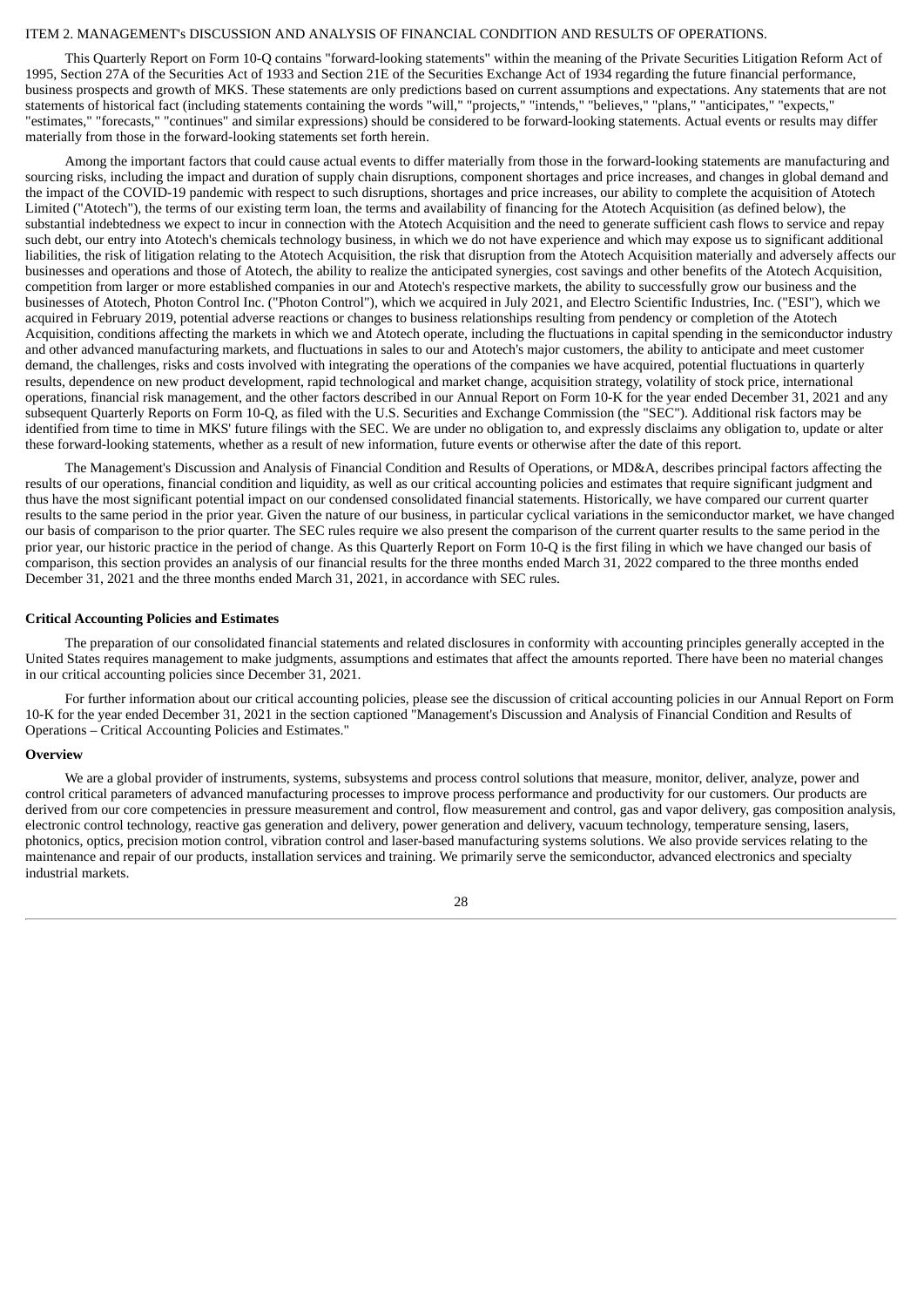ITEM 2. MANAGEMENT's DISCUSSION AND ANALYSIS OF FINANCIAL CONDITION AND RESULTS OF OPERATIONS.

This Quarterly Report on Form 10-Q contains "forward-looking statements" within the meaning of the Private Securities Litigation Reform Act of 1995, Section 27A of the Securities Act of 1933 and Section 21E of the Securities Exchange Act of 1934 regarding the future financial performance, business prospects and growth of MKS. These statements are only predictions based on current assumptions and expectations. Any statements that are not statements of historical fact (including statements containing the words "will," "projects," "intends," "believes," "plans," "anticipates," "expects," "estimates," "forecasts," "continues" and similar expressions) should be considered to be forward-looking statements. Actual events or results may differ materially from those in the forward-looking statements set forth herein.

Among the important factors that could cause actual events to differ materially from those in the forward-looking statements are manufacturing and sourcing risks, including the impact and duration of supply chain disruptions, component shortages and price increases, and changes in global demand and the impact of the COVID-19 pandemic with respect to such disruptions, shortages and price increases, our ability to complete the acquisition of Atotech Limited ("Atotech"), the terms of our existing term loan, the terms and availability of financing for the Atotech Acquisition (as defined below), the substantial indebtedness we expect to incur in connection with the Atotech Acquisition and the need to generate sufficient cash flows to service and repay such debt, our entry into Atotech's chemicals technology business, in which we do not have experience and which may expose us to significant additional liabilities, the risk of litigation relating to the Atotech Acquisition, the risk that disruption from the Atotech Acquisition materially and adversely affects our businesses and operations and those of Atotech, the ability to realize the anticipated synergies, cost savings and other benefits of the Atotech Acquisition, competition from larger or more established companies in our and Atotech's respective markets, the ability to successfully grow our business and the businesses of Atotech, Photon Control Inc. ("Photon Control"), which we acquired in July 2021, and Electro Scientific Industries, Inc. ("ESI"), which we acquired in February 2019, potential adverse reactions or changes to business relationships resulting from pendency or completion of the Atotech Acquisition, conditions affecting the markets in which we and Atotech operate, including the fluctuations in capital spending in the semiconductor industry and other advanced manufacturing markets, and fluctuations in sales to our and Atotech's major customers, the ability to anticipate and meet customer demand, the challenges, risks and costs involved with integrating the operations of the companies we have acquired, potential fluctuations in quarterly results, dependence on new product development, rapid technological and market change, acquisition strategy, volatility of stock price, international operations, financial risk management, and the other factors described in our Annual Report on Form 10-K for the year ended December 31, 2021 and any subsequent Quarterly Reports on Form 10-Q, as filed with the U.S. Securities and Exchange Commission (the "SEC"). Additional risk factors may be identified from time to time in MKS' future filings with the SEC. We are under no obligation to, and expressly disclaims any obligation to, update or alter these forward-looking statements, whether as a result of new information, future events or otherwise after the date of this report.

The Management's Discussion and Analysis of Financial Condition and Results of Operations, or MD&A, describes principal factors affecting the results of our operations, financial condition and liquidity, as well as our critical accounting policies and estimates that require significant judgment and thus have the most significant potential impact on our condensed consolidated financial statements. Historically, we have compared our current quarter results to the same period in the prior year. Given the nature of our business, in particular cyclical variations in the semiconductor market, we have changed our basis of comparison to the prior quarter. The SEC rules require we also present the comparison of the current quarter results to the same period in the prior year, our historic practice in the period of change. As this Quarterly Report on Form 10-Q is the first filing in which we have changed our basis of comparison, this section provides an analysis of our financial results for the three months ended March 31, 2022 compared to the three months ended December 31, 2021 and the three months ended March 31, 2021, in accordance with SEC rules.

**Critical Accounting Policies and Estimates**

The preparation of our consolidated financial statements and related disclosures in conformity with accounting principles generally accepted in the United States requires management to make judgments, assumptions and estimates that affect the amounts reported. There have been no material changes in our critical accounting policies since December 31, 2021.

For further information about our critical accounting policies, please see the discussion of critical accounting policies in our Annual Report on Form 10-K for the year ended December 31, 2021 in the section captioned "Management's Discussion and Analysis of Financial Condition and Results of Operations – Critical Accounting Policies and Estimates."

**Overview**

We are a global provider of instruments, systems, subsystems and process control solutions that measure, monitor, deliver, analyze, power and control critical parameters of advanced manufacturing processes to improve process performance and productivity for our customers. Our products are derived from our core competencies in pressure measurement and control, flow measurement and control, gas and vapor delivery, gas composition analysis, electronic control technology, reactive gas generation and delivery, power generation and delivery, vacuum technology, temperature sensing, lasers, photonics, optics, precision motion control, vibration control and laser-based manufacturing systems solutions. We also provide services relating to the maintenance and repair of our products, installation services and training. We primarily serve the semiconductor, advanced electronics and specialty industrial markets.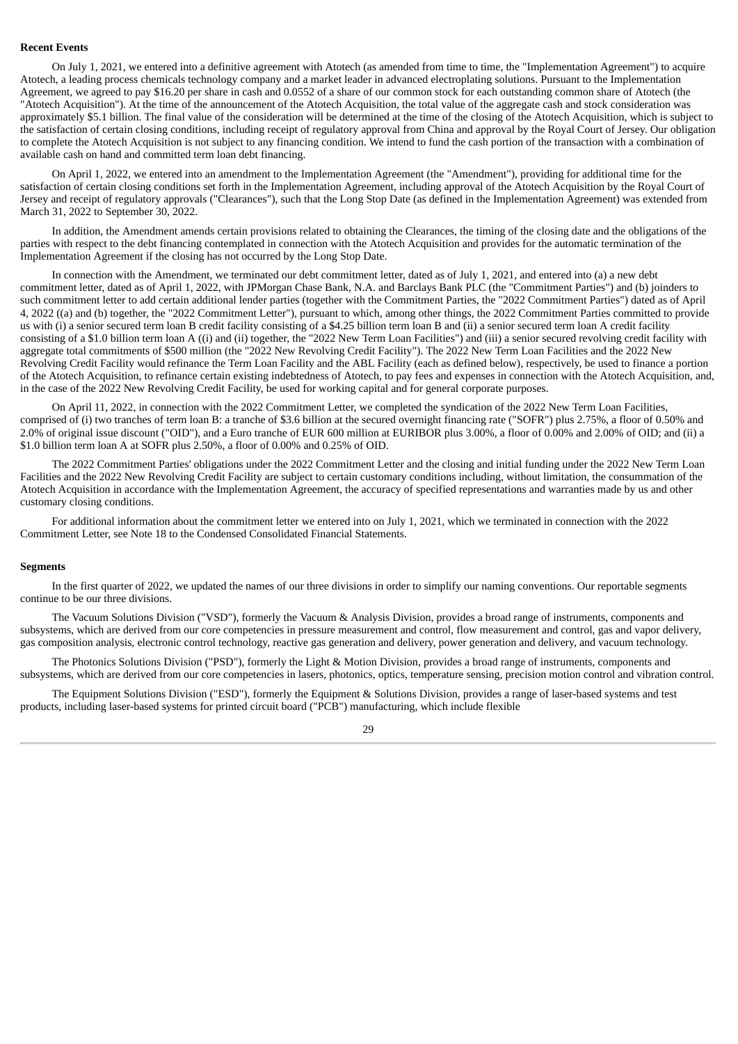**Recent Events**

On July 1, 2021, we entered into a definitive agreement with Atotech (as amended from time to time, the "Implementation Agreement") to acquire Atotech, a leading process chemicals technology company and a market leader in advanced electroplating solutions. Pursuant to the Implementation Agreement, we agreed to pay $16.20 per share in cash and 0.0552 of a share of our common stock for each outstanding common share of Atotech (the "Atotech Acquisition"). At the time of the announcement of the Atotech Acquisition, the total value of the aggregate cash and stock consideration was approximately $5.1 billion. The final value of the consideration will be determined at the time of the closing of the Atotech Acquisition, which is subject to the satisfaction of certain closing conditions, including receipt of regulatory approval from China and approval by the Royal Court of Jersey. Our obligation to complete the Atotech Acquisition is not subject to any financing condition. We intend to fund the cash portion of the transaction with a combination of available cash on hand and committed term loan debt financing.

On April 1, 2022, we entered into an amendment to the Implementation Agreement (the "Amendment"), providing for additional time for the satisfaction of certain closing conditions set forth in the Implementation Agreement, including approval of the Atotech Acquisition by the Royal Court of Jersey and receipt of regulatory approvals ("Clearances"), such that the Long Stop Date (as defined in the Implementation Agreement) was extended from March 31, 2022 to September 30, 2022.

In addition, the Amendment amends certain provisions related to obtaining the Clearances, the timing of the closing date and the obligations of the parties with respect to the debt financing contemplated in connection with the Atotech Acquisition and provides for the automatic termination of the Implementation Agreement if the closing has not occurred by the Long Stop Date.

In connection with the Amendment, we terminated our debt commitment letter, dated as of July 1, 2021, and entered into (a) a new debt commitment letter, dated as of April 1, 2022, with JPMorgan Chase Bank, N.A. and Barclays Bank PLC (the "Commitment Parties") and (b) joinders to such commitment letter to add certain additional lender parties (together with the Commitment Parties, the "2022 Commitment Parties") dated as of April 4, 2022 ((a) and (b) together, the "2022 Commitment Letter"), pursuant to which, among other things, the 2022 Commitment Parties committed to provide us with (i) a senior secured term loan B credit facility consisting of a $4.25 billion term loan B and (ii) a senior secured term loan A credit facility consisting of a $1.0 billion term loan A ((i) and (ii) together, the "2022 New Term Loan Facilities") and (iii) a senior secured revolving credit facility with aggregate total commitments of $500 million (the "2022 New Revolving Credit Facility"). The 2022 New Term Loan Facilities and the 2022 New Revolving Credit Facility would refinance the Term Loan Facility and the ABL Facility (each as defined below), respectively, be used to finance a portion of the Atotech Acquisition, to refinance certain existing indebtedness of Atotech, to pay fees and expenses in connection with the Atotech Acquisition, and, in the case of the 2022 New Revolving Credit Facility, be used for working capital and for general corporate purposes.

On April 11, 2022, in connection with the 2022 Commitment Letter, we completed the syndication of the 2022 New Term Loan Facilities, comprised of (i) two tranches of term loan B: a tranche of $3.6 billion at the secured overnight financing rate ("SOFR") plus 2.75%, a floor of 0.50% and 2.0% of original issue discount ("OID"), and a Euro tranche of EUR 600 million at EURIBOR plus 3.00%, a floor of 0.00% and 2.00% of OID; and (ii) a $1.0 billion term loan A at SOFR plus 2.50%, a floor of 0.00% and 0.25% of OID.

The 2022 Commitment Parties' obligations under the 2022 Commitment Letter and the closing and initial funding under the 2022 New Term Loan Facilities and the 2022 New Revolving Credit Facility are subject to certain customary conditions including, without limitation, the consummation of the Atotech Acquisition in accordance with the Implementation Agreement, the accuracy of specified representations and warranties made by us and other customary closing conditions.

For additional information about the commitment letter we entered into on July 1, 2021, which we terminated in connection with the 2022 Commitment Letter, see Note 18 to the Condensed Consolidated Financial Statements.

**Segments**

In the first quarter of 2022, we updated the names of our three divisions in order to simplify our naming conventions. Our reportable segments continue to be our three divisions.

The Vacuum Solutions Division ("VSD"), formerly the Vacuum & Analysis Division, provides a broad range of instruments, components and subsystems, which are derived from our core competencies in pressure measurement and control, flow measurement and control, gas and vapor delivery, gas composition analysis, electronic control technology, reactive gas generation and delivery, power generation and delivery, and vacuum technology.

The Photonics Solutions Division ("PSD"), formerly the Light & Motion Division, provides a broad range of instruments, components and subsystems, which are derived from our core competencies in lasers, photonics, optics, temperature sensing, precision motion control and vibration control.

The Equipment Solutions Division ("ESD"), formerly the Equipment & Solutions Division, provides a range of laser-based systems and test products, including laser-based systems for printed circuit board ("PCB") manufacturing, which include flexible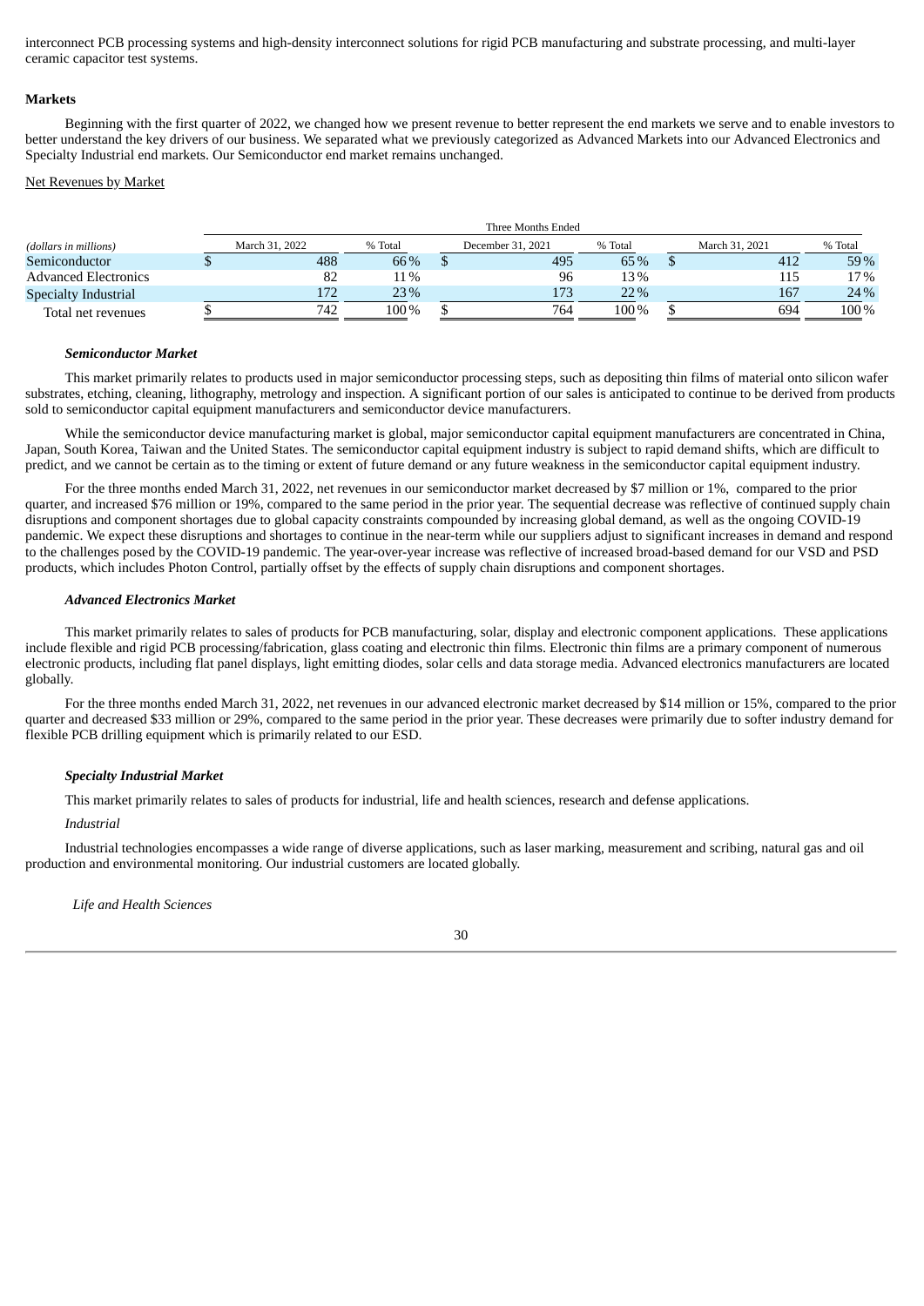interconnect PCB processing systems and high-density interconnect solutions for rigid PCB manufacturing and substrate processing, and multi-layer ceramic capacitor test systems.

**Markets**

Beginning with the first quarter of 2022, we changed how we present revenue to better represent the end markets we serve and to enable investors to better understand the key drivers of our business. We separated what we previously categorized as Advanced Markets into our Advanced Electronics and Specialty Industrial end markets. Our Semiconductor end market remains unchanged.

Net Revenues by Market

| | Three Months Ended | | | | | |
|---|---|---|---|---|---|---|
| *(dollars in millions)* | March 31, 2022 | % Total | December 31, 2021 | % Total | March 31, 2021 | % Total |
| Semiconductor | $ 488 | 66 % | $ 495 | 65 % | $ 412 | 59 % |
| Advanced Electronics | 82 | 11 % | 96 | 13 % | 115 | 17 % |
| Specialty Industrial | 172 | 23 % | 173 | 22 % | 167 | 24 % |
| Total net revenues | $ 742 | 100 % | $ 764 | 100 % | $ 694 | 100 % |

***Semiconductor Market***

This market primarily relates to products used in major semiconductor processing steps, such as depositing thin films of material onto silicon wafer substrates, etching, cleaning, lithography, metrology and inspection. A significant portion of our sales is anticipated to continue to be derived from products sold to semiconductor capital equipment manufacturers and semiconductor device manufacturers.

While the semiconductor device manufacturing market is global, major semiconductor capital equipment manufacturers are concentrated in China, Japan, South Korea, Taiwan and the United States. The semiconductor capital equipment industry is subject to rapid demand shifts, which are difficult to predict, and we cannot be certain as to the timing or extent of future demand or any future weakness in the semiconductor capital equipment industry.

For the three months ended March 31, 2022, net revenues in our semiconductor market decreased by $7 million or 1%, compared to the prior quarter, and increased $76 million or 19%, compared to the same period in the prior year. The sequential decrease was reflective of continued supply chain disruptions and component shortages due to global capacity constraints compounded by increasing global demand, as well as the ongoing COVID-19 pandemic. We expect these disruptions and shortages to continue in the near-term while our suppliers adjust to significant increases in demand and respond to the challenges posed by the COVID-19 pandemic. The year-over-year increase was reflective of increased broad-based demand for our VSD and PSD products, which includes Photon Control, partially offset by the effects of supply chain disruptions and component shortages.

***Advanced Electronics Market***

This market primarily relates to sales of products for PCB manufacturing, solar, display and electronic component applications. These applications include flexible and rigid PCB processing/fabrication, glass coating and electronic thin films. Electronic thin films are a primary component of numerous electronic products, including flat panel displays, light emitting diodes, solar cells and data storage media. Advanced electronics manufacturers are located globally.

For the three months ended March 31, 2022, net revenues in our advanced electronic market decreased by $14 million or 15%, compared to the prior quarter and decreased $33 million or 29%, compared to the same period in the prior year. These decreases were primarily due to softer industry demand for flexible PCB drilling equipment which is primarily related to our ESD.

***Specialty Industrial Market***

This market primarily relates to sales of products for industrial, life and health sciences, research and defense applications.

*Industrial*

Industrial technologies encompasses a wide range of diverse applications, such as laser marking, measurement and scribing, natural gas and oil production and environmental monitoring. Our industrial customers are located globally.

*Life and Health Sciences*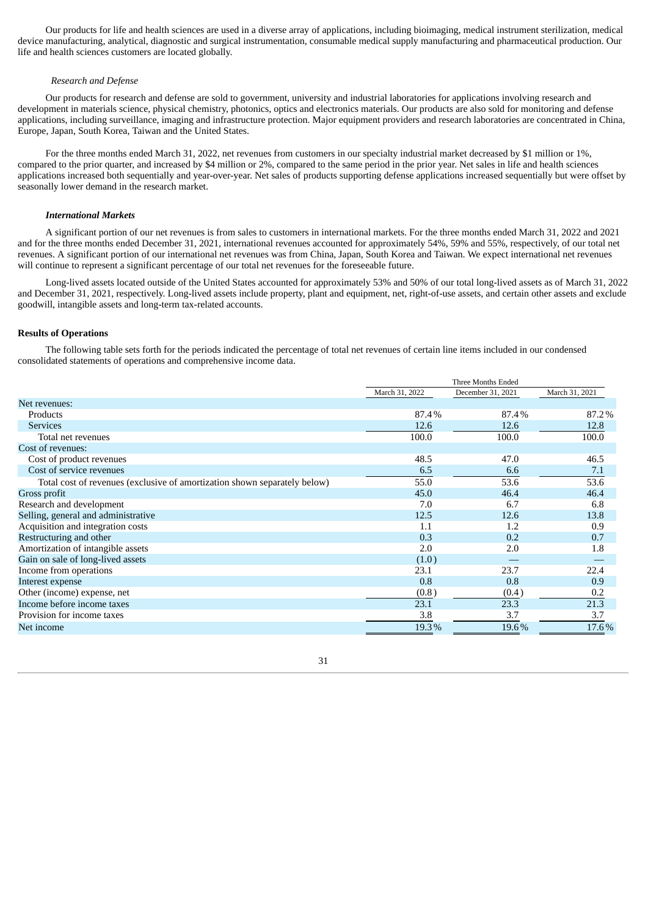Our products for life and health sciences are used in a diverse array of applications, including bioimaging, medical instrument sterilization, medical device manufacturing, analytical, diagnostic and surgical instrumentation, consumable medical supply manufacturing and pharmaceutical production. Our life and health sciences customers are located globally.

*Research and Defense*

Our products for research and defense are sold to government, university and industrial laboratories for applications involving research and development in materials science, physical chemistry, photonics, optics and electronics materials. Our products are also sold for monitoring and defense applications, including surveillance, imaging and infrastructure protection. Major equipment providers and research laboratories are concentrated in China, Europe, Japan, South Korea, Taiwan and the United States.

For the three months ended March 31, 2022, net revenues from customers in our specialty industrial market decreased by $1 million or 1%, compared to the prior quarter, and increased by $4 million or 2%, compared to the same period in the prior year. Net sales in life and health sciences applications increased both sequentially and year-over-year. Net sales of products supporting defense applications increased sequentially but were offset by seasonally lower demand in the research market.

***International Markets***

A significant portion of our net revenues is from sales to customers in international markets. For the three months ended March 31, 2022 and 2021 and for the three months ended December 31, 2021, international revenues accounted for approximately 54%, 59% and 55%, respectively, of our total net revenues. A significant portion of our international net revenues was from China, Japan, South Korea and Taiwan. We expect international net revenues will continue to represent a significant percentage of our total net revenues for the foreseeable future.

Long-lived assets located outside of the United States accounted for approximately 53% and 50% of our total long-lived assets as of March 31, 2022 and December 31, 2021, respectively. Long-lived assets include property, plant and equipment, net, right-of-use assets, and certain other assets and exclude goodwill, intangible assets and long-term tax-related accounts.

**Results of Operations**

The following table sets forth for the periods indicated the percentage of total net revenues of certain line items included in our condensed consolidated statements of operations and comprehensive income data.

| | Three Months Ended | | |
|---|---|---|---|
| | March 31, 2022 | December 31, 2021 | March 31, 2021 |
| Net revenues: | | | |
| Products | 87.4 % | 87.4 % | 87.2 % |
| Services | 12.6 | 12.6 | 12.8 |
| Total net revenues | 100.0 | 100.0 | 100.0 |
| Cost of revenues: | | | |
| Cost of product revenues | 48.5 | 47.0 | 46.5 |
| Cost of service revenues | 6.5 | 6.6 | 7.1 |
| Total cost of revenues (exclusive of amortization shown separately below) | 55.0 | 53.6 | 53.6 |
| Gross profit | 45.0 | 46.4 | 46.4 |
| Research and development | 7.0 | 6.7 | 6.8 |
| Selling, general and administrative | 12.5 | 12.6 | 13.8 |
| Acquisition and integration costs | 1.1 | 1.2 | 0.9 |
| Restructuring and other | 0.3 | 0.2 | 0.7 |
| Amortization of intangible assets | 2.0 | 2.0 | 1.8 |
| Gain on sale of long-lived assets | (1.0) | — | — |
| Income from operations | 23.1 | 23.7 | 22.4 |
| Interest expense | 0.8 | 0.8 | 0.9 |
| Other (income) expense, net | (0.8) | (0.4) | 0.2 |
| Income before income taxes | 23.1 | 23.3 | 21.3 |
| Provision for income taxes | 3.8 | 3.7 | 3.7 |
| Net income | 19.3 % | 19.6 % | 17.6 % |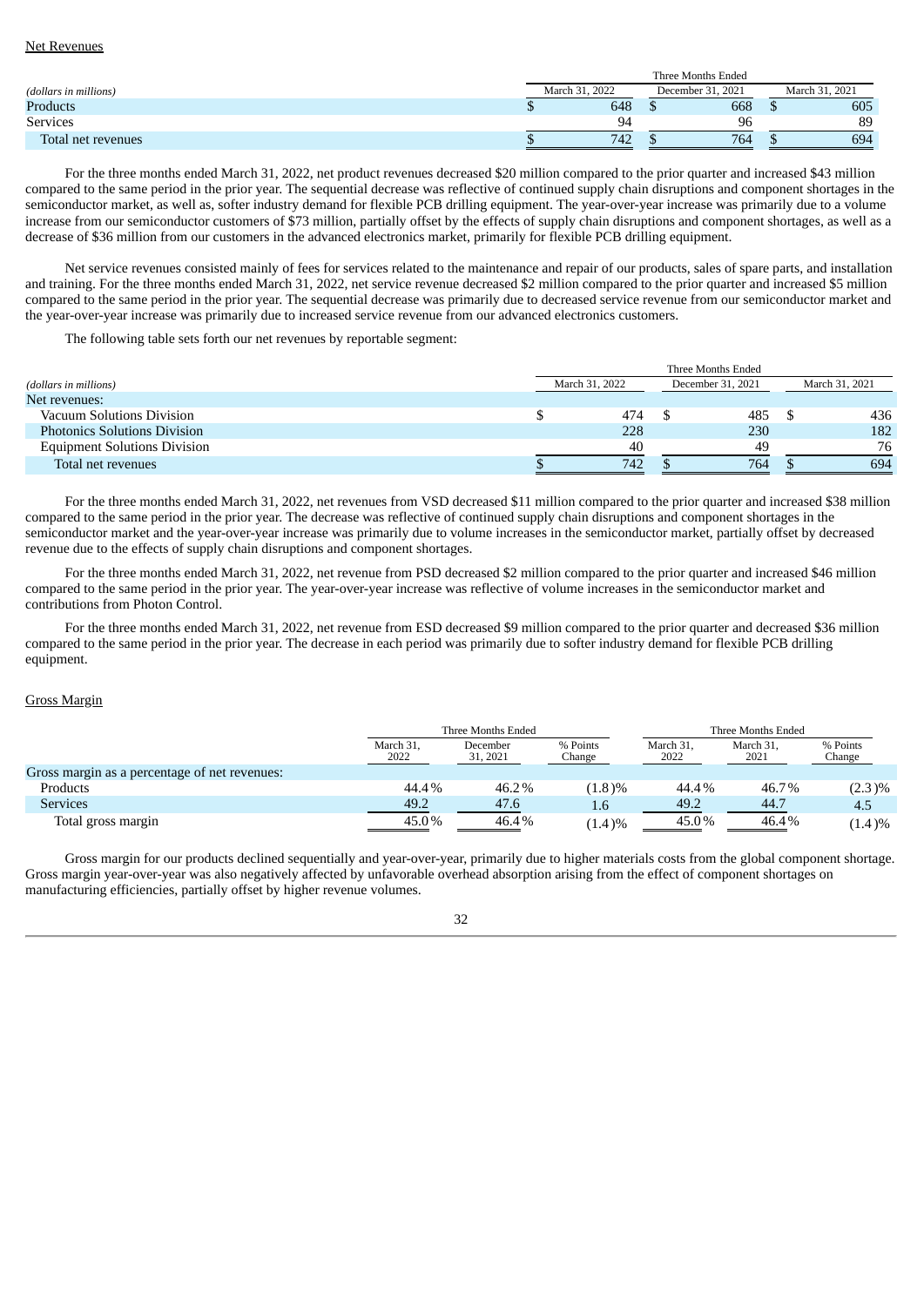Net Revenues

| (dollars in millions) | Three Months Ended | | |
|---|---|---|---|
| | March 31, 2022 | December 31, 2021 | March 31, 2021 |
| Products | $ 648 | $ 668 | $ 605 |
| Services | 94 | 96 | 89 |
| Total net revenues | $ 742 | $ 764 | $ 694 |

For the three months ended March 31, 2022, net product revenues decreased $20 million compared to the prior quarter and increased $43 million compared to the same period in the prior year. The sequential decrease was reflective of continued supply chain disruptions and component shortages in the semiconductor market, as well as, softer industry demand for flexible PCB drilling equipment. The year-over-year increase was primarily due to a volume increase from our semiconductor customers of $73 million, partially offset by the effects of supply chain disruptions and component shortages, as well as a decrease of $36 million from our customers in the advanced electronics market, primarily for flexible PCB drilling equipment.

Net service revenues consisted mainly of fees for services related to the maintenance and repair of our products, sales of spare parts, and installation and training. For the three months ended March 31, 2022, net service revenue decreased $2 million compared to the prior quarter and increased $5 million compared to the same period in the prior year. The sequential decrease was primarily due to decreased service revenue from our semiconductor market and the year-over-year increase was primarily due to increased service revenue from our advanced electronics customers.

The following table sets forth our net revenues by reportable segment:

| (dollars in millions) | Three Months Ended | | |
|---|---|---|---|
| | March 31, 2022 | December 31, 2021 | March 31, 2021 |
| Net revenues: | | | |
| Vacuum Solutions Division | $ 474 | $ 485 | $ 436 |
| Photonics Solutions Division | 228 | 230 | 182 |
| Equipment Solutions Division | 40 | 49 | 76 |
| Total net revenues | $ 742 | $ 764 | $ 694 |

For the three months ended March 31, 2022, net revenues from VSD decreased $11 million compared to the prior quarter and increased $38 million compared to the same period in the prior year. The decrease was reflective of continued supply chain disruptions and component shortages in the semiconductor market and the year-over-year increase was primarily due to volume increases in the semiconductor market, partially offset by decreased revenue due to the effects of supply chain disruptions and component shortages.

For the three months ended March 31, 2022, net revenue from PSD decreased $2 million compared to the prior quarter and increased $46 million compared to the same period in the prior year. The year-over-year increase was reflective of volume increases in the semiconductor market and contributions from Photon Control.

For the three months ended March 31, 2022, net revenue from ESD decreased $9 million compared to the prior quarter and decreased $36 million compared to the same period in the prior year. The decrease in each period was primarily due to softer industry demand for flexible PCB drilling equipment.

Gross Margin

| | Three Months Ended | | | Three Months Ended | | |
|---|---|---|---|---|---|---|
| | March 31, 2022 | December 31, 2021 | % Points Change | March 31, 2022 | March 31, 2021 | % Points Change |
| Gross margin as a percentage of net revenues: | | | | | | |
| Products | 44.4% | 46.2% | (1.8)% | 44.4% | 46.7% | (2.3)% |
| Services | 49.2 | 47.6 | 1.6 | 49.2 | 44.7 | 4.5 |
| Total gross margin | 45.0% | 46.4% | (1.4)% | 45.0% | 46.4% | (1.4)% |

Gross margin for our products declined sequentially and year-over-year, primarily due to higher materials costs from the global component shortage. Gross margin year-over-year was also negatively affected by unfavorable overhead absorption arising from the effect of component shortages on manufacturing efficiencies, partially offset by higher revenue volumes.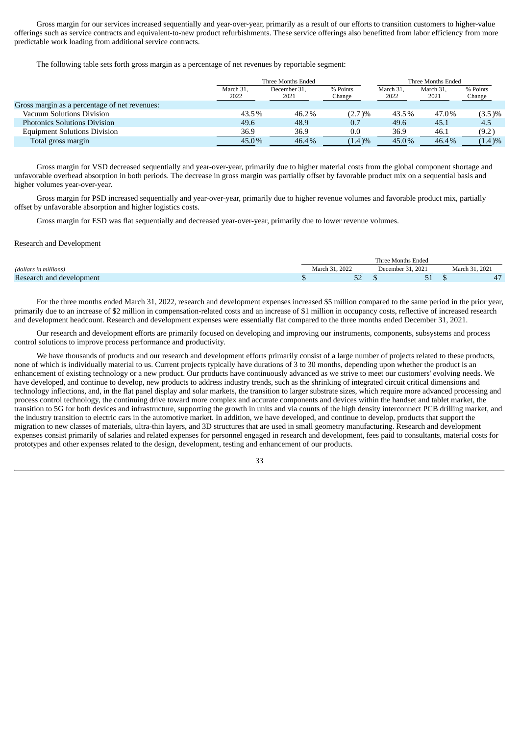Gross margin for our services increased sequentially and year-over-year, primarily as a result of our efforts to transition customers to higher-value offerings such as service contracts and equivalent-to-new product refurbishments. These service offerings also benefitted from labor efficiency from more predictable work loading from additional service contracts.

The following table sets forth gross margin as a percentage of net revenues by reportable segment:

| | Three Months Ended | | | Three Months Ended | | |
|---|---|---|---|---|---|---|
| | March 31, 2022 | December 31, 2021 | % Points Change | March 31, 2022 | March 31, 2021 | % Points Change |
| Gross margin as a percentage of net revenues: | | | | | | |
| Vacuum Solutions Division | 43.5% | 46.2% | (2.7)% | 43.5% | 47.0% | (3.5)% |
| Photonics Solutions Division | 49.6 | 48.9 | 0.7 | 49.6 | 45.1 | 4.5 |
| Equipment Solutions Division | 36.9 | 36.9 | 0.0 | 36.9 | 46.1 | (9.2) |
| Total gross margin | 45.0% | 46.4% | (1.4)% | 45.0% | 46.4% | (1.4)% |

Gross margin for VSD decreased sequentially and year-over-year, primarily due to higher material costs from the global component shortage and unfavorable overhead absorption in both periods. The decrease in gross margin was partially offset by favorable product mix on a sequential basis and higher volumes year-over-year.

Gross margin for PSD increased sequentially and year-over-year, primarily due to higher revenue volumes and favorable product mix, partially offset by unfavorable absorption and higher logistics costs.

Gross margin for ESD was flat sequentially and decreased year-over-year, primarily due to lower revenue volumes.

Research and Development

| | Three Months Ended | | |
|---|---|---|---|
| *(dollars in millions)* | March 31, 2022 | December 31, 2021 | March 31, 2021 |
| Research and development | $ 52 | $ 51 | $ 47 |

For the three months ended March 31, 2022, research and development expenses increased $5 million compared to the same period in the prior year, primarily due to an increase of $2 million in compensation-related costs and an increase of $1 million in occupancy costs, reflective of increased research and development headcount. Research and development expenses were essentially flat compared to the three months ended December 31, 2021.

Our research and development efforts are primarily focused on developing and improving our instruments, components, subsystems and process control solutions to improve process performance and productivity.

We have thousands of products and our research and development efforts primarily consist of a large number of projects related to these products, none of which is individually material to us. Current projects typically have durations of 3 to 30 months, depending upon whether the product is an enhancement of existing technology or a new product. Our products have continuously advanced as we strive to meet our customers' evolving needs. We have developed, and continue to develop, new products to address industry trends, such as the shrinking of integrated circuit critical dimensions and technology inflections, and, in the flat panel display and solar markets, the transition to larger substrate sizes, which require more advanced processing and process control technology, the continuing drive toward more complex and accurate components and devices within the handset and tablet market, the transition to 5G for both devices and infrastructure, supporting the growth in units and via counts of the high density interconnect PCB drilling market, and the industry transition to electric cars in the automotive market. In addition, we have developed, and continue to develop, products that support the migration to new classes of materials, ultra-thin layers, and 3D structures that are used in small geometry manufacturing. Research and development expenses consist primarily of salaries and related expenses for personnel engaged in research and development, fees paid to consultants, material costs for prototypes and other expenses related to the design, development, testing and enhancement of our products.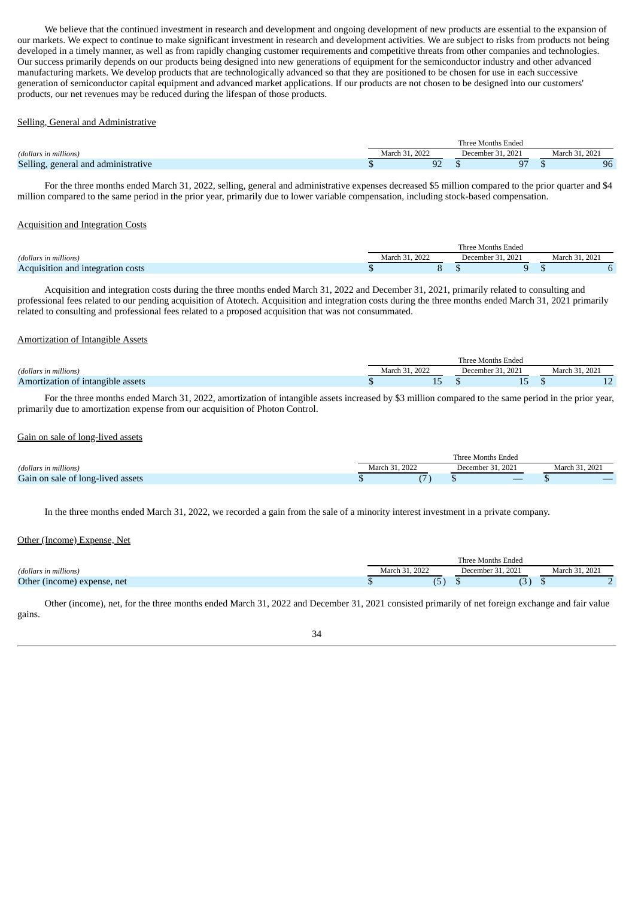We believe that the continued investment in research and development and ongoing development of new products are essential to the expansion of our markets. We expect to continue to make significant investment in research and development activities. We are subject to risks from products not being developed in a timely manner, as well as from rapidly changing customer requirements and competitive threats from other companies and technologies. Our success primarily depends on our products being designed into new generations of equipment for the semiconductor industry and other advanced manufacturing markets. We develop products that are technologically advanced so that they are positioned to be chosen for use in each successive generation of semiconductor capital equipment and advanced market applications. If our products are not chosen to be designed into our customers' products, our net revenues may be reduced during the lifespan of those products.

Selling, General and Administrative

| | Three Months Ended | | |
|---|---|---|---|
| *(dollars in millions)* | March 31, 2022 | December 31, 2021 | March 31, 2021 |
| Selling, general and administrative | $ 92 | $ 97 | $ 96 |

For the three months ended March 31, 2022, selling, general and administrative expenses decreased $5 million compared to the prior quarter and $4 million compared to the same period in the prior year, primarily due to lower variable compensation, including stock-based compensation.

Acquisition and Integration Costs

| | Three Months Ended | | |
|---|---|---|---|
| *(dollars in millions)* | March 31, 2022 | December 31, 2021 | March 31, 2021 |
| Acquisition and integration costs | $ 8 | $ 9 | $ 6 |

Acquisition and integration costs during the three months ended March 31, 2022 and December 31, 2021, primarily related to consulting and professional fees related to our pending acquisition of Atotech. Acquisition and integration costs during the three months ended March 31, 2021 primarily related to consulting and professional fees related to a proposed acquisition that was not consummated.

Amortization of Intangible Assets

| | Three Months Ended | | |
|---|---|---|---|
| *(dollars in millions)* | March 31, 2022 | December 31, 2021 | March 31, 2021 |
| Amortization of intangible assets | $ 15 | $ 15 | $ 12 |

For the three months ended March 31, 2022, amortization of intangible assets increased by $3 million compared to the same period in the prior year, primarily due to amortization expense from our acquisition of Photon Control.

Gain on sale of long-lived assets

| | Three Months Ended | | |
|---|---|---|---|
| *(dollars in millions)* | March 31, 2022 | December 31, 2021 | March 31, 2021 |
| Gain on sale of long-lived assets | $ (7) | $ — | $ — |

In the three months ended March 31, 2022, we recorded a gain from the sale of a minority interest investment in a private company.

Other (Income) Expense, Net

| | Three Months Ended | | |
|---|---|---|---|
| *(dollars in millions)* | March 31, 2022 | December 31, 2021 | March 31, 2021 |
| Other (income) expense, net | $ (5) | $ (3) | $ 2 |

Other (income), net, for the three months ended March 31, 2022 and December 31, 2021 consisted primarily of net foreign exchange and fair value gains.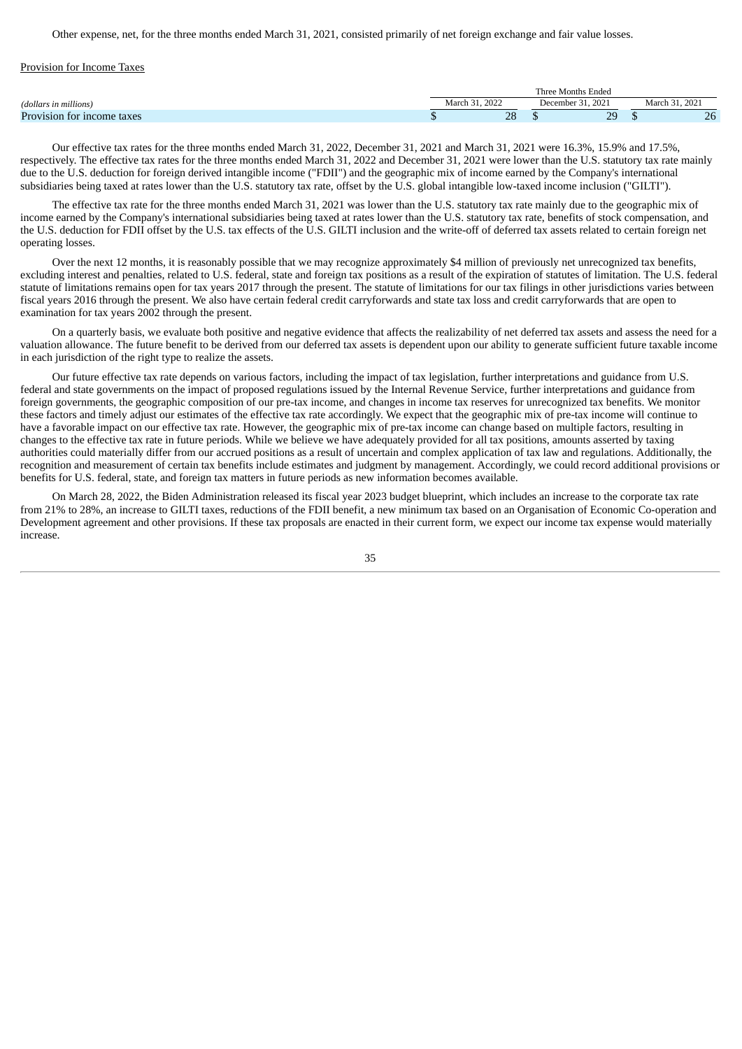Other expense, net, for the three months ended March 31, 2021, consisted primarily of net foreign exchange and fair value losses.

Provision for Income Taxes

| | Three Months Ended | | |
|---|---|---|---|
| *(dollars in millions)* | March 31, 2022 | December 31, 2021 | March 31, 2021 |
| Provision for income taxes | $ 28 | $ 29 | $ 26 |

Our effective tax rates for the three months ended March 31, 2022, December 31, 2021 and March 31, 2021 were 16.3%, 15.9% and 17.5%, respectively. The effective tax rates for the three months ended March 31, 2022 and December 31, 2021 were lower than the U.S. statutory tax rate mainly due to the U.S. deduction for foreign derived intangible income ("FDII") and the geographic mix of income earned by the Company's international subsidiaries being taxed at rates lower than the U.S. statutory tax rate, offset by the U.S. global intangible low-taxed income inclusion ("GILTI").

The effective tax rate for the three months ended March 31, 2021 was lower than the U.S. statutory tax rate mainly due to the geographic mix of income earned by the Company's international subsidiaries being taxed at rates lower than the U.S. statutory tax rate, benefits of stock compensation, and the U.S. deduction for FDII offset by the U.S. tax effects of the U.S. GILTI inclusion and the write-off of deferred tax assets related to certain foreign net operating losses.

Over the next 12 months, it is reasonably possible that we may recognize approximately $4 million of previously net unrecognized tax benefits, excluding interest and penalties, related to U.S. federal, state and foreign tax positions as a result of the expiration of statutes of limitation. The U.S. federal statute of limitations remains open for tax years 2017 through the present. The statute of limitations for our tax filings in other jurisdictions varies between fiscal years 2016 through the present. We also have certain federal credit carryforwards and state tax loss and credit carryforwards that are open to examination for tax years 2002 through the present.

On a quarterly basis, we evaluate both positive and negative evidence that affects the realizability of net deferred tax assets and assess the need for a valuation allowance. The future benefit to be derived from our deferred tax assets is dependent upon our ability to generate sufficient future taxable income in each jurisdiction of the right type to realize the assets.

Our future effective tax rate depends on various factors, including the impact of tax legislation, further interpretations and guidance from U.S. federal and state governments on the impact of proposed regulations issued by the Internal Revenue Service, further interpretations and guidance from foreign governments, the geographic composition of our pre-tax income, and changes in income tax reserves for unrecognized tax benefits. We monitor these factors and timely adjust our estimates of the effective tax rate accordingly. We expect that the geographic mix of pre-tax income will continue to have a favorable impact on our effective tax rate. However, the geographic mix of pre-tax income can change based on multiple factors, resulting in changes to the effective tax rate in future periods. While we believe we have adequately provided for all tax positions, amounts asserted by taxing authorities could materially differ from our accrued positions as a result of uncertain and complex application of tax law and regulations. Additionally, the recognition and measurement of certain tax benefits include estimates and judgment by management. Accordingly, we could record additional provisions or benefits for U.S. federal, state, and foreign tax matters in future periods as new information becomes available.

On March 28, 2022, the Biden Administration released its fiscal year 2023 budget blueprint, which includes an increase to the corporate tax rate from 21% to 28%, an increase to GILTI taxes, reductions of the FDII benefit, a new minimum tax based on an Organisation of Economic Co-operation and Development agreement and other provisions. If these tax proposals are enacted in their current form, we expect our income tax expense would materially increase.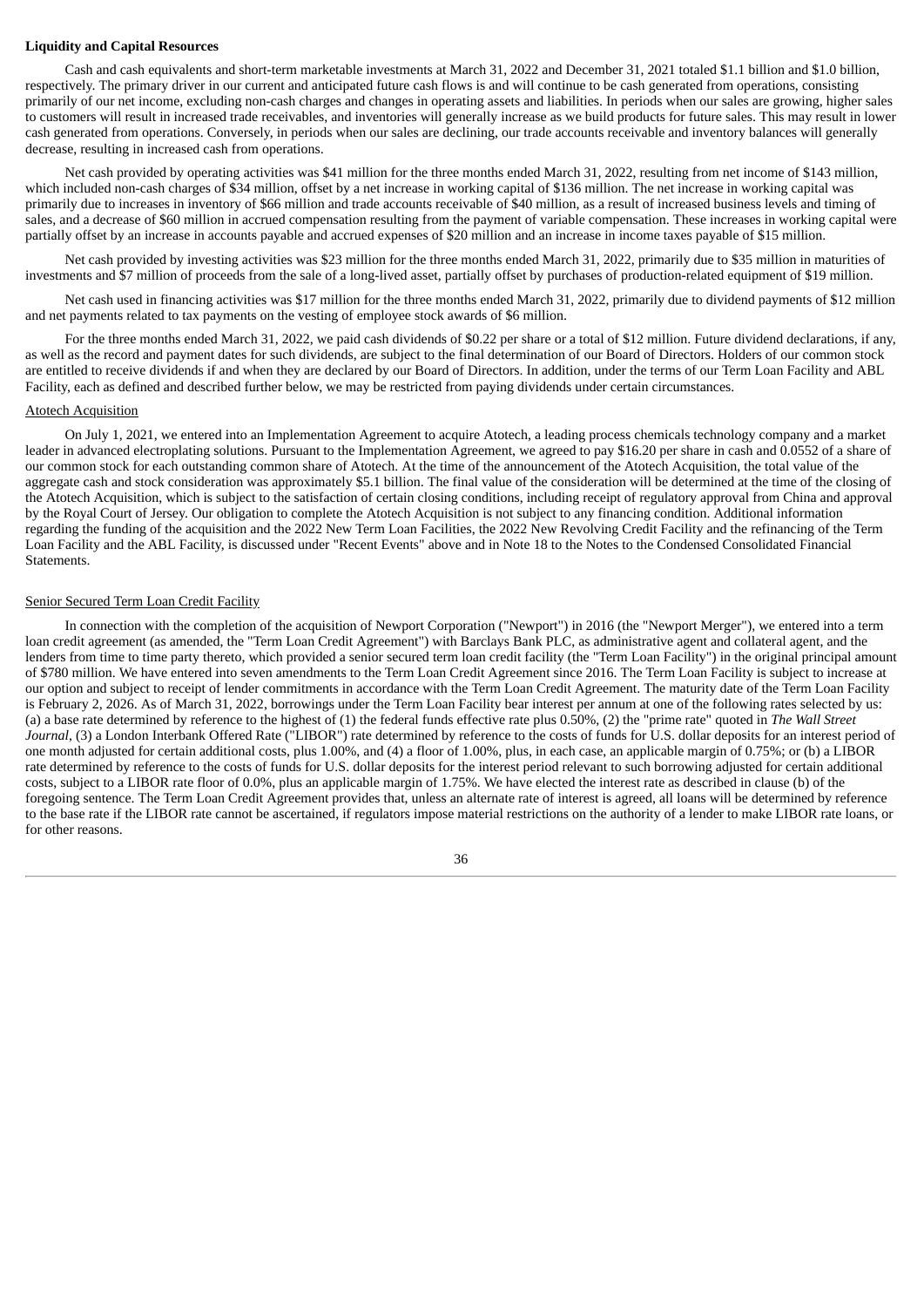**Liquidity and Capital Resources**

Cash and cash equivalents and short-term marketable investments at March 31, 2022 and December 31, 2021 totaled $1.1 billion and $1.0 billion, respectively. The primary driver in our current and anticipated future cash flows is and will continue to be cash generated from operations, consisting primarily of our net income, excluding non-cash charges and changes in operating assets and liabilities. In periods when our sales are growing, higher sales to customers will result in increased trade receivables, and inventories will generally increase as we build products for future sales. This may result in lower cash generated from operations. Conversely, in periods when our sales are declining, our trade accounts receivable and inventory balances will generally decrease, resulting in increased cash from operations.

Net cash provided by operating activities was $41 million for the three months ended March 31, 2022, resulting from net income of $143 million, which included non-cash charges of $34 million, offset by a net increase in working capital of $136 million. The net increase in working capital was primarily due to increases in inventory of $66 million and trade accounts receivable of $40 million, as a result of increased business levels and timing of sales, and a decrease of $60 million in accrued compensation resulting from the payment of variable compensation. These increases in working capital were partially offset by an increase in accounts payable and accrued expenses of $20 million and an increase in income taxes payable of $15 million.

Net cash provided by investing activities was $23 million for the three months ended March 31, 2022, primarily due to $35 million in maturities of investments and $7 million of proceeds from the sale of a long-lived asset, partially offset by purchases of production-related equipment of $19 million.

Net cash used in financing activities was $17 million for the three months ended March 31, 2022, primarily due to dividend payments of $12 million and net payments related to tax payments on the vesting of employee stock awards of $6 million.

For the three months ended March 31, 2022, we paid cash dividends of $0.22 per share or a total of $12 million. Future dividend declarations, if any, as well as the record and payment dates for such dividends, are subject to the final determination of our Board of Directors. Holders of our common stock are entitled to receive dividends if and when they are declared by our Board of Directors. In addition, under the terms of our Term Loan Facility and ABL Facility, each as defined and described further below, we may be restricted from paying dividends under certain circumstances.

Atotech Acquisition

On July 1, 2021, we entered into an Implementation Agreement to acquire Atotech, a leading process chemicals technology company and a market leader in advanced electroplating solutions. Pursuant to the Implementation Agreement, we agreed to pay $16.20 per share in cash and 0.0552 of a share of our common stock for each outstanding common share of Atotech. At the time of the announcement of the Atotech Acquisition, the total value of the aggregate cash and stock consideration was approximately $5.1 billion. The final value of the consideration will be determined at the time of the closing of the Atotech Acquisition, which is subject to the satisfaction of certain closing conditions, including receipt of regulatory approval from China and approval by the Royal Court of Jersey. Our obligation to complete the Atotech Acquisition is not subject to any financing condition. Additional information regarding the funding of the acquisition and the 2022 New Term Loan Facilities, the 2022 New Revolving Credit Facility and the refinancing of the Term Loan Facility and the ABL Facility, is discussed under "Recent Events" above and in Note 18 to the Notes to the Condensed Consolidated Financial Statements.

Senior Secured Term Loan Credit Facility

In connection with the completion of the acquisition of Newport Corporation ("Newport") in 2016 (the "Newport Merger"), we entered into a term loan credit agreement (as amended, the "Term Loan Credit Agreement") with Barclays Bank PLC, as administrative agent and collateral agent, and the lenders from time to time party thereto, which provided a senior secured term loan credit facility (the "Term Loan Facility") in the original principal amount of $780 million. We have entered into seven amendments to the Term Loan Credit Agreement since 2016. The Term Loan Facility is subject to increase at our option and subject to receipt of lender commitments in accordance with the Term Loan Credit Agreement. The maturity date of the Term Loan Facility is February 2, 2026. As of March 31, 2022, borrowings under the Term Loan Facility bear interest per annum at one of the following rates selected by us: (a) a base rate determined by reference to the highest of (1) the federal funds effective rate plus 0.50%, (2) the "prime rate" quoted in *The Wall Street Journal*, (3) a London Interbank Offered Rate ("LIBOR") rate determined by reference to the costs of funds for U.S. dollar deposits for an interest period of one month adjusted for certain additional costs, plus 1.00%, and (4) a floor of 1.00%, plus, in each case, an applicable margin of 0.75%; or (b) a LIBOR rate determined by reference to the costs of funds for U.S. dollar deposits for the interest period relevant to such borrowing adjusted for certain additional costs, subject to a LIBOR rate floor of 0.0%, plus an applicable margin of 1.75%. We have elected the interest rate as described in clause (b) of the foregoing sentence. The Term Loan Credit Agreement provides that, unless an alternate rate of interest is agreed, all loans will be determined by reference to the base rate if the LIBOR rate cannot be ascertained, if regulators impose material restrictions on the authority of a lender to make LIBOR rate loans, or for other reasons.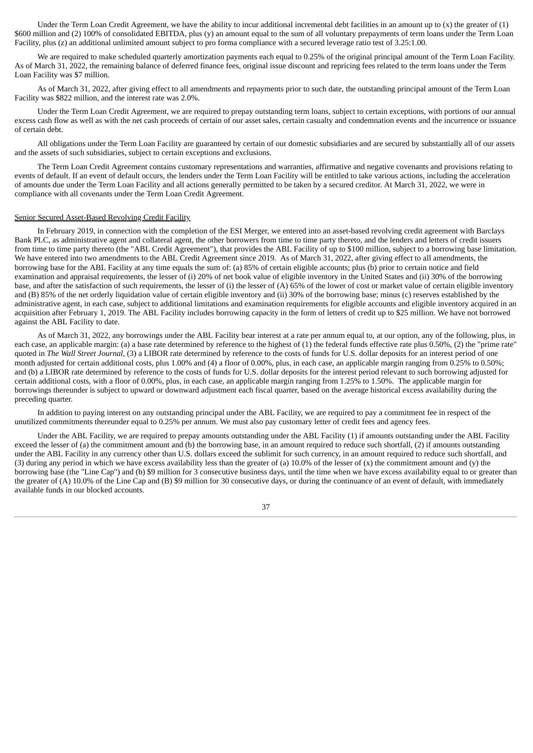Under the Term Loan Credit Agreement, we have the ability to incur additional incremental debt facilities in an amount up to (x) the greater of (1) $600 million and (2) 100% of consolidated EBITDA, plus (y) an amount equal to the sum of all voluntary prepayments of term loans under the Term Loan Facility, plus (z) an additional unlimited amount subject to pro forma compliance with a secured leverage ratio test of 3.25:1.00.

We are required to make scheduled quarterly amortization payments each equal to 0.25% of the original principal amount of the Term Loan Facility. As of March 31, 2022, the remaining balance of deferred finance fees, original issue discount and repricing fees related to the term loans under the Term Loan Facility was $7 million.

As of March 31, 2022, after giving effect to all amendments and repayments prior to such date, the outstanding principal amount of the Term Loan Facility was $822 million, and the interest rate was 2.0%.

Under the Term Loan Credit Agreement, we are required to prepay outstanding term loans, subject to certain exceptions, with portions of our annual excess cash flow as well as with the net cash proceeds of certain of our asset sales, certain casualty and condemnation events and the incurrence or issuance of certain debt.

All obligations under the Term Loan Facility are guaranteed by certain of our domestic subsidiaries and are secured by substantially all of our assets and the assets of such subsidiaries, subject to certain exceptions and exclusions.

The Term Loan Credit Agreement contains customary representations and warranties, affirmative and negative covenants and provisions relating to events of default. If an event of default occurs, the lenders under the Term Loan Facility will be entitled to take various actions, including the acceleration of amounts due under the Term Loan Facility and all actions generally permitted to be taken by a secured creditor. At March 31, 2022, we were in compliance with all covenants under the Term Loan Credit Agreement.

Senior Secured Asset-Based Revolving Credit Facility

In February 2019, in connection with the completion of the ESI Merger, we entered into an asset-based revolving credit agreement with Barclays Bank PLC, as administrative agent and collateral agent, the other borrowers from time to time party thereto, and the lenders and letters of credit issuers from time to time party thereto (the "ABL Credit Agreement"), that provides the ABL Facility of up to $100 million, subject to a borrowing base limitation. We have entered into two amendments to the ABL Credit Agreement since 2019. As of March 31, 2022, after giving effect to all amendments, the borrowing base for the ABL Facility at any time equals the sum of: (a) 85% of certain eligible accounts; plus (b) prior to certain notice and field examination and appraisal requirements, the lesser of (i) 20% of net book value of eligible inventory in the United States and (ii) 30% of the borrowing base, and after the satisfaction of such requirements, the lesser of (i) the lesser of (A) 65% of the lower of cost or market value of certain eligible inventory and (B) 85% of the net orderly liquidation value of certain eligible inventory and (ii) 30% of the borrowing base; minus (c) reserves established by the administrative agent, in each case, subject to additional limitations and examination requirements for eligible accounts and eligible inventory acquired in an acquisition after February 1, 2019. The ABL Facility includes borrowing capacity in the form of letters of credit up to $25 million. We have not borrowed against the ABL Facility to date.

As of March 31, 2022, any borrowings under the ABL Facility bear interest at a rate per annum equal to, at our option, any of the following, plus, in each case, an applicable margin: (a) a base rate determined by reference to the highest of (1) the federal funds effective rate plus 0.50%, (2) the "prime rate" quoted in *The Wall Street Journal*, (3) a LIBOR rate determined by reference to the costs of funds for U.S. dollar deposits for an interest period of one month adjusted for certain additional costs, plus 1.00% and (4) a floor of 0.00%, plus, in each case, an applicable margin ranging from 0.25% to 0.50%; and (b) a LIBOR rate determined by reference to the costs of funds for U.S. dollar deposits for the interest period relevant to such borrowing adjusted for certain additional costs, with a floor of 0.00%, plus, in each case, an applicable margin ranging from 1.25% to 1.50%. The applicable margin for borrowings thereunder is subject to upward or downward adjustment each fiscal quarter, based on the average historical excess availability during the preceding quarter.

In addition to paying interest on any outstanding principal under the ABL Facility, we are required to pay a commitment fee in respect of the unutilized commitments thereunder equal to 0.25% per annum. We must also pay customary letter of credit fees and agency fees.

Under the ABL Facility, we are required to prepay amounts outstanding under the ABL Facility (1) if amounts outstanding under the ABL Facility exceed the lesser of (a) the commitment amount and (b) the borrowing base, in an amount required to reduce such shortfall, (2) if amounts outstanding under the ABL Facility in any currency other than U.S. dollars exceed the sublimit for such currency, in an amount required to reduce such shortfall, and (3) during any period in which we have excess availability less than the greater of (a) 10.0% of the lesser of (x) the commitment amount and (y) the borrowing base (the "Line Cap") and (b) $9 million for 3 consecutive business days, until the time when we have excess availability equal to or greater than the greater of (A) 10.0% of the Line Cap and (B) $9 million for 30 consecutive days, or during the continuance of an event of default, with immediately available funds in our blocked accounts.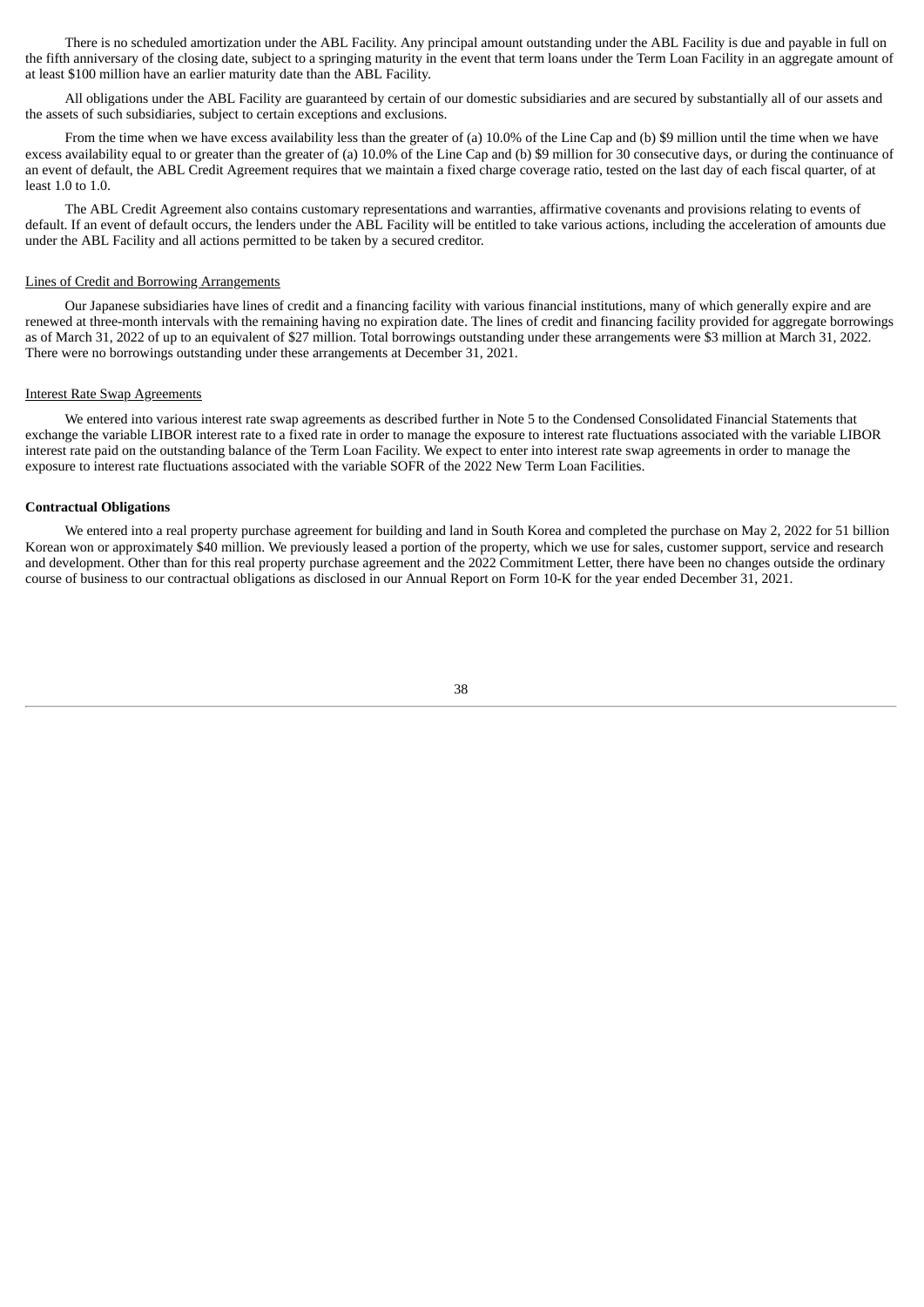There is no scheduled amortization under the ABL Facility. Any principal amount outstanding under the ABL Facility is due and payable in full on the fifth anniversary of the closing date, subject to a springing maturity in the event that term loans under the Term Loan Facility in an aggregate amount of at least $100 million have an earlier maturity date than the ABL Facility.

All obligations under the ABL Facility are guaranteed by certain of our domestic subsidiaries and are secured by substantially all of our assets and the assets of such subsidiaries, subject to certain exceptions and exclusions.

From the time when we have excess availability less than the greater of (a) 10.0% of the Line Cap and (b) $9 million until the time when we have excess availability equal to or greater than the greater of (a) 10.0% of the Line Cap and (b) $9 million for 30 consecutive days, or during the continuance of an event of default, the ABL Credit Agreement requires that we maintain a fixed charge coverage ratio, tested on the last day of each fiscal quarter, of at least 1.0 to 1.0.

The ABL Credit Agreement also contains customary representations and warranties, affirmative covenants and provisions relating to events of default. If an event of default occurs, the lenders under the ABL Facility will be entitled to take various actions, including the acceleration of amounts due under the ABL Facility and all actions permitted to be taken by a secured creditor.

Lines of Credit and Borrowing Arrangements

Our Japanese subsidiaries have lines of credit and a financing facility with various financial institutions, many of which generally expire and are renewed at three-month intervals with the remaining having no expiration date. The lines of credit and financing facility provided for aggregate borrowings as of March 31, 2022 of up to an equivalent of $27 million. Total borrowings outstanding under these arrangements were $3 million at March 31, 2022. There were no borrowings outstanding under these arrangements at December 31, 2021.

Interest Rate Swap Agreements

We entered into various interest rate swap agreements as described further in Note 5 to the Condensed Consolidated Financial Statements that exchange the variable LIBOR interest rate to a fixed rate in order to manage the exposure to interest rate fluctuations associated with the variable LIBOR interest rate paid on the outstanding balance of the Term Loan Facility. We expect to enter into interest rate swap agreements in order to manage the exposure to interest rate fluctuations associated with the variable SOFR of the 2022 New Term Loan Facilities.

**Contractual Obligations**

We entered into a real property purchase agreement for building and land in South Korea and completed the purchase on May 2, 2022 for 51 billion Korean won or approximately $40 million. We previously leased a portion of the property, which we use for sales, customer support, service and research and development. Other than for this real property purchase agreement and the 2022 Commitment Letter, there have been no changes outside the ordinary course of business to our contractual obligations as disclosed in our Annual Report on Form 10-K for the year ended December 31, 2021.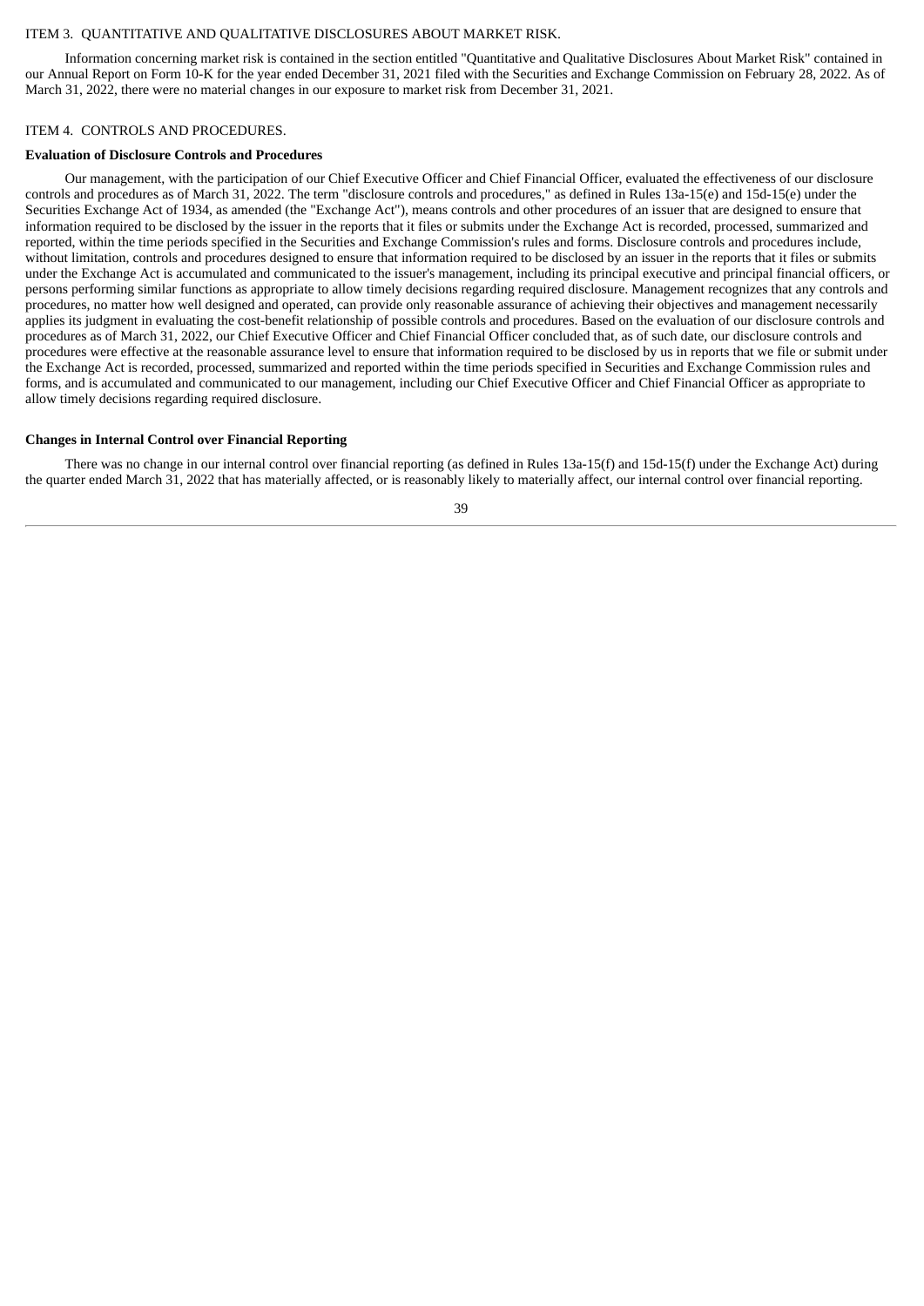## ITEM 3. QUANTITATIVE AND QUALITATIVE DISCLOSURES ABOUT MARKET RISK.

Information concerning market risk is contained in the section entitled "Quantitative and Qualitative Disclosures About Market Risk" contained in our Annual Report on Form 10-K for the year ended December 31, 2021 filed with the Securities and Exchange Commission on February 28, 2022. As of March 31, 2022, there were no material changes in our exposure to market risk from December 31, 2021.

## ITEM 4. CONTROLS AND PROCEDURES.

**Evaluation of Disclosure Controls and Procedures**

Our management, with the participation of our Chief Executive Officer and Chief Financial Officer, evaluated the effectiveness of our disclosure controls and procedures as of March 31, 2022. The term "disclosure controls and procedures," as defined in Rules 13a-15(e) and 15d-15(e) under the Securities Exchange Act of 1934, as amended (the "Exchange Act"), means controls and other procedures of an issuer that are designed to ensure that information required to be disclosed by the issuer in the reports that it files or submits under the Exchange Act is recorded, processed, summarized and reported, within the time periods specified in the Securities and Exchange Commission's rules and forms. Disclosure controls and procedures include, without limitation, controls and procedures designed to ensure that information required to be disclosed by an issuer in the reports that it files or submits under the Exchange Act is accumulated and communicated to the issuer's management, including its principal executive and principal financial officers, or persons performing similar functions as appropriate to allow timely decisions regarding required disclosure. Management recognizes that any controls and procedures, no matter how well designed and operated, can provide only reasonable assurance of achieving their objectives and management necessarily applies its judgment in evaluating the cost-benefit relationship of possible controls and procedures. Based on the evaluation of our disclosure controls and procedures as of March 31, 2022, our Chief Executive Officer and Chief Financial Officer concluded that, as of such date, our disclosure controls and procedures were effective at the reasonable assurance level to ensure that information required to be disclosed by us in reports that we file or submit under the Exchange Act is recorded, processed, summarized and reported within the time periods specified in Securities and Exchange Commission rules and forms, and is accumulated and communicated to our management, including our Chief Executive Officer and Chief Financial Officer as appropriate to allow timely decisions regarding required disclosure.

**Changes in Internal Control over Financial Reporting**

There was no change in our internal control over financial reporting (as defined in Rules 13a-15(f) and 15d-15(f) under the Exchange Act) during the quarter ended March 31, 2022 that has materially affected, or is reasonably likely to materially affect, our internal control over financial reporting.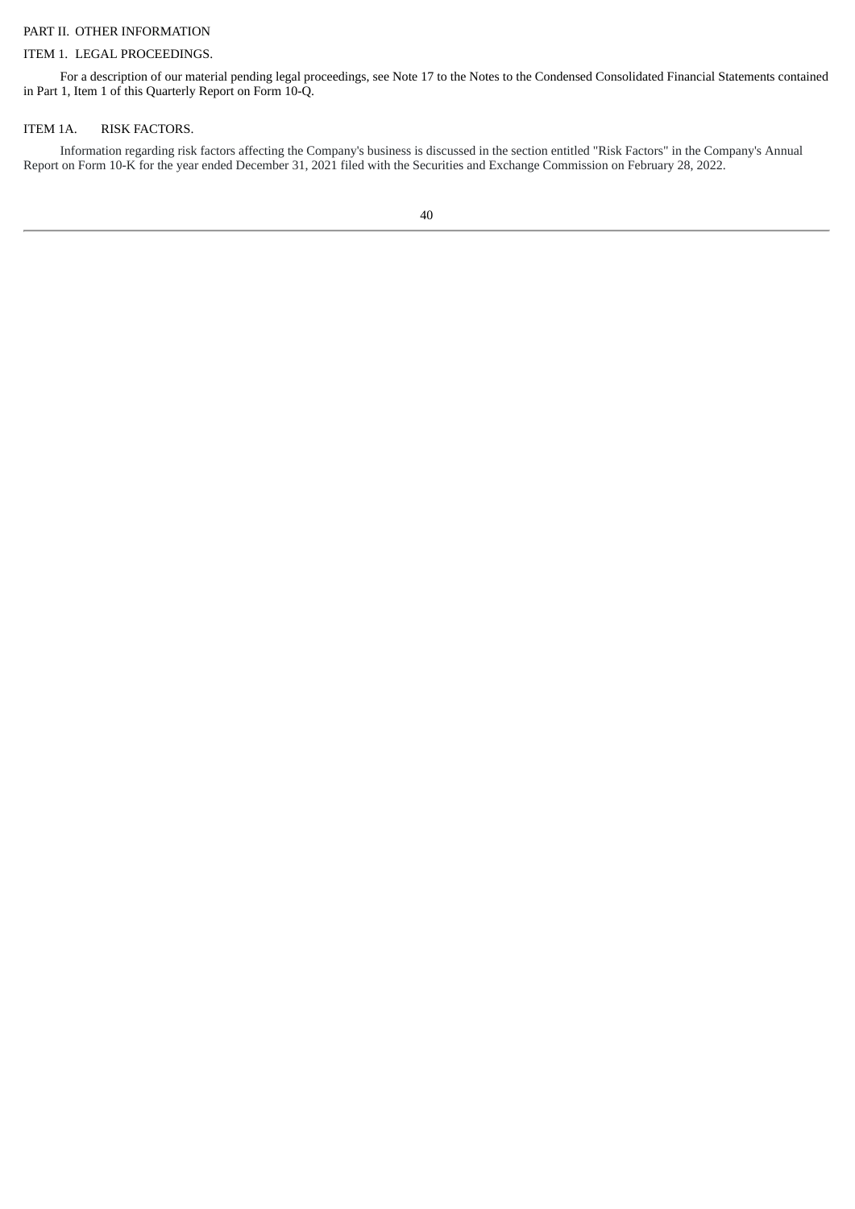# PART II. OTHER INFORMATION

## ITEM 1. LEGAL PROCEEDINGS.

For a description of our material pending legal proceedings, see Note 17 to the Notes to the Condensed Consolidated Financial Statements contained in Part 1, Item 1 of this Quarterly Report on Form 10-Q.

## ITEM 1A. RISK FACTORS.

Information regarding risk factors affecting the Company's business is discussed in the section entitled "Risk Factors" in the Company's Annual Report on Form 10-K for the year ended December 31, 2021 filed with the Securities and Exchange Commission on February 28, 2022.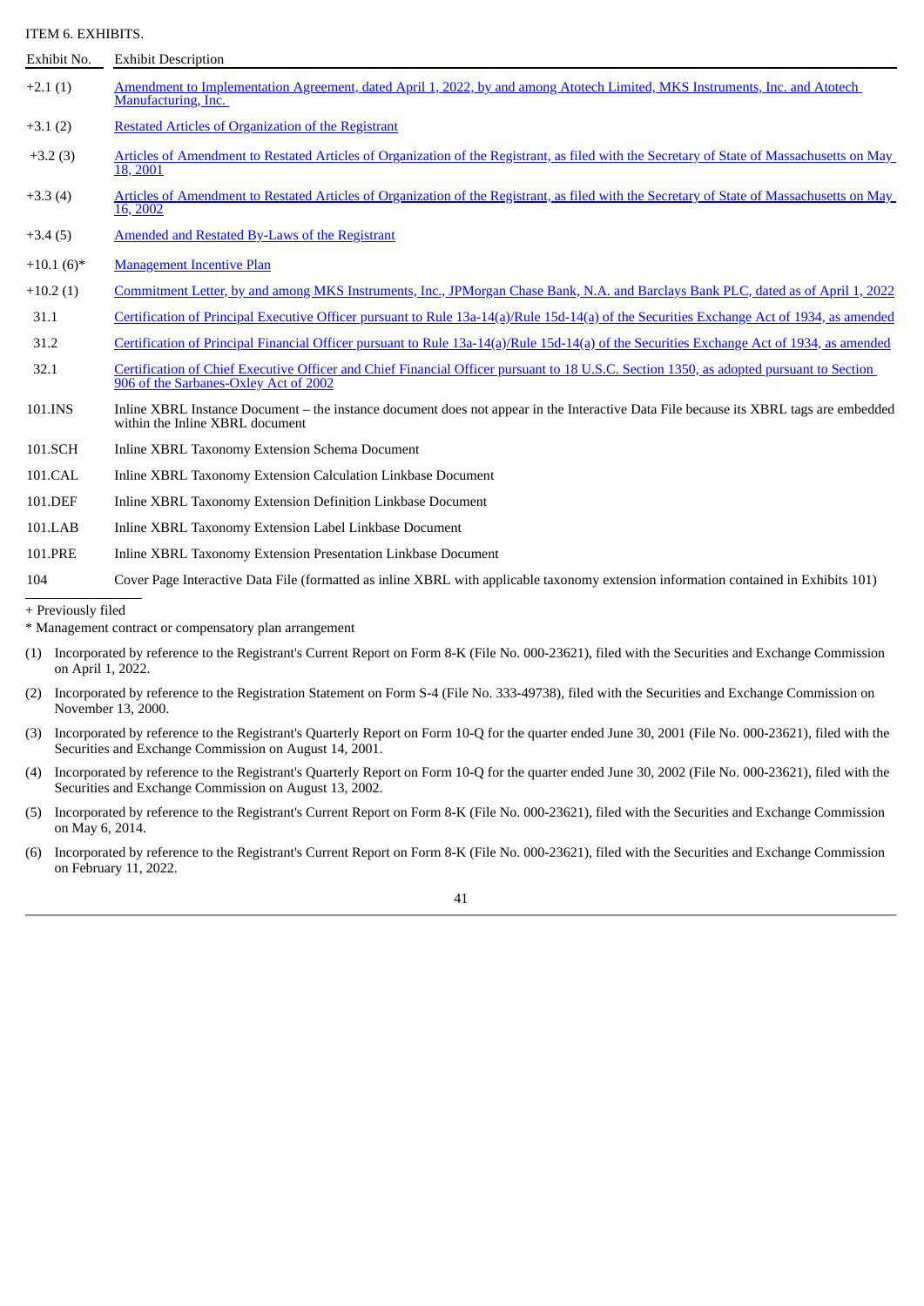ITEM 6. EXHIBITS.

| Exhibit No. | Exhibit Description |
|---|---|
| +2.1 (1) | Amendment to Implementation Agreement, dated April 1, 2022, by and among Atotech Limited, MKS Instruments, Inc. and Atotech Manufacturing, Inc. |
| +3.1 (2) | Restated Articles of Organization of the Registrant |
| +3.2 (3) | Articles of Amendment to Restated Articles of Organization of the Registrant, as filed with the Secretary of State of Massachusetts on May 18, 2001 |
| +3.3 (4) | Articles of Amendment to Restated Articles of Organization of the Registrant, as filed with the Secretary of State of Massachusetts on May 16, 2002 |
| +3.4 (5) | Amended and Restated By-Laws of the Registrant |
| +10.1 (6)* | Management Incentive Plan |
| +10.2 (1) | Commitment Letter, by and among MKS Instruments, Inc., JPMorgan Chase Bank, N.A. and Barclays Bank PLC, dated as of April 1, 2022 |
| 31.1 | Certification of Principal Executive Officer pursuant to Rule 13a-14(a)/Rule 15d-14(a) of the Securities Exchange Act of 1934, as amended |
| 31.2 | Certification of Principal Financial Officer pursuant to Rule 13a-14(a)/Rule 15d-14(a) of the Securities Exchange Act of 1934, as amended |
| 32.1 | Certification of Chief Executive Officer and Chief Financial Officer pursuant to 18 U.S.C. Section 1350, as adopted pursuant to Section 906 of the Sarbanes-Oxley Act of 2002 |
| 101.INS | Inline XBRL Instance Document – the instance document does not appear in the Interactive Data File because its XBRL tags are embedded within the Inline XBRL document |
| 101.SCH | Inline XBRL Taxonomy Extension Schema Document |
| 101.CAL | Inline XBRL Taxonomy Extension Calculation Linkbase Document |
| 101.DEF | Inline XBRL Taxonomy Extension Definition Linkbase Document |
| 101.LAB | Inline XBRL Taxonomy Extension Label Linkbase Document |
| 101.PRE | Inline XBRL Taxonomy Extension Presentation Linkbase Document |
| 104 | Cover Page Interactive Data File (formatted as inline XBRL with applicable taxonomy extension information contained in Exhibits 101) |

+ Previously filed

* Management contract or compensatory plan arrangement

(1) Incorporated by reference to the Registrant's Current Report on Form 8-K (File No. 000-23621), filed with the Securities and Exchange Commission on April 1, 2022.

(2) Incorporated by reference to the Registration Statement on Form S-4 (File No. 333-49738), filed with the Securities and Exchange Commission on November 13, 2000.

(3) Incorporated by reference to the Registrant's Quarterly Report on Form 10-Q for the quarter ended June 30, 2001 (File No. 000-23621), filed with the Securities and Exchange Commission on August 14, 2001.

(4) Incorporated by reference to the Registrant's Quarterly Report on Form 10-Q for the quarter ended June 30, 2002 (File No. 000-23621), filed with the Securities and Exchange Commission on August 13, 2002.

(5) Incorporated by reference to the Registrant's Current Report on Form 8-K (File No. 000-23621), filed with the Securities and Exchange Commission on May 6, 2014.

(6) Incorporated by reference to the Registrant's Current Report on Form 8-K (File No. 000-23621), filed with the Securities and Exchange Commission on February 11, 2022.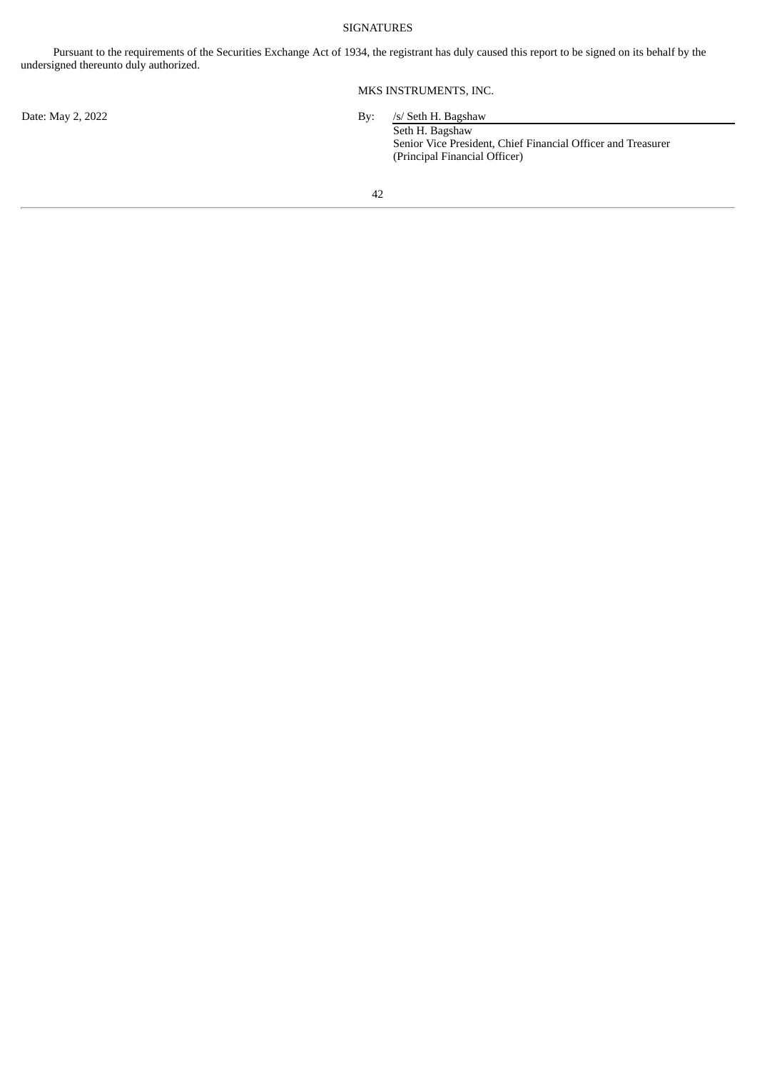## SIGNATURES

Pursuant to the requirements of the Securities Exchange Act of 1934, the registrant has duly caused this report to be signed on its behalf by the undersigned thereunto duly authorized.

MKS INSTRUMENTS, INC.

Date: May 2, 2022

By: /s/ Seth H. Bagshaw

Seth H. Bagshaw
Senior Vice President, Chief Financial Officer and Treasurer
(Principal Financial Officer)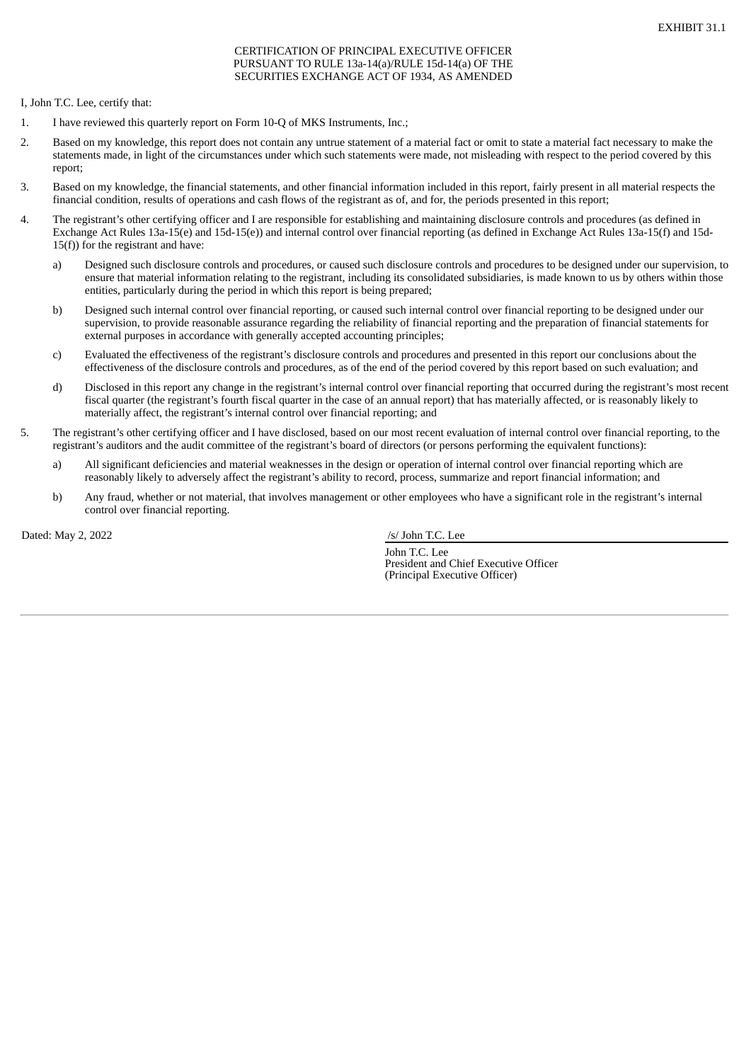EXHIBIT 31.1

CERTIFICATION OF PRINCIPAL EXECUTIVE OFFICER
PURSUANT TO RULE 13a-14(a)/RULE 15d-14(a) OF THE
SECURITIES EXCHANGE ACT OF 1934, AS AMENDED

I, John T.C. Lee, certify that:

1. I have reviewed this quarterly report on Form 10-Q of MKS Instruments, Inc.;

2. Based on my knowledge, this report does not contain any untrue statement of a material fact or omit to state a material fact necessary to make the statements made, in light of the circumstances under which such statements were made, not misleading with respect to the period covered by this report;

3. Based on my knowledge, the financial statements, and other financial information included in this report, fairly present in all material respects the financial condition, results of operations and cash flows of the registrant as of, and for, the periods presented in this report;

4. The registrant's other certifying officer and I are responsible for establishing and maintaining disclosure controls and procedures (as defined in Exchange Act Rules 13a-15(e) and 15d-15(e)) and internal control over financial reporting (as defined in Exchange Act Rules 13a-15(f) and 15d-15(f)) for the registrant and have:

   a) Designed such disclosure controls and procedures, or caused such disclosure controls and procedures to be designed under our supervision, to ensure that material information relating to the registrant, including its consolidated subsidiaries, is made known to us by others within those entities, particularly during the period in which this report is being prepared;

   b) Designed such internal control over financial reporting, or caused such internal control over financial reporting to be designed under our supervision, to provide reasonable assurance regarding the reliability of financial reporting and the preparation of financial statements for external purposes in accordance with generally accepted accounting principles;

   c) Evaluated the effectiveness of the registrant's disclosure controls and procedures and presented in this report our conclusions about the effectiveness of the disclosure controls and procedures, as of the end of the period covered by this report based on such evaluation; and

   d) Disclosed in this report any change in the registrant's internal control over financial reporting that occurred during the registrant's most recent fiscal quarter (the registrant's fourth fiscal quarter in the case of an annual report) that has materially affected, or is reasonably likely to materially affect, the registrant's internal control over financial reporting; and

5. The registrant's other certifying officer and I have disclosed, based on our most recent evaluation of internal control over financial reporting, to the registrant's auditors and the audit committee of the registrant's board of directors (or persons performing the equivalent functions):

   a) All significant deficiencies and material weaknesses in the design or operation of internal control over financial reporting which are reasonably likely to adversely affect the registrant's ability to record, process, summarize and report financial information; and

   b) Any fraud, whether or not material, that involves management or other employees who have a significant role in the registrant's internal control over financial reporting.

Dated: May 2, 2022

/s/ John T.C. Lee

John T.C. Lee
President and Chief Executive Officer
(Principal Executive Officer)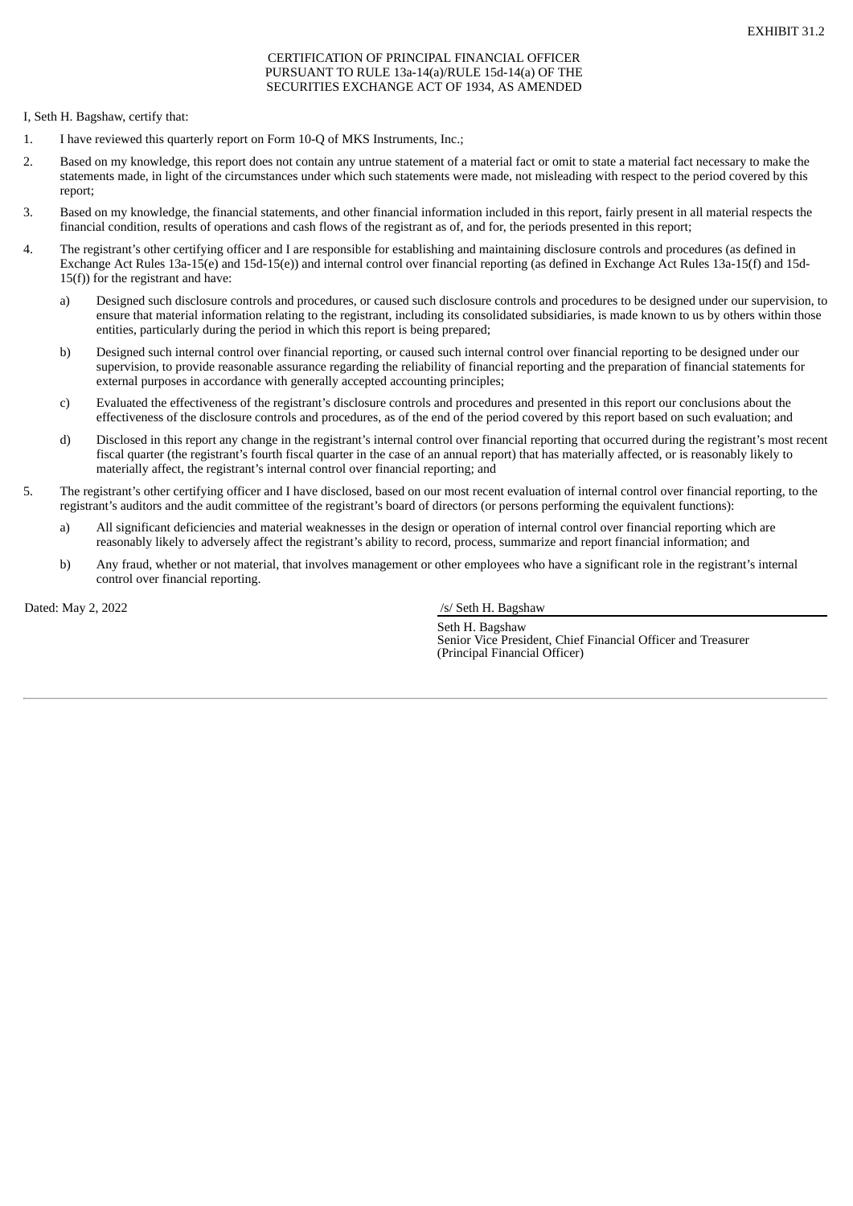EXHIBIT 31.2

CERTIFICATION OF PRINCIPAL FINANCIAL OFFICER
PURSUANT TO RULE 13a-14(a)/RULE 15d-14(a) OF THE
SECURITIES EXCHANGE ACT OF 1934, AS AMENDED

I, Seth H. Bagshaw, certify that:

1. I have reviewed this quarterly report on Form 10-Q of MKS Instruments, Inc.;

2. Based on my knowledge, this report does not contain any untrue statement of a material fact or omit to state a material fact necessary to make the statements made, in light of the circumstances under which such statements were made, not misleading with respect to the period covered by this report;

3. Based on my knowledge, the financial statements, and other financial information included in this report, fairly present in all material respects the financial condition, results of operations and cash flows of the registrant as of, and for, the periods presented in this report;

4. The registrant's other certifying officer and I are responsible for establishing and maintaining disclosure controls and procedures (as defined in Exchange Act Rules 13a-15(e) and 15d-15(e)) and internal control over financial reporting (as defined in Exchange Act Rules 13a-15(f) and 15d-15(f)) for the registrant and have:

   a) Designed such disclosure controls and procedures, or caused such disclosure controls and procedures to be designed under our supervision, to ensure that material information relating to the registrant, including its consolidated subsidiaries, is made known to us by others within those entities, particularly during the period in which this report is being prepared;

   b) Designed such internal control over financial reporting, or caused such internal control over financial reporting to be designed under our supervision, to provide reasonable assurance regarding the reliability of financial reporting and the preparation of financial statements for external purposes in accordance with generally accepted accounting principles;

   c) Evaluated the effectiveness of the registrant's disclosure controls and procedures and presented in this report our conclusions about the effectiveness of the disclosure controls and procedures, as of the end of the period covered by this report based on such evaluation; and

   d) Disclosed in this report any change in the registrant's internal control over financial reporting that occurred during the registrant's most recent fiscal quarter (the registrant's fourth fiscal quarter in the case of an annual report) that has materially affected, or is reasonably likely to materially affect, the registrant's internal control over financial reporting; and

5. The registrant's other certifying officer and I have disclosed, based on our most recent evaluation of internal control over financial reporting, to the registrant's auditors and the audit committee of the registrant's board of directors (or persons performing the equivalent functions):

   a) All significant deficiencies and material weaknesses in the design or operation of internal control over financial reporting which are reasonably likely to adversely affect the registrant's ability to record, process, summarize and report financial information; and

   b) Any fraud, whether or not material, that involves management or other employees who have a significant role in the registrant's internal control over financial reporting.

Dated: May 2, 2022

/s/ Seth H. Bagshaw

Seth H. Bagshaw
Senior Vice President, Chief Financial Officer and Treasurer
(Principal Financial Officer)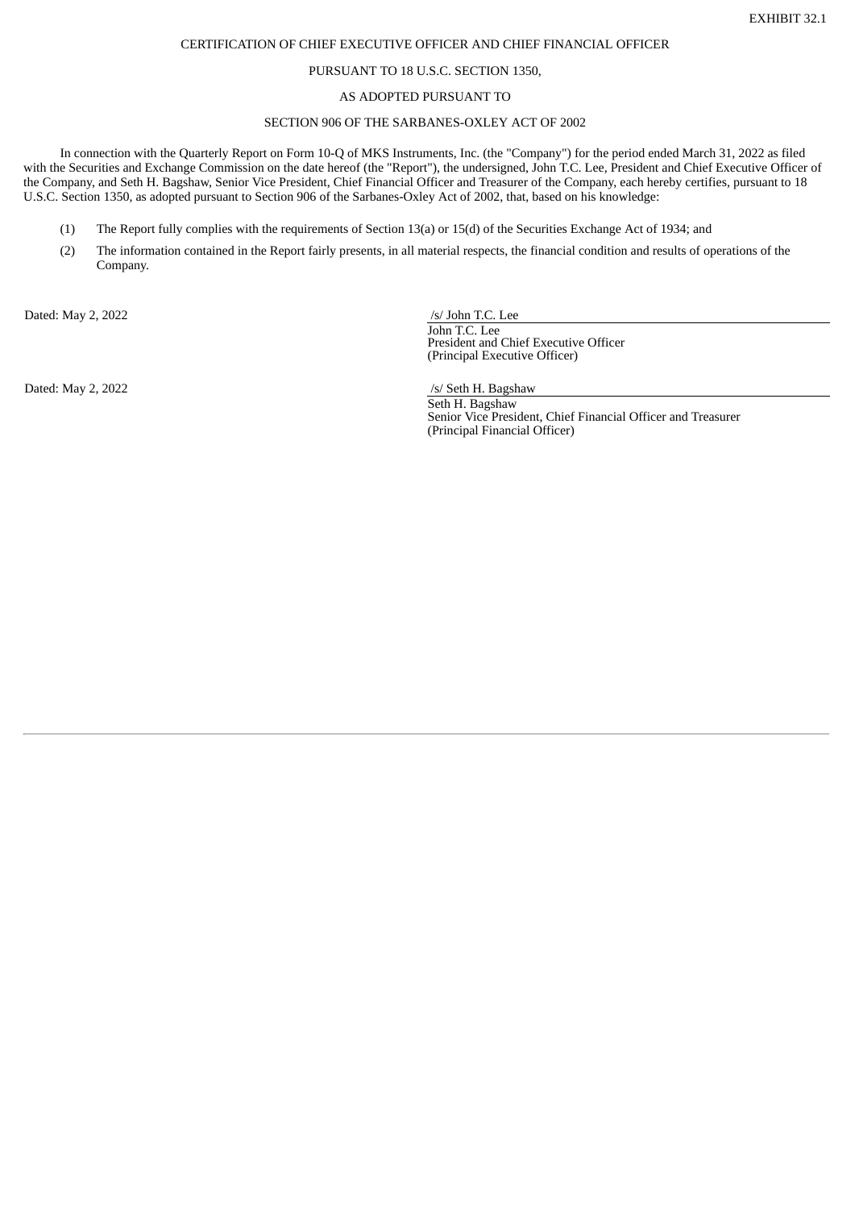EXHIBIT 32.1

CERTIFICATION OF CHIEF EXECUTIVE OFFICER AND CHIEF FINANCIAL OFFICER

PURSUANT TO 18 U.S.C. SECTION 1350,

AS ADOPTED PURSUANT TO

SECTION 906 OF THE SARBANES-OXLEY ACT OF 2002

In connection with the Quarterly Report on Form 10-Q of MKS Instruments, Inc. (the "Company") for the period ended March 31, 2022 as filed with the Securities and Exchange Commission on the date hereof (the "Report"), the undersigned, John T.C. Lee, President and Chief Executive Officer of the Company, and Seth H. Bagshaw, Senior Vice President, Chief Financial Officer and Treasurer of the Company, each hereby certifies, pursuant to 18 U.S.C. Section 1350, as adopted pursuant to Section 906 of the Sarbanes-Oxley Act of 2002, that, based on his knowledge:

(1) The Report fully complies with the requirements of Section 13(a) or 15(d) of the Securities Exchange Act of 1934; and

(2) The information contained in the Report fairly presents, in all material respects, the financial condition and results of operations of the Company.

Dated: May 2, 2022

/s/ John T.C. Lee
John T.C. Lee
President and Chief Executive Officer
(Principal Executive Officer)

Dated: May 2, 2022

/s/ Seth H. Bagshaw
Seth H. Bagshaw
Senior Vice President, Chief Financial Officer and Treasurer
(Principal Financial Officer)